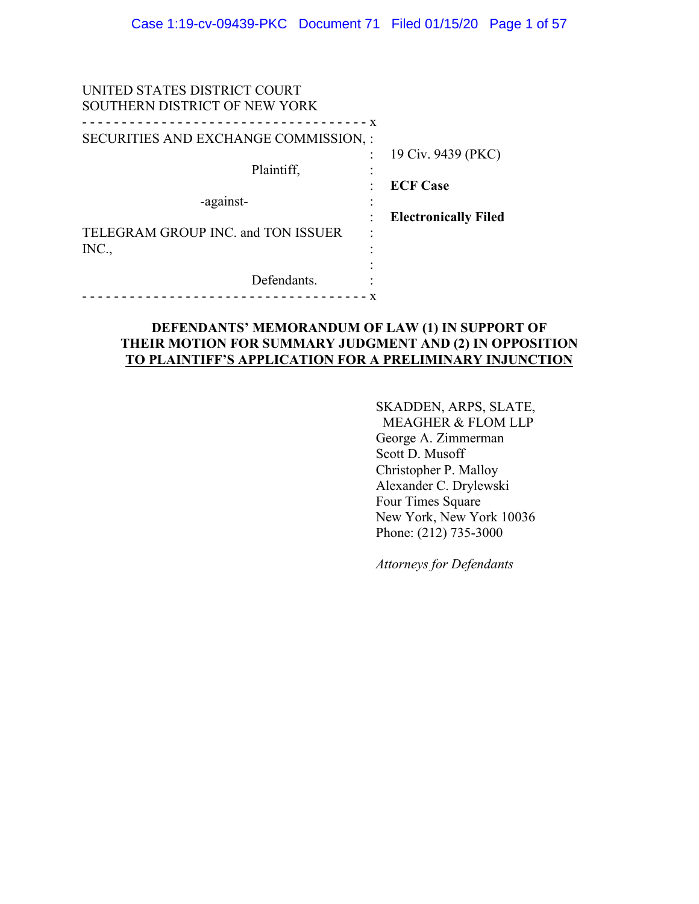UNITED STATES DISTRICT COURT
SOUTHERN DISTRICT OF NEW YORK

- - - - - - - - - - - - - - - - - - - - - - - - - - - - - - - - - - - x

| | | |
|---|---|---|
| SECURITIES AND EXCHANGE COMMISSION, | : | |
| | : | 19 Civ. 9439 (PKC) |
| Plaintiff, | : | |
| | : | **ECF Case** |
| -against- | : | |
| | : | **Electronically Filed** |
| TELEGRAM GROUP INC. and TON ISSUER INC., | : | |
| | : | |
| Defendants. | : | |

- - - - - - - - - - - - - - - - - - - - - - - - - - - - - - - - - - - x

**DEFENDANTS' MEMORANDUM OF LAW (1) IN SUPPORT OF THEIR MOTION FOR SUMMARY JUDGMENT AND (2) IN OPPOSITION TO PLAINTIFF'S APPLICATION FOR A PRELIMINARY INJUNCTION**

SKADDEN, ARPS, SLATE,
MEAGHER & FLOM LLP
George A. Zimmerman
Scott D. Musoff
Christopher P. Malloy
Alexander C. Drylewski
Four Times Square
New York, New York 10036
Phone: (212) 735-3000

*Attorneys for Defendants*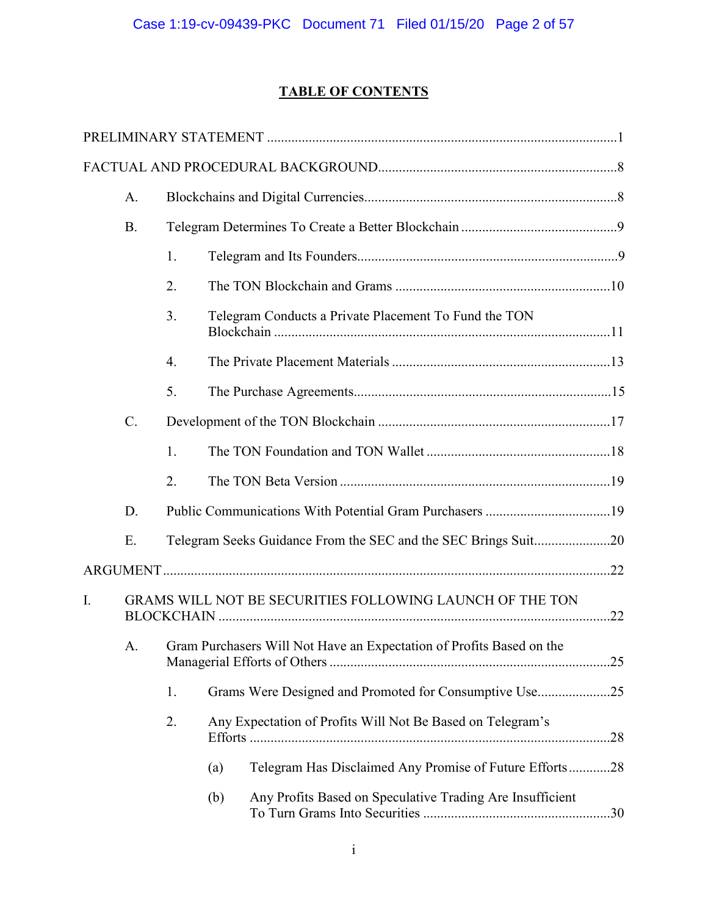# TABLE OF CONTENTS

PRELIMINARY STATEMENT ....................................................................................................1

FACTUAL AND PROCEDURAL BACKGROUND.....................................................................8

- A. Blockchains and Digital Currencies........................................................................8
- B. Telegram Determines To Create a Better Blockchain .............................................9
  - 1. Telegram and Its Founders...........................................................................9
  - 2. The TON Blockchain and Grams ..............................................................10
  - 3. Telegram Conducts a Private Placement To Fund the TON Blockchain ...................................................................................11
  - 4. The Private Placement Materials ...............................................................13
  - 5. The Purchase Agreements..........................................................................15
- C. Development of the TON Blockchain ...................................................................17
  - 1. The TON Foundation and TON Wallet .....................................................18
  - 2. The TON Beta Version ..............................................................................19
- D. Public Communications With Potential Gram Purchasers ....................................19
- E. Telegram Seeks Guidance From the SEC and the SEC Brings Suit......................20

ARGUMENT...............................................................................................................................22

I. GRAMS WILL NOT BE SECURITIES FOLLOWING LAUNCH OF THE TON BLOCKCHAIN ...............................................................................................................22

- A. Gram Purchasers Will Not Have an Expectation of Profits Based on the Managerial Efforts of Others ................................................................................25
  - 1. Grams Were Designed and Promoted for Consumptive Use.....................25
  - 2. Any Expectation of Profits Will Not Be Based on Telegram's Efforts ........................................................................................................28
    - (a) Telegram Has Disclaimed Any Promise of Future Efforts............28
    - (b) Any Profits Based on Speculative Trading Are Insufficient To Turn Grams Into Securities ......................................................30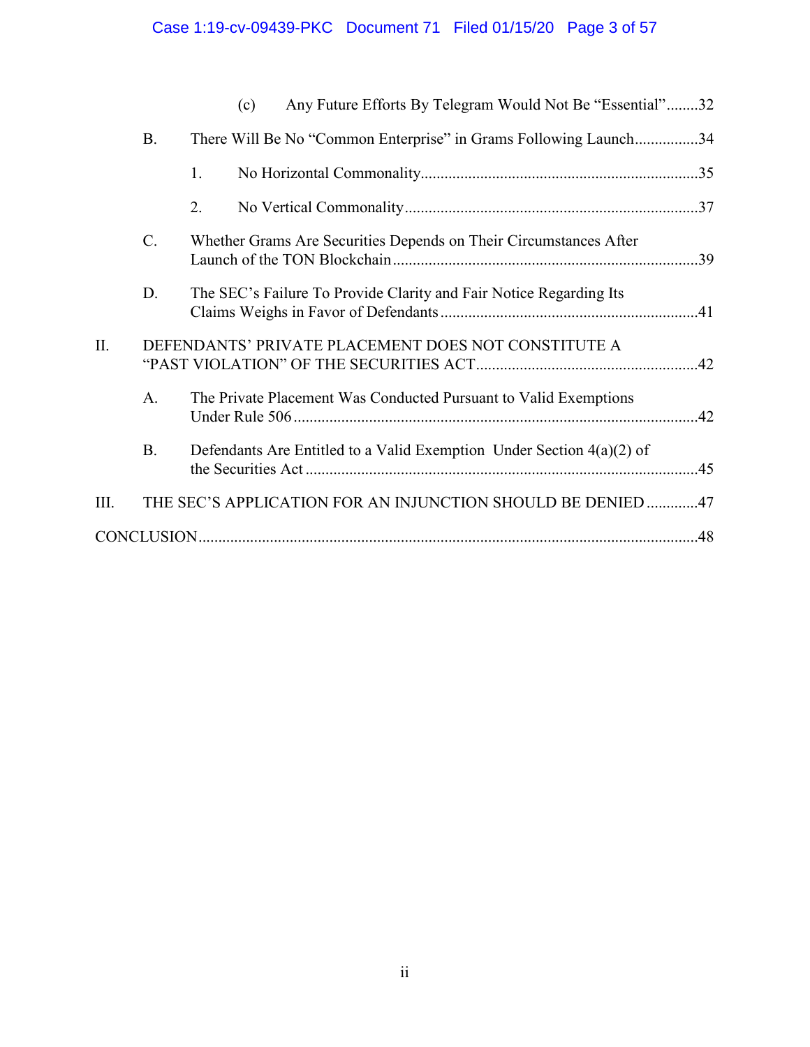(c) Any Future Efforts By Telegram Would Not Be "Essential" ........32

B. There Will Be No "Common Enterprise" in Grams Following Launch ................34

1. No Horizontal Commonality ........35

2. No Vertical Commonality ........37

C. Whether Grams Are Securities Depends on Their Circumstances After Launch of the TON Blockchain ........39

D. The SEC's Failure To Provide Clarity and Fair Notice Regarding Its Claims Weighs in Favor of Defendants ........41

II. DEFENDANTS' PRIVATE PLACEMENT DOES NOT CONSTITUTE A "PAST VIOLATION" OF THE SECURITIES ACT ........42

A. The Private Placement Was Conducted Pursuant to Valid Exemptions Under Rule 506 ........42

B. Defendants Are Entitled to a Valid Exemption Under Section 4(a)(2) of the Securities Act ........45

III. THE SEC'S APPLICATION FOR AN INJUNCTION SHOULD BE DENIED ........47

CONCLUSION ........48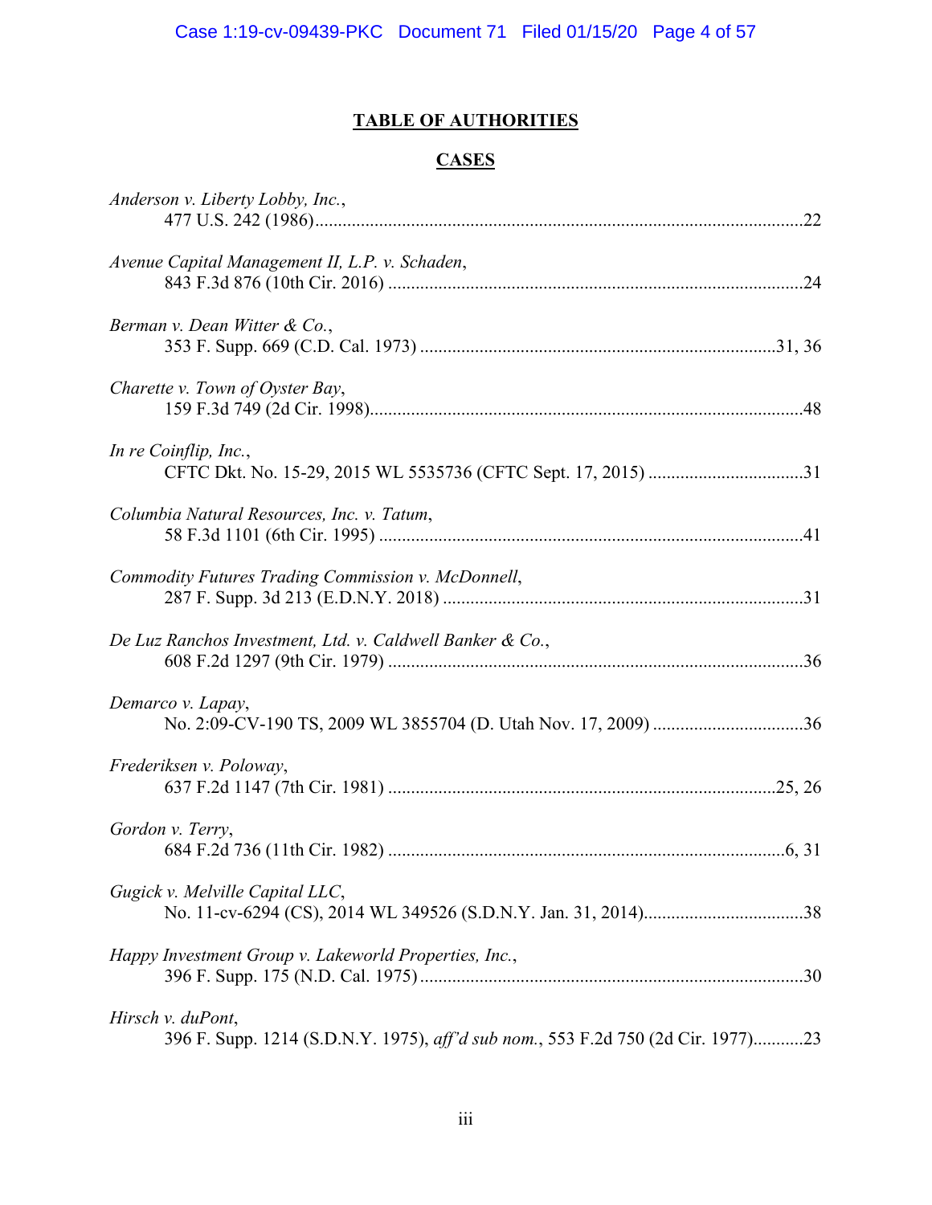# TABLE OF AUTHORITIES

## CASES

*Anderson v. Liberty Lobby, Inc.*,
477 U.S. 242 (1986)....................22

*Avenue Capital Management II, L.P. v. Schaden*,
843 F.3d 876 (10th Cir. 2016)....................24

*Berman v. Dean Witter & Co.*,
353 F. Supp. 669 (C.D. Cal. 1973)....................31, 36

*Charette v. Town of Oyster Bay*,
159 F.3d 749 (2d Cir. 1998)....................48

*In re Coinflip, Inc.*,
CFTC Dkt. No. 15-29, 2015 WL 5535736 (CFTC Sept. 17, 2015)....................31

*Columbia Natural Resources, Inc. v. Tatum*,
58 F.3d 1101 (6th Cir. 1995)....................41

*Commodity Futures Trading Commission v. McDonnell*,
287 F. Supp. 3d 213 (E.D.N.Y. 2018)....................31

*De Luz Ranchos Investment, Ltd. v. Caldwell Banker & Co.*,
608 F.2d 1297 (9th Cir. 1979)....................36

*Demarco v. Lapay*,
No. 2:09-CV-190 TS, 2009 WL 3855704 (D. Utah Nov. 17, 2009)....................36

*Frederiksen v. Poloway*,
637 F.2d 1147 (7th Cir. 1981)....................25, 26

*Gordon v. Terry*,
684 F.2d 736 (11th Cir. 1982)....................6, 31

*Gugick v. Melville Capital LLC*,
No. 11-cv-6294 (CS), 2014 WL 349526 (S.D.N.Y. Jan. 31, 2014)....................38

*Happy Investment Group v. Lakeworld Properties, Inc.*,
396 F. Supp. 175 (N.D. Cal. 1975)....................30

*Hirsch v. duPont*,
396 F. Supp. 1214 (S.D.N.Y. 1975), *aff'd sub nom.*, 553 F.2d 750 (2d Cir. 1977)....................23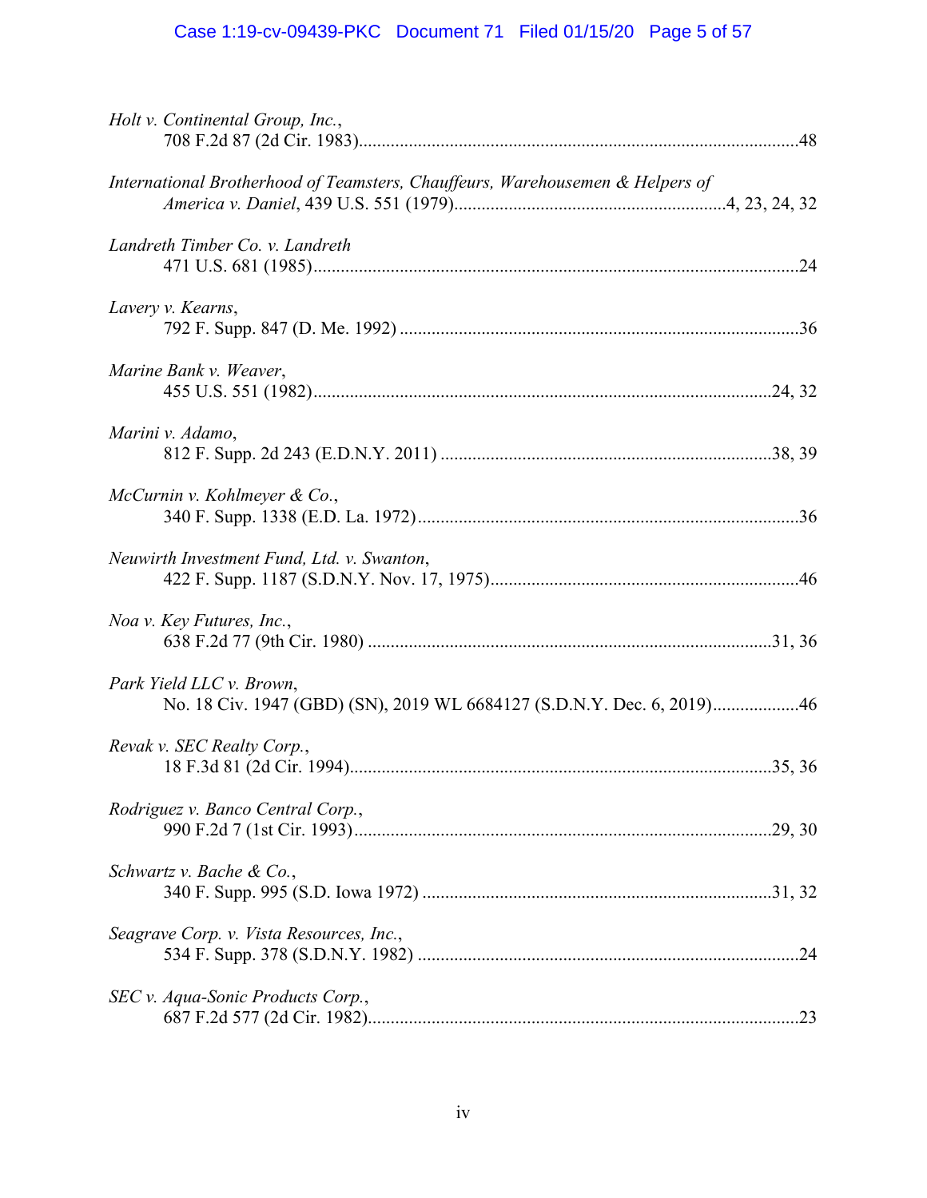*Holt v. Continental Group, Inc.*,
708 F.2d 87 (2d Cir. 1983).................................................................................................48

*International Brotherhood of Teamsters, Chauffeurs, Warehousemen & Helpers of America v. Daniel*, 439 U.S. 551 (1979)...........................................................4, 23, 24, 32

*Landreth Timber Co. v. Landreth*
471 U.S. 681 (1985).........................................................................................................24

*Lavery v. Kearns*,
792 F. Supp. 847 (D. Me. 1992) .......................................................................................36

*Marine Bank v. Weaver*,
455 U.S. 551 (1982)....................................................................................................24, 32

*Marini v. Adamo*,
812 F. Supp. 2d 243 (E.D.N.Y. 2011) .........................................................................38, 39

*McCurnin v. Kohlmeyer & Co.*,
340 F. Supp. 1338 (E.D. La. 1972)...................................................................................36

*Neuwirth Investment Fund, Ltd. v. Swanton*,
422 F. Supp. 1187 (S.D.N.Y. Nov. 17, 1975)...................................................................46

*Noa v. Key Futures, Inc.*,
638 F.2d 77 (9th Cir. 1980) ........................................................................................31, 36

*Park Yield LLC v. Brown*,
No. 18 Civ. 1947 (GBD) (SN), 2019 WL 6684127 (S.D.N.Y. Dec. 6, 2019)...................46

*Revak v. SEC Realty Corp.*,
18 F.3d 81 (2d Cir. 1994)............................................................................................35, 36

*Rodriguez v. Banco Central Corp.*,
990 F.2d 7 (1st Cir. 1993)...........................................................................................29, 30

*Schwartz v. Bache & Co.*,
340 F. Supp. 995 (S.D. Iowa 1972) ............................................................................31, 32

*Seagrave Corp. v. Vista Resources, Inc.*,
534 F. Supp. 378 (S.D.N.Y. 1982) ...................................................................................24

*SEC v. Aqua-Sonic Products Corp.*,
687 F.2d 577 (2d Cir. 1982).............................................................................................23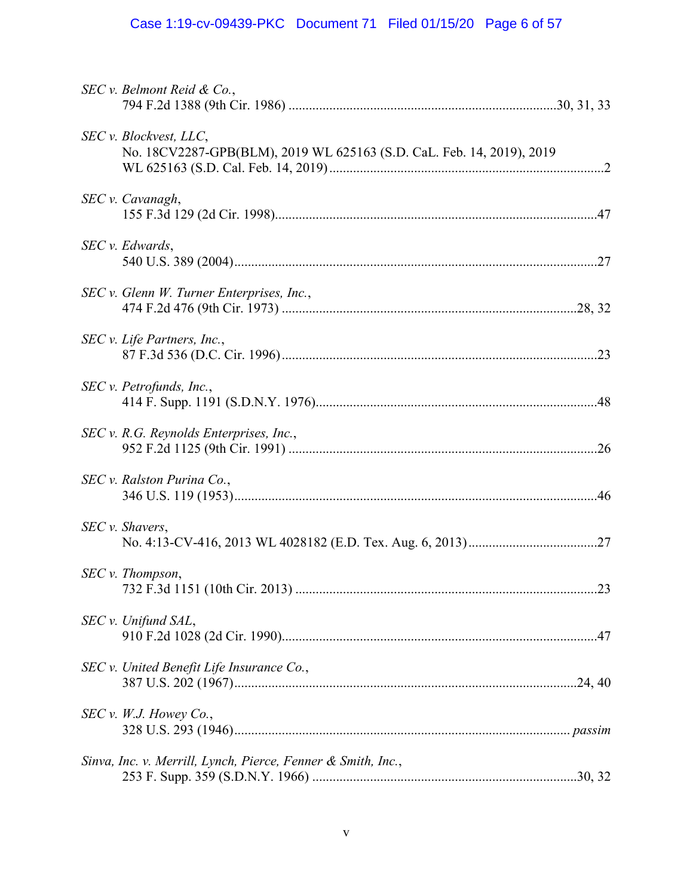*SEC v. Belmont Reid & Co.*,
794 F.2d 1388 (9th Cir. 1986) ....................................................................................30, 31, 33

*SEC v. Blockvest, LLC*,
No. 18CV2287-GPB(BLM), 2019 WL 625163 (S.D. CaL. Feb. 14, 2019), 2019 WL 625163 (S.D. Cal. Feb. 14, 2019)....................................................................................2

*SEC v. Cavanagh*,
155 F.3d 129 (2d Cir. 1998)....................................................................................47

*SEC v. Edwards*,
540 U.S. 389 (2004)....................................................................................27

*SEC v. Glenn W. Turner Enterprises, Inc.*,
474 F.2d 476 (9th Cir. 1973) ....................................................................................28, 32

*SEC v. Life Partners, Inc.*,
87 F.3d 536 (D.C. Cir. 1996)....................................................................................23

*SEC v. Petrofunds, Inc.*,
414 F. Supp. 1191 (S.D.N.Y. 1976)....................................................................................48

*SEC v. R.G. Reynolds Enterprises, Inc.*,
952 F.2d 1125 (9th Cir. 1991) ....................................................................................26

*SEC v. Ralston Purina Co.*,
346 U.S. 119 (1953)....................................................................................46

*SEC v. Shavers*,
No. 4:13-CV-416, 2013 WL 4028182 (E.D. Tex. Aug. 6, 2013)....................................................................................27

*SEC v. Thompson*,
732 F.3d 1151 (10th Cir. 2013) ....................................................................................23

*SEC v. Unifund SAL*,
910 F.2d 1028 (2d Cir. 1990)....................................................................................47

*SEC v. United Benefit Life Insurance Co.*,
387 U.S. 202 (1967)....................................................................................24, 40

*SEC v. W.J. Howey Co.*,
328 U.S. 293 (1946).................................................................................... *passim*

*Sinva, Inc. v. Merrill, Lynch, Pierce, Fenner & Smith, Inc.*,
253 F. Supp. 359 (S.D.N.Y. 1966) ....................................................................................30, 32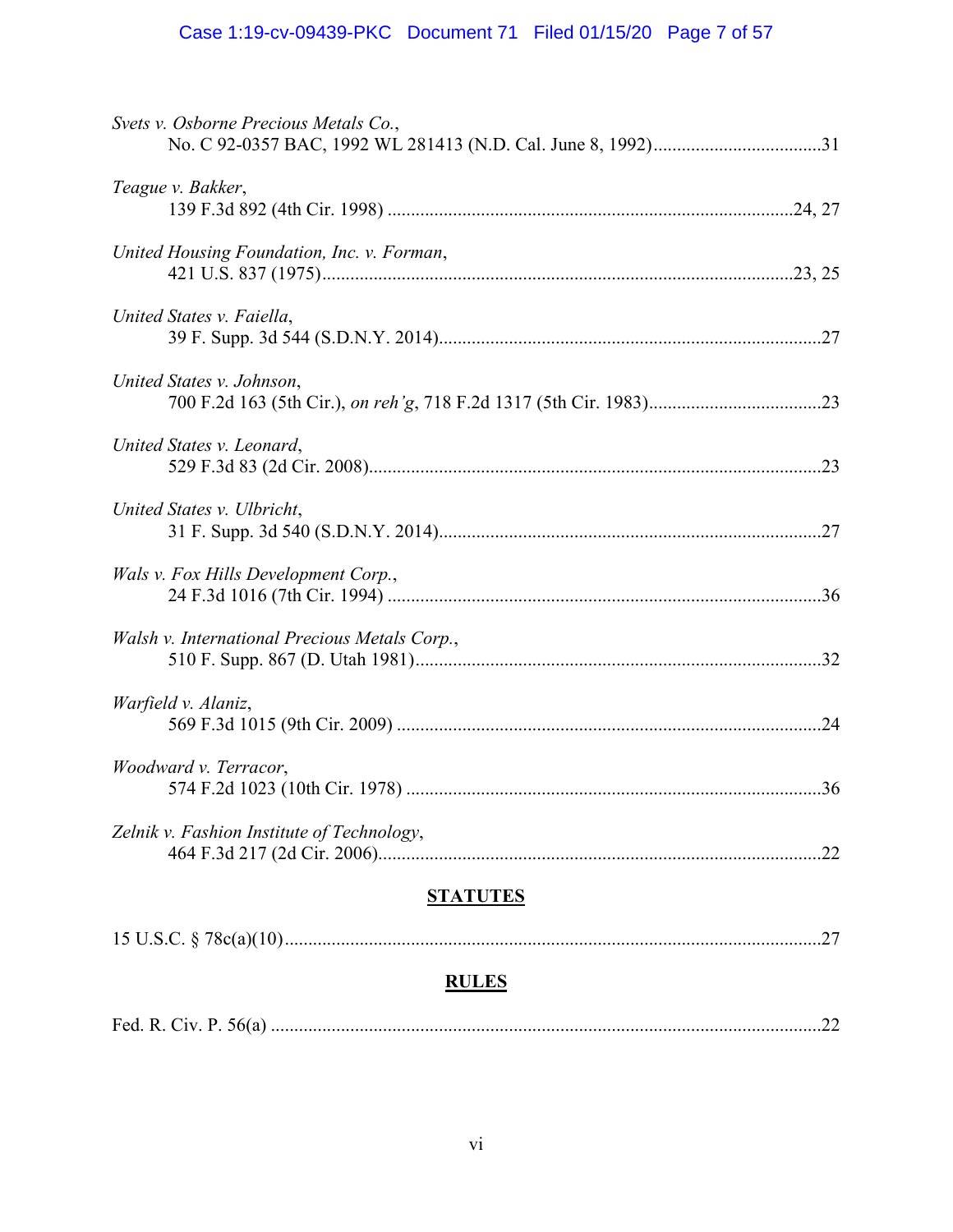*Svets v. Osborne Precious Metals Co.*,
No. C 92-0357 BAC, 1992 WL 281413 (N.D. Cal. June 8, 1992)....................................31

*Teague v. Bakker*,
139 F.3d 892 (4th Cir. 1998) ......................................................................................24, 27

*United Housing Foundation, Inc. v. Forman*,
421 U.S. 837 (1975)...................................................................................................23, 25

*United States v. Faiella*,
39 F. Supp. 3d 544 (S.D.N.Y. 2014).................................................................................27

*United States v. Johnson*,
700 F.2d 163 (5th Cir.), *on reh'g*, 718 F.2d 1317 (5th Cir. 1983)....................................23

*United States v. Leonard*,
529 F.3d 83 (2d Cir. 2008)................................................................................................23

*United States v. Ulbricht*,
31 F. Supp. 3d 540 (S.D.N.Y. 2014).................................................................................27

*Wals v. Fox Hills Development Corp.*,
24 F.3d 1016 (7th Cir. 1994) ............................................................................................36

*Walsh v. International Precious Metals Corp.*,
510 F. Supp. 867 (D. Utah 1981)......................................................................................32

*Warfield v. Alaniz*,
569 F.3d 1015 (9th Cir. 2009) ..........................................................................................24

*Woodward v. Terracor*,
574 F.2d 1023 (10th Cir. 1978) ........................................................................................36

*Zelnik v. Fashion Institute of Technology*,
464 F.3d 217 (2d Cir. 2006)..............................................................................................22

## STATUTES

15 U.S.C. § 78c(a)(10)..................................................................................................................27

## RULES

Fed. R. Civ. P. 56(a) .....................................................................................................................22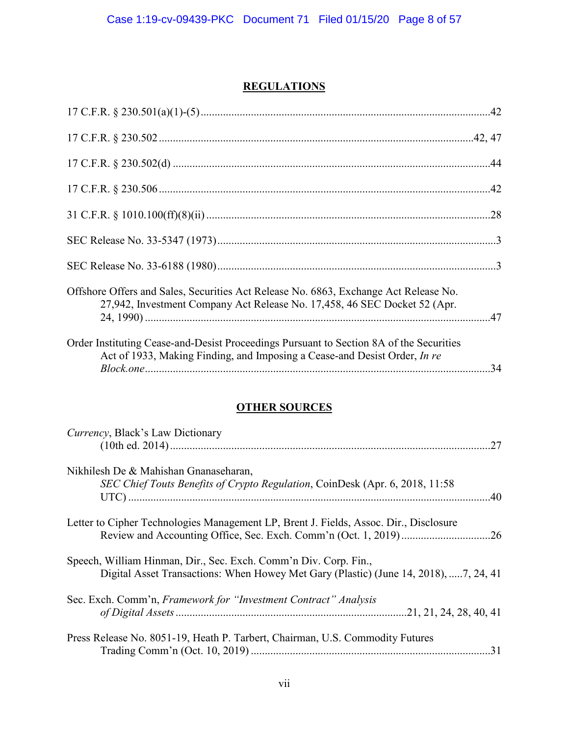## REGULATIONS

17 C.F.R. § 230.501(a)(1)-(5) .......................................................................................................42

17 C.F.R. § 230.502 ................................................................................................................42, 47

17 C.F.R. § 230.502(d) ..................................................................................................................44

17 C.F.R. § 230.506 .......................................................................................................................42

31 C.F.R. § 1010.100(ff)(8)(ii) .......................................................................................................28

SEC Release No. 33-5347 (1973) ....................................................................................................3

SEC Release No. 33-6188 (1980) ....................................................................................................3

Offshore Offers and Sales, Securities Act Release No. 6863, Exchange Act Release No. 27,942, Investment Company Act Release No. 17,458, 46 SEC Docket 52 (Apr. 24, 1990) ............................................................................................................................47

Order Instituting Cease-and-Desist Proceedings Pursuant to Section 8A of the Securities Act of 1933, Making Finding, and Imposing a Cease-and Desist Order, *In re Block.one*............................................................................................................................34

## OTHER SOURCES

*Currency*, Black's Law Dictionary (10th ed. 2014) ...................................................................................................................27

Nikhilesh De & Mahishan Gnanaseharan, *SEC Chief Touts Benefits of Crypto Regulation*, CoinDesk (Apr. 6, 2018, 11:58 UTC) .................................................................................................................................40

Letter to Cipher Technologies Management LP, Brent J. Fields, Assoc. Dir., Disclosure Review and Accounting Office, Sec. Exch. Comm'n (Oct. 1, 2019) ................................26

Speech, William Hinman, Dir., Sec. Exch. Comm'n Div. Corp. Fin., Digital Asset Transactions: When Howey Met Gary (Plastic) (June 14, 2018), .....7, 24, 41

Sec. Exch. Comm'n, *Framework for "Investment Contract" Analysis of Digital Assets* ..................................................................................21, 21, 24, 28, 40, 41

Press Release No. 8051-19, Heath P. Tarbert, Chairman, U.S. Commodity Futures Trading Comm'n (Oct. 10, 2019) .....................................................................................31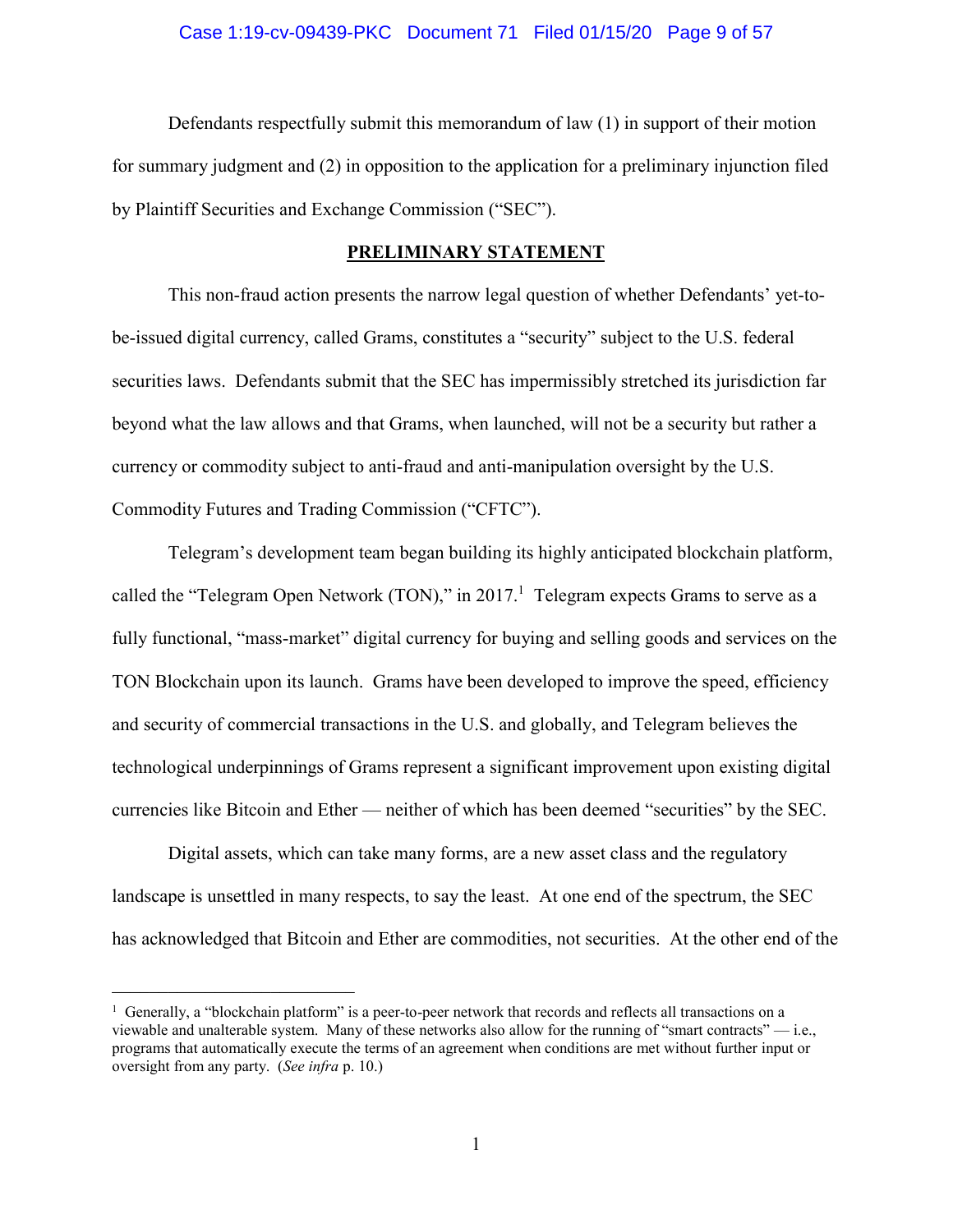Defendants respectfully submit this memorandum of law (1) in support of their motion for summary judgment and (2) in opposition to the application for a preliminary injunction filed by Plaintiff Securities and Exchange Commission ("SEC").

## PRELIMINARY STATEMENT

This non-fraud action presents the narrow legal question of whether Defendants' yet-to-be-issued digital currency, called Grams, constitutes a "security" subject to the U.S. federal securities laws. Defendants submit that the SEC has impermissibly stretched its jurisdiction far beyond what the law allows and that Grams, when launched, will not be a security but rather a currency or commodity subject to anti-fraud and anti-manipulation oversight by the U.S. Commodity Futures and Trading Commission ("CFTC").

Telegram's development team began building its highly anticipated blockchain platform, called the "Telegram Open Network (TON)," in 2017.[1] Telegram expects Grams to serve as a fully functional, "mass-market" digital currency for buying and selling goods and services on the TON Blockchain upon its launch. Grams have been developed to improve the speed, efficiency and security of commercial transactions in the U.S. and globally, and Telegram believes the technological underpinnings of Grams represent a significant improvement upon existing digital currencies like Bitcoin and Ether — neither of which has been deemed "securities" by the SEC.

Digital assets, which can take many forms, are a new asset class and the regulatory landscape is unsettled in many respects, to say the least. At one end of the spectrum, the SEC has acknowledged that Bitcoin and Ether are commodities, not securities. At the other end of the

---

[1] Generally, a "blockchain platform" is a peer-to-peer network that records and reflects all transactions on a viewable and unalterable system. Many of these networks also allow for the running of "smart contracts" — i.e., programs that automatically execute the terms of an agreement when conditions are met without further input or oversight from any party. (*See infra* p. 10.)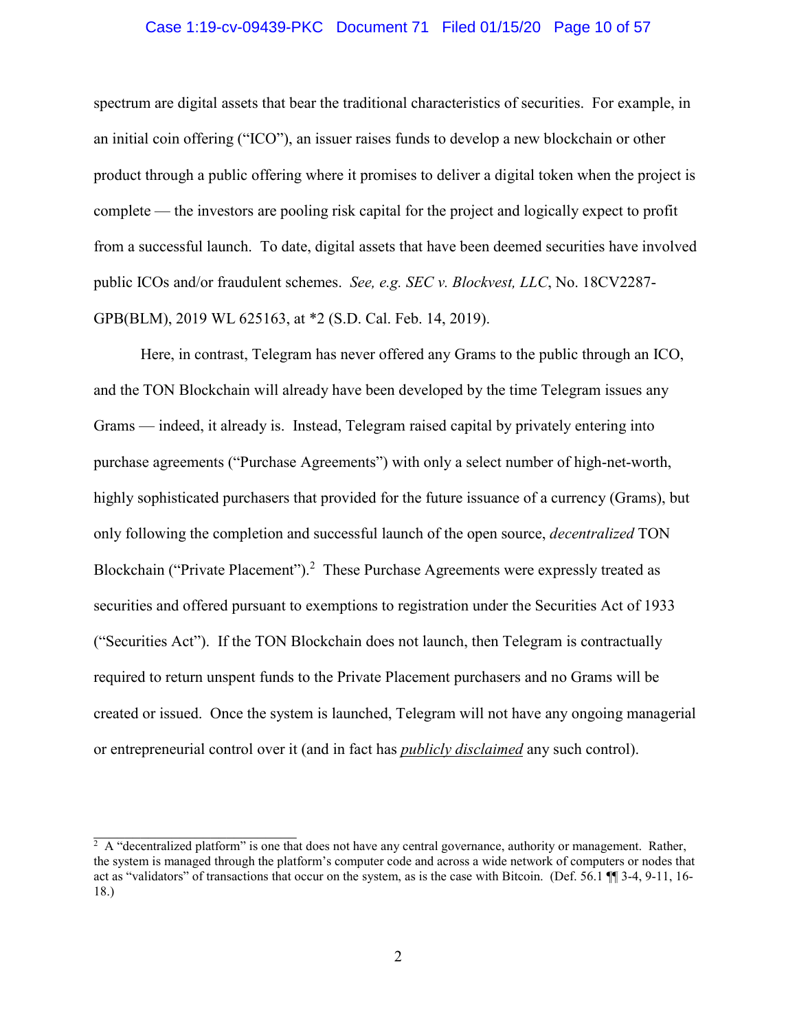spectrum are digital assets that bear the traditional characteristics of securities. For example, in an initial coin offering ("ICO"), an issuer raises funds to develop a new blockchain or other product through a public offering where it promises to deliver a digital token when the project is complete — the investors are pooling risk capital for the project and logically expect to profit from a successful launch. To date, digital assets that have been deemed securities have involved public ICOs and/or fraudulent schemes. *See, e.g. SEC v. Blockvest, LLC*, No. 18CV2287-GPB(BLM), 2019 WL 625163, at *2 (S.D. Cal. Feb. 14, 2019).

Here, in contrast, Telegram has never offered any Grams to the public through an ICO, and the TON Blockchain will already have been developed by the time Telegram issues any Grams — indeed, it already is. Instead, Telegram raised capital by privately entering into purchase agreements ("Purchase Agreements") with only a select number of high-net-worth, highly sophisticated purchasers that provided for the future issuance of a currency (Grams), but only following the completion and successful launch of the open source, *decentralized* TON Blockchain ("Private Placement").[2] These Purchase Agreements were expressly treated as securities and offered pursuant to exemptions to registration under the Securities Act of 1933 ("Securities Act"). If the TON Blockchain does not launch, then Telegram is contractually required to return unspent funds to the Private Placement purchasers and no Grams will be created or issued. Once the system is launched, Telegram will not have any ongoing managerial or entrepreneurial control over it (and in fact has ***publicly disclaimed*** any such control).

---

[2] A "decentralized platform" is one that does not have any central governance, authority or management. Rather, the system is managed through the platform's computer code and across a wide network of computers or nodes that act as "validators" of transactions that occur on the system, as is the case with Bitcoin. (Def. 56.1 ¶¶ 3-4, 9-11, 16-18.)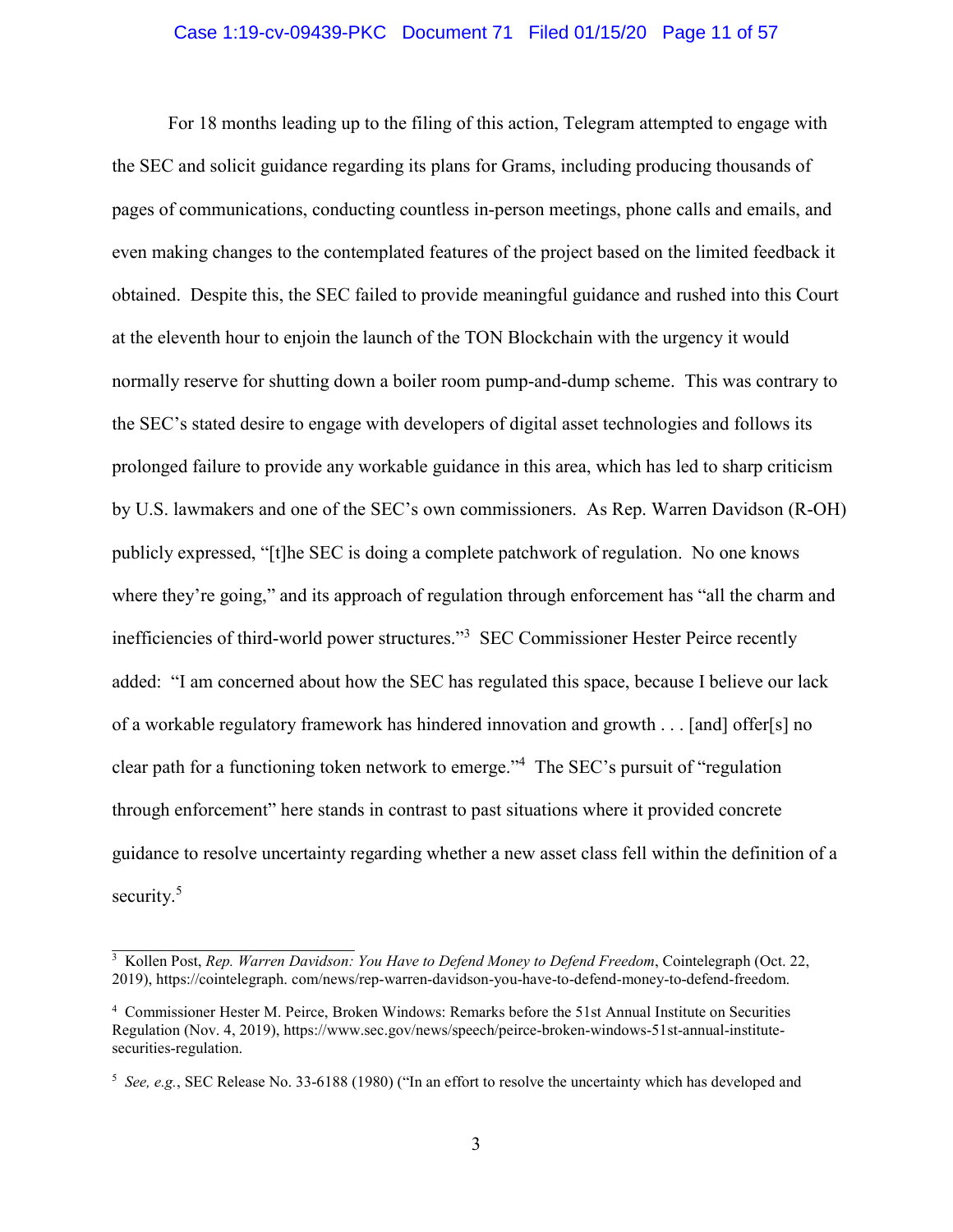For 18 months leading up to the filing of this action, Telegram attempted to engage with the SEC and solicit guidance regarding its plans for Grams, including producing thousands of pages of communications, conducting countless in-person meetings, phone calls and emails, and even making changes to the contemplated features of the project based on the limited feedback it obtained. Despite this, the SEC failed to provide meaningful guidance and rushed into this Court at the eleventh hour to enjoin the launch of the TON Blockchain with the urgency it would normally reserve for shutting down a boiler room pump-and-dump scheme. This was contrary to the SEC's stated desire to engage with developers of digital asset technologies and follows its prolonged failure to provide any workable guidance in this area, which has led to sharp criticism by U.S. lawmakers and one of the SEC's own commissioners. As Rep. Warren Davidson (R-OH) publicly expressed, "[t]he SEC is doing a complete patchwork of regulation. No one knows where they're going," and its approach of regulation through enforcement has "all the charm and inefficiencies of third-world power structures."[3] SEC Commissioner Hester Peirce recently added: "I am concerned about how the SEC has regulated this space, because I believe our lack of a workable regulatory framework has hindered innovation and growth . . . [and] offer[s] no clear path for a functioning token network to emerge."[4] The SEC's pursuit of "regulation through enforcement" here stands in contrast to past situations where it provided concrete guidance to resolve uncertainty regarding whether a new asset class fell within the definition of a security.[5]

---

[3] Kollen Post, *Rep. Warren Davidson: You Have to Defend Money to Defend Freedom*, Cointelegraph (Oct. 22, 2019), https://cointelegraph. com/news/rep-warren-davidson-you-have-to-defend-money-to-defend-freedom.

[4] Commissioner Hester M. Peirce, Broken Windows: Remarks before the 51st Annual Institute on Securities Regulation (Nov. 4, 2019), https://www.sec.gov/news/speech/peirce-broken-windows-51st-annual-institute-securities-regulation.

[5] *See, e.g.*, SEC Release No. 33-6188 (1980) ("In an effort to resolve the uncertainty which has developed and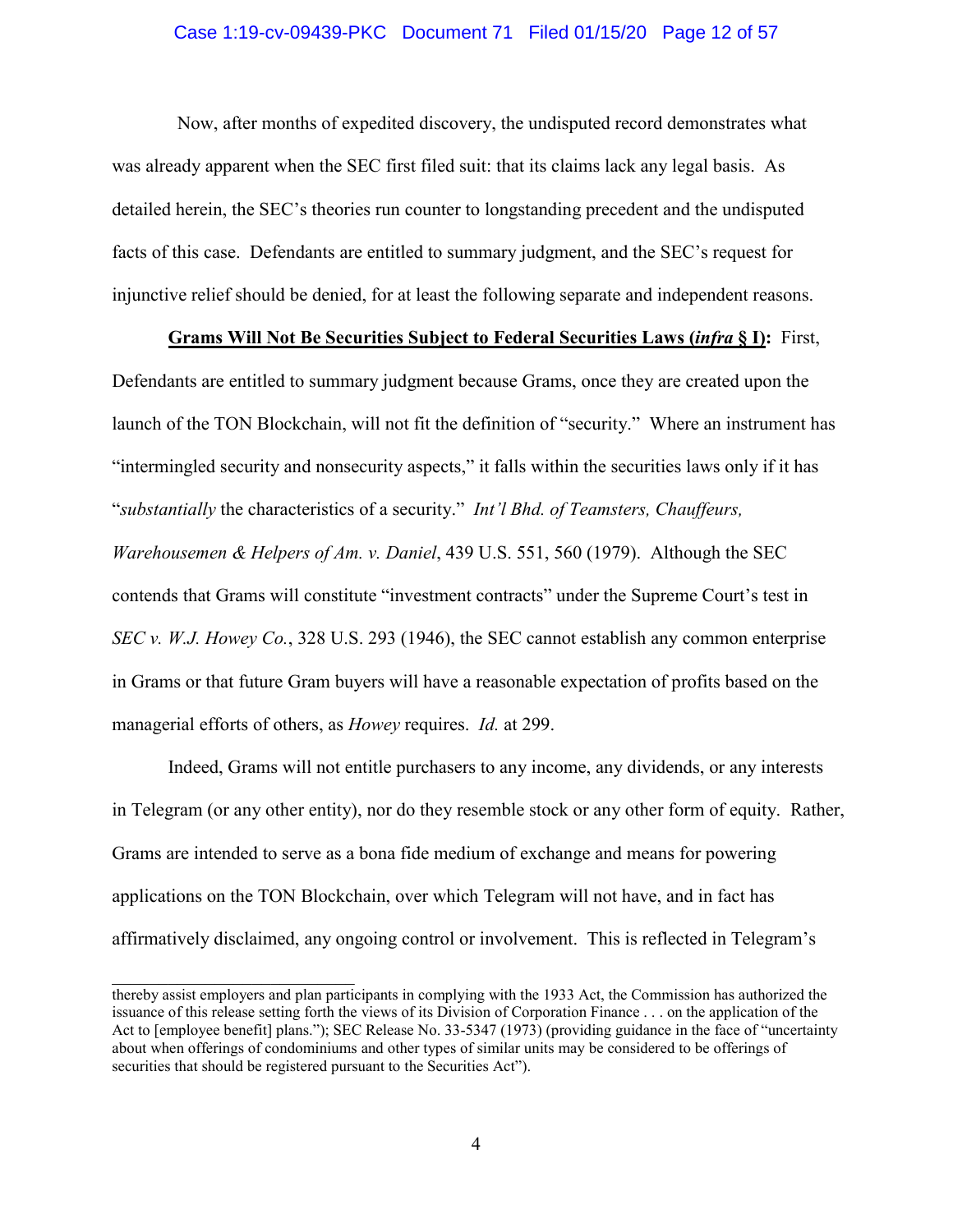Now, after months of expedited discovery, the undisputed record demonstrates what was already apparent when the SEC first filed suit: that its claims lack any legal basis. As detailed herein, the SEC's theories run counter to longstanding precedent and the undisputed facts of this case. Defendants are entitled to summary judgment, and the SEC's request for injunctive relief should be denied, for at least the following separate and independent reasons.

**Grams Will Not Be Securities Subject to Federal Securities Laws (*infra* § I):** First, Defendants are entitled to summary judgment because Grams, once they are created upon the launch of the TON Blockchain, will not fit the definition of "security." Where an instrument has "intermingled security and nonsecurity aspects," it falls within the securities laws only if it has "*substantially* the characteristics of a security." *Int'l Bhd. of Teamsters, Chauffeurs, Warehousemen & Helpers of Am. v. Daniel*, 439 U.S. 551, 560 (1979). Although the SEC contends that Grams will constitute "investment contracts" under the Supreme Court's test in *SEC v. W.J. Howey Co.*, 328 U.S. 293 (1946), the SEC cannot establish any common enterprise in Grams or that future Gram buyers will have a reasonable expectation of profits based on the managerial efforts of others, as *Howey* requires. *Id.* at 299.

Indeed, Grams will not entitle purchasers to any income, any dividends, or any interests in Telegram (or any other entity), nor do they resemble stock or any other form of equity. Rather, Grams are intended to serve as a bona fide medium of exchange and means for powering applications on the TON Blockchain, over which Telegram will not have, and in fact has affirmatively disclaimed, any ongoing control or involvement. This is reflected in Telegram's

---

thereby assist employers and plan participants in complying with the 1933 Act, the Commission has authorized the issuance of this release setting forth the views of its Division of Corporation Finance . . . on the application of the Act to [employee benefit] plans."); SEC Release No. 33-5347 (1973) (providing guidance in the face of "uncertainty about when offerings of condominiums and other types of similar units may be considered to be offerings of securities that should be registered pursuant to the Securities Act").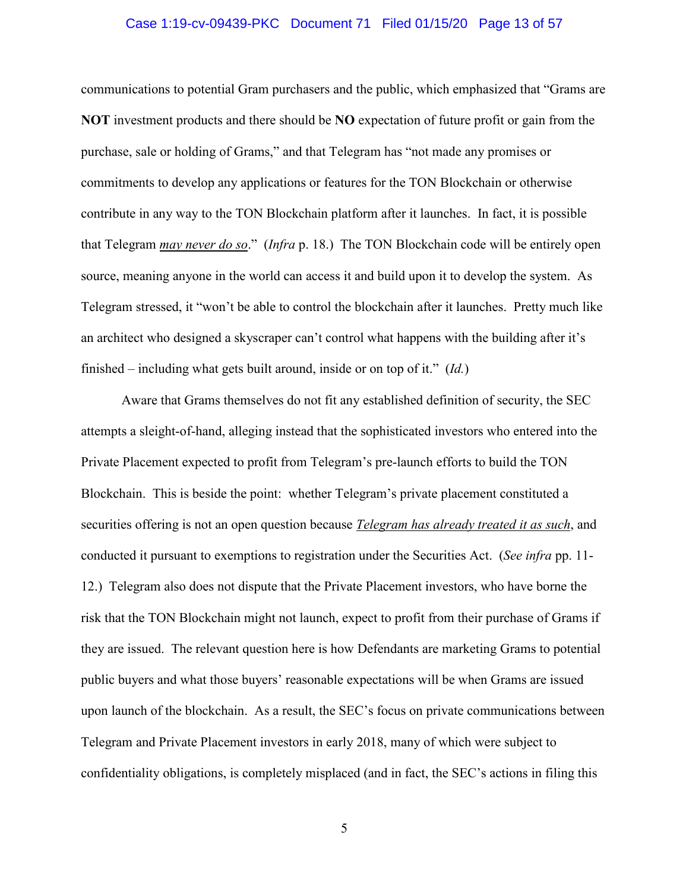communications to potential Gram purchasers and the public, which emphasized that "Grams are **NOT** investment products and there should be **NO** expectation of future profit or gain from the purchase, sale or holding of Grams," and that Telegram has "not made any promises or commitments to develop any applications or features for the TON Blockchain or otherwise contribute in any way to the TON Blockchain platform after it launches. In fact, it is possible that Telegram ***may never do so***." (*Infra* p. 18.) The TON Blockchain code will be entirely open source, meaning anyone in the world can access it and build upon it to develop the system. As Telegram stressed, it "won't be able to control the blockchain after it launches. Pretty much like an architect who designed a skyscraper can't control what happens with the building after it's finished – including what gets built around, inside or on top of it." (*Id.*)

Aware that Grams themselves do not fit any established definition of security, the SEC attempts a sleight-of-hand, alleging instead that the sophisticated investors who entered into the Private Placement expected to profit from Telegram's pre-launch efforts to build the TON Blockchain. This is beside the point: whether Telegram's private placement constituted a securities offering is not an open question because ***Telegram has already treated it as such***, and conducted it pursuant to exemptions to registration under the Securities Act. (*See infra* pp. 11-12.) Telegram also does not dispute that the Private Placement investors, who have borne the risk that the TON Blockchain might not launch, expect to profit from their purchase of Grams if they are issued. The relevant question here is how Defendants are marketing Grams to potential public buyers and what those buyers' reasonable expectations will be when Grams are issued upon launch of the blockchain. As a result, the SEC's focus on private communications between Telegram and Private Placement investors in early 2018, many of which were subject to confidentiality obligations, is completely misplaced (and in fact, the SEC's actions in filing this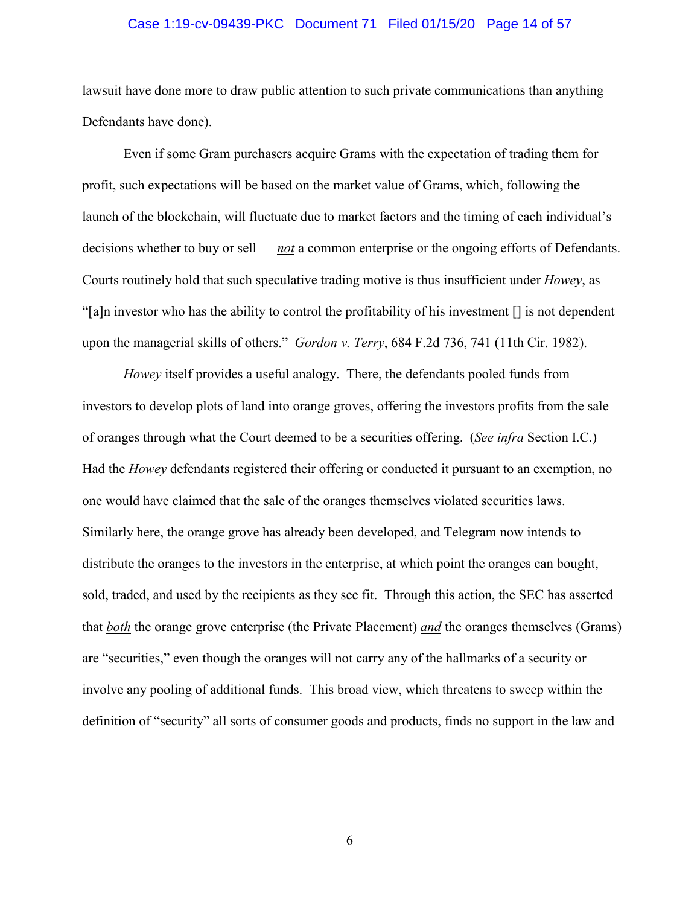lawsuit have done more to draw public attention to such private communications than anything Defendants have done).

Even if some Gram purchasers acquire Grams with the expectation of trading them for profit, such expectations will be based on the market value of Grams, which, following the launch of the blockchain, will fluctuate due to market factors and the timing of each individual's decisions whether to buy or sell — ***not*** a common enterprise or the ongoing efforts of Defendants. Courts routinely hold that such speculative trading motive is thus insufficient under *Howey*, as "[a]n investor who has the ability to control the profitability of his investment [] is not dependent upon the managerial skills of others." *Gordon v. Terry*, 684 F.2d 736, 741 (11th Cir. 1982).

*Howey* itself provides a useful analogy. There, the defendants pooled funds from investors to develop plots of land into orange groves, offering the investors profits from the sale of oranges through what the Court deemed to be a securities offering. (*See infra* Section I.C.) Had the *Howey* defendants registered their offering or conducted it pursuant to an exemption, no one would have claimed that the sale of the oranges themselves violated securities laws. Similarly here, the orange grove has already been developed, and Telegram now intends to distribute the oranges to the investors in the enterprise, at which point the oranges can bought, sold, traded, and used by the recipients as they see fit. Through this action, the SEC has asserted that ***both*** the orange grove enterprise (the Private Placement) ***and*** the oranges themselves (Grams) are "securities," even though the oranges will not carry any of the hallmarks of a security or involve any pooling of additional funds. This broad view, which threatens to sweep within the definition of "security" all sorts of consumer goods and products, finds no support in the law and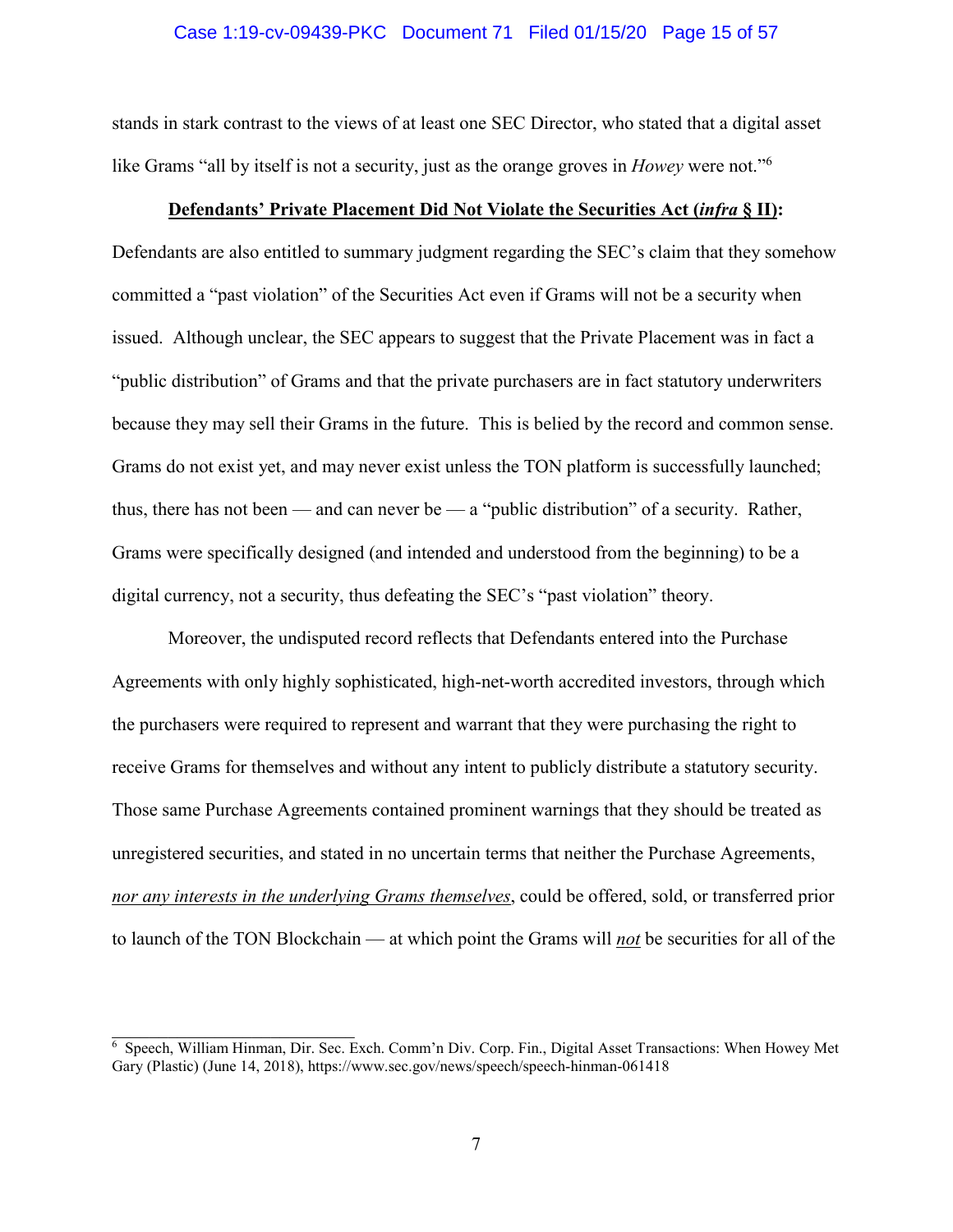stands in stark contrast to the views of at least one SEC Director, who stated that a digital asset like Grams "all by itself is not a security, just as the orange groves in *Howey* were not."[6]

**<u>Defendants' Private Placement Did Not Violate the Securities Act (*infra* § II)</u>:** Defendants are also entitled to summary judgment regarding the SEC's claim that they somehow committed a "past violation" of the Securities Act even if Grams will not be a security when issued. Although unclear, the SEC appears to suggest that the Private Placement was in fact a "public distribution" of Grams and that the private purchasers are in fact statutory underwriters because they may sell their Grams in the future. This is belied by the record and common sense. Grams do not exist yet, and may never exist unless the TON platform is successfully launched; thus, there has not been — and can never be — a "public distribution" of a security. Rather, Grams were specifically designed (and intended and understood from the beginning) to be a digital currency, not a security, thus defeating the SEC's "past violation" theory.

Moreover, the undisputed record reflects that Defendants entered into the Purchase Agreements with only highly sophisticated, high-net-worth accredited investors, through which the purchasers were required to represent and warrant that they were purchasing the right to receive Grams for themselves and without any intent to publicly distribute a statutory security. Those same Purchase Agreements contained prominent warnings that they should be treated as unregistered securities, and stated in no uncertain terms that neither the Purchase Agreements, <u>*nor any interests in the underlying Grams themselves*</u>, could be offered, sold, or transferred prior to launch of the TON Blockchain — at which point the Grams will <u>*not*</u> be securities for all of the

[6] Speech, William Hinman, Dir. Sec. Exch. Comm'n Div. Corp. Fin., Digital Asset Transactions: When Howey Met Gary (Plastic) (June 14, 2018), https://www.sec.gov/news/speech/speech-hinman-061418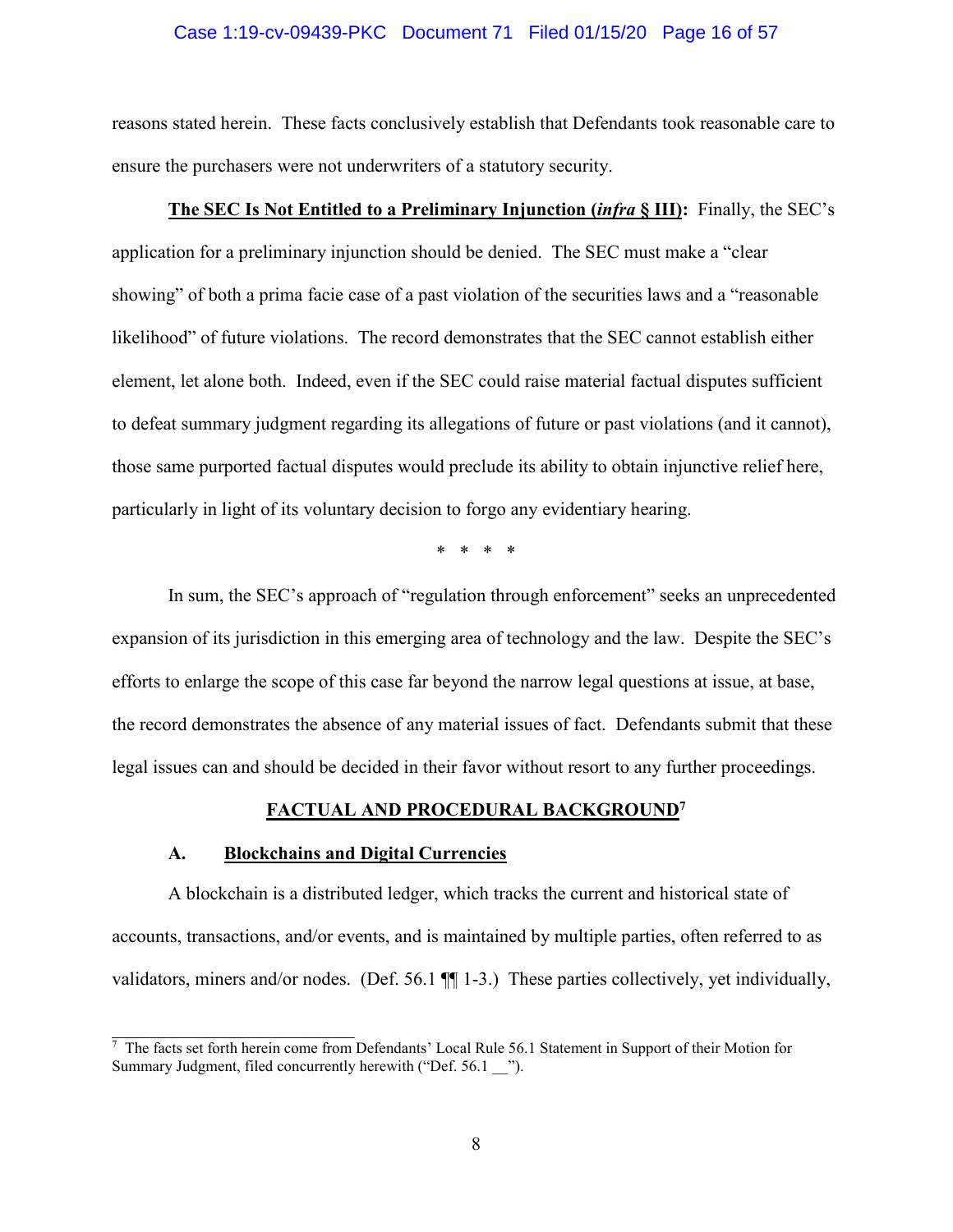reasons stated herein. These facts conclusively establish that Defendants took reasonable care to ensure the purchasers were not underwriters of a statutory security.

**The SEC Is Not Entitled to a Preliminary Injunction (*infra* § III):** Finally, the SEC's application for a preliminary injunction should be denied. The SEC must make a "clear showing" of both a prima facie case of a past violation of the securities laws and a "reasonable likelihood" of future violations. The record demonstrates that the SEC cannot establish either element, let alone both. Indeed, even if the SEC could raise material factual disputes sufficient to defeat summary judgment regarding its allegations of future or past violations (and it cannot), those same purported factual disputes would preclude its ability to obtain injunctive relief here, particularly in light of its voluntary decision to forgo any evidentiary hearing.

\* \* \* \*

In sum, the SEC's approach of "regulation through enforcement" seeks an unprecedented expansion of its jurisdiction in this emerging area of technology and the law. Despite the SEC's efforts to enlarge the scope of this case far beyond the narrow legal questions at issue, at base, the record demonstrates the absence of any material issues of fact. Defendants submit that these legal issues can and should be decided in their favor without resort to any further proceedings.

## FACTUAL AND PROCEDURAL BACKGROUND[7]

### A. Blockchains and Digital Currencies

A blockchain is a distributed ledger, which tracks the current and historical state of accounts, transactions, and/or events, and is maintained by multiple parties, often referred to as validators, miners and/or nodes. (Def. 56.1 ¶¶ 1-3.) These parties collectively, yet individually,

[7] The facts set forth herein come from Defendants' Local Rule 56.1 Statement in Support of their Motion for Summary Judgment, filed concurrently herewith ("Def. 56.1 __").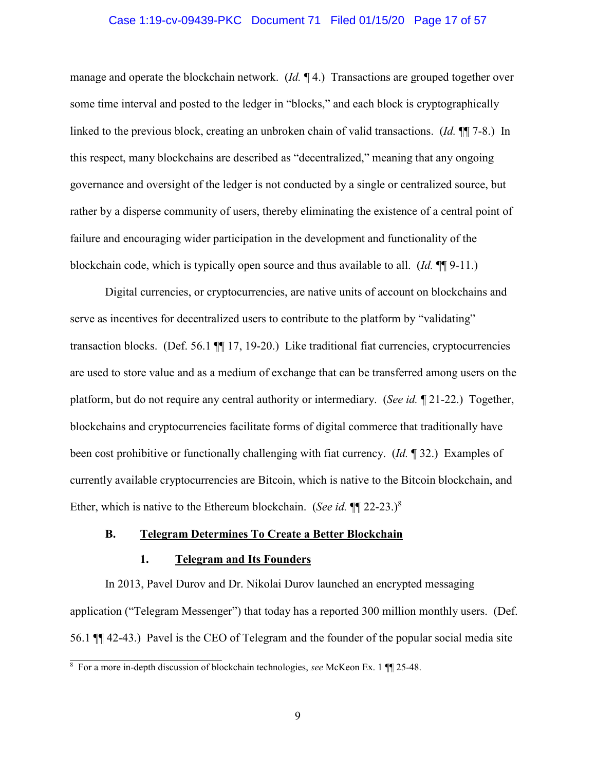manage and operate the blockchain network. (*Id.* ¶ 4.) Transactions are grouped together over some time interval and posted to the ledger in "blocks," and each block is cryptographically linked to the previous block, creating an unbroken chain of valid transactions. (*Id.* ¶¶ 7-8.) In this respect, many blockchains are described as "decentralized," meaning that any ongoing governance and oversight of the ledger is not conducted by a single or centralized source, but rather by a disperse community of users, thereby eliminating the existence of a central point of failure and encouraging wider participation in the development and functionality of the blockchain code, which is typically open source and thus available to all. (*Id.* ¶¶ 9-11.)

Digital currencies, or cryptocurrencies, are native units of account on blockchains and serve as incentives for decentralized users to contribute to the platform by "validating" transaction blocks. (Def. 56.1 ¶¶ 17, 19-20.) Like traditional fiat currencies, cryptocurrencies are used to store value and as a medium of exchange that can be transferred among users on the platform, but do not require any central authority or intermediary. (*See id.* ¶ 21-22.) Together, blockchains and cryptocurrencies facilitate forms of digital commerce that traditionally have been cost prohibitive or functionally challenging with fiat currency. (*Id.* ¶ 32.) Examples of currently available cryptocurrencies are Bitcoin, which is native to the Bitcoin blockchain, and Ether, which is native to the Ethereum blockchain. (*See id.* ¶¶ 22-23.)[8]

### B. Telegram Determines To Create a Better Blockchain

#### 1. Telegram and Its Founders

In 2013, Pavel Durov and Dr. Nikolai Durov launched an encrypted messaging application ("Telegram Messenger") that today has a reported 300 million monthly users. (Def. 56.1 ¶¶ 42-43.) Pavel is the CEO of Telegram and the founder of the popular social media site

[8] For a more in-depth discussion of blockchain technologies, *see* McKeon Ex. 1 ¶¶ 25-48.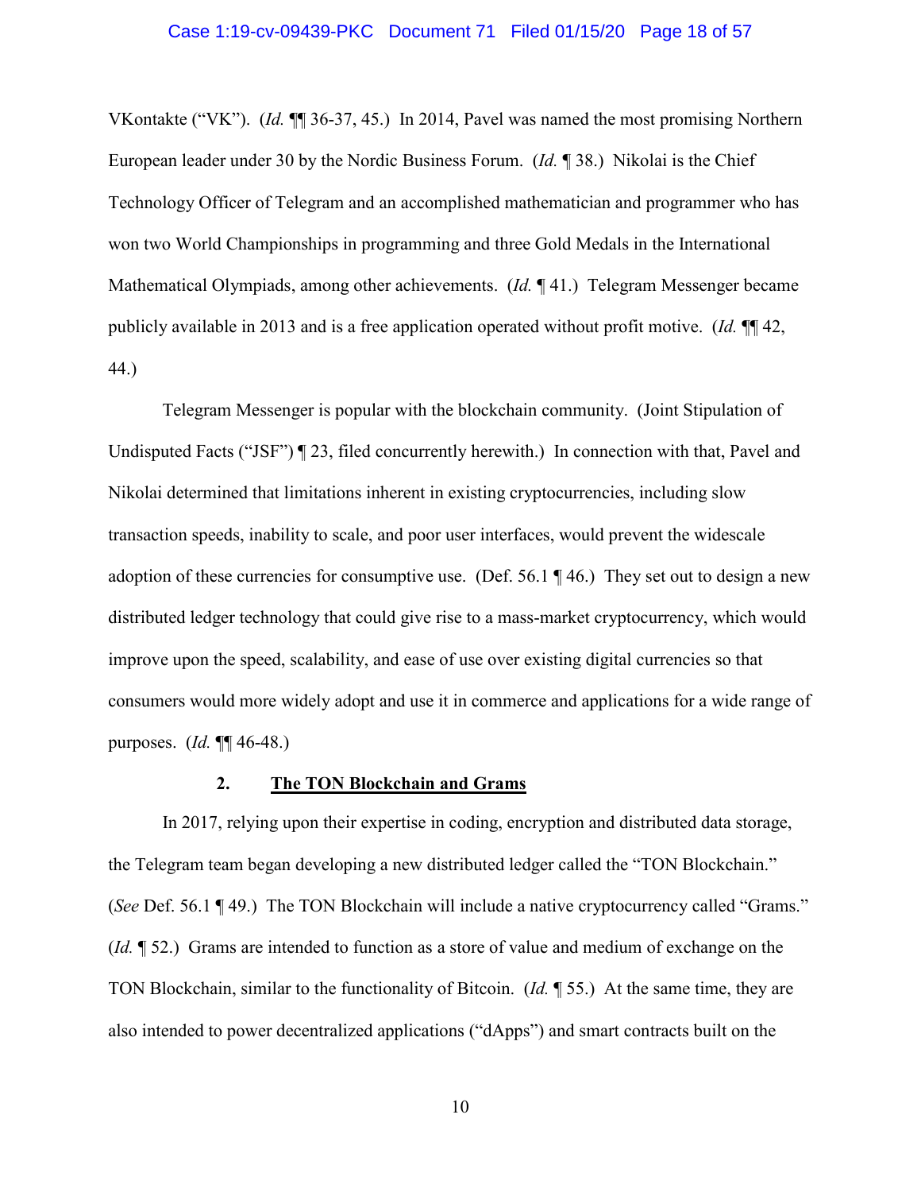VKontakte ("VK"). (*Id.* ¶¶ 36-37, 45.) In 2014, Pavel was named the most promising Northern European leader under 30 by the Nordic Business Forum. (*Id.* ¶ 38.) Nikolai is the Chief Technology Officer of Telegram and an accomplished mathematician and programmer who has won two World Championships in programming and three Gold Medals in the International Mathematical Olympiads, among other achievements. (*Id.* ¶ 41.) Telegram Messenger became publicly available in 2013 and is a free application operated without profit motive. (*Id.* ¶¶ 42, 44.)

Telegram Messenger is popular with the blockchain community. (Joint Stipulation of Undisputed Facts ("JSF") ¶ 23, filed concurrently herewith.) In connection with that, Pavel and Nikolai determined that limitations inherent in existing cryptocurrencies, including slow transaction speeds, inability to scale, and poor user interfaces, would prevent the widescale adoption of these currencies for consumptive use. (Def. 56.1 ¶ 46.) They set out to design a new distributed ledger technology that could give rise to a mass-market cryptocurrency, which would improve upon the speed, scalability, and ease of use over existing digital currencies so that consumers would more widely adopt and use it in commerce and applications for a wide range of purposes. (*Id.* ¶¶ 46-48.)

### 2. <u>The TON Blockchain and Grams</u>

In 2017, relying upon their expertise in coding, encryption and distributed data storage, the Telegram team began developing a new distributed ledger called the "TON Blockchain." (*See* Def. 56.1 ¶ 49.) The TON Blockchain will include a native cryptocurrency called "Grams." (*Id.* ¶ 52.) Grams are intended to function as a store of value and medium of exchange on the TON Blockchain, similar to the functionality of Bitcoin. (*Id.* ¶ 55.) At the same time, they are also intended to power decentralized applications ("dApps") and smart contracts built on the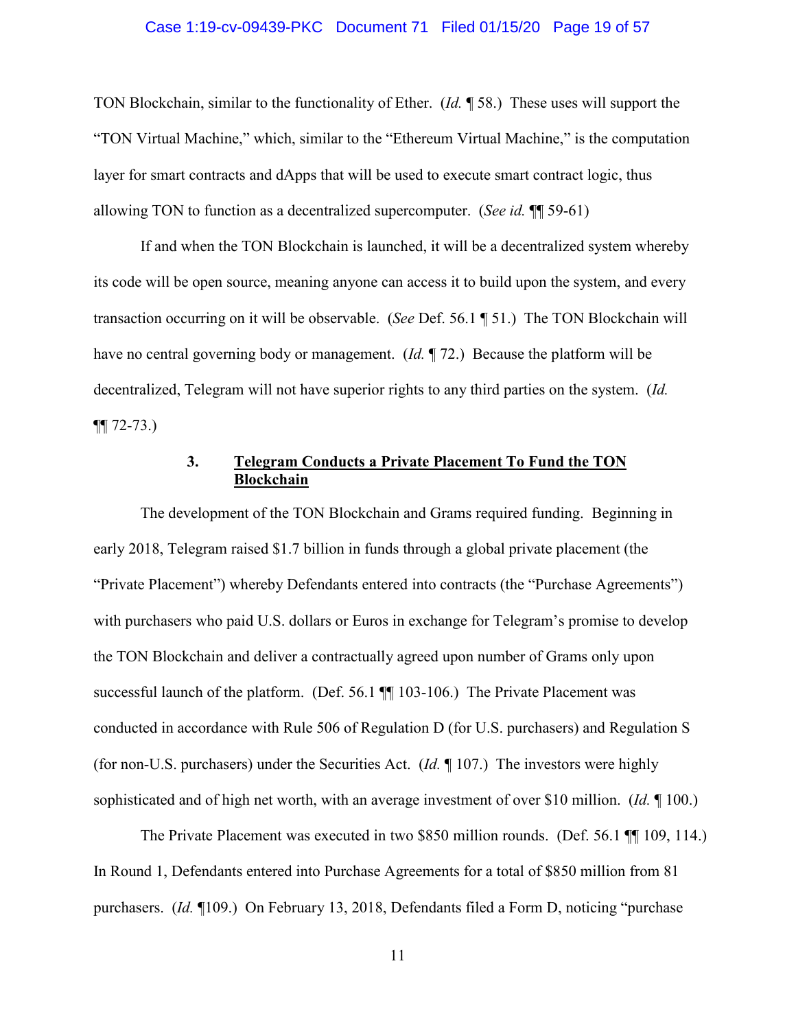TON Blockchain, similar to the functionality of Ether. (*Id.* ¶ 58.) These uses will support the "TON Virtual Machine," which, similar to the "Ethereum Virtual Machine," is the computation layer for smart contracts and dApps that will be used to execute smart contract logic, thus allowing TON to function as a decentralized supercomputer. (*See id.* ¶¶ 59-61)

If and when the TON Blockchain is launched, it will be a decentralized system whereby its code will be open source, meaning anyone can access it to build upon the system, and every transaction occurring on it will be observable. (*See* Def. 56.1 ¶ 51.) The TON Blockchain will have no central governing body or management. (*Id.* ¶ 72.) Because the platform will be decentralized, Telegram will not have superior rights to any third parties on the system. (*Id.* ¶¶ 72-73.)

### 3. <u>Telegram Conducts a Private Placement To Fund the TON Blockchain</u>

The development of the TON Blockchain and Grams required funding. Beginning in early 2018, Telegram raised $1.7 billion in funds through a global private placement (the "Private Placement") whereby Defendants entered into contracts (the "Purchase Agreements") with purchasers who paid U.S. dollars or Euros in exchange for Telegram's promise to develop the TON Blockchain and deliver a contractually agreed upon number of Grams only upon successful launch of the platform. (Def. 56.1 ¶¶ 103-106.) The Private Placement was conducted in accordance with Rule 506 of Regulation D (for U.S. purchasers) and Regulation S (for non-U.S. purchasers) under the Securities Act. (*Id.* ¶ 107.) The investors were highly sophisticated and of high net worth, with an average investment of over $10 million. (*Id.* ¶ 100.)

The Private Placement was executed in two $850 million rounds. (Def. 56.1 ¶¶ 109, 114.) In Round 1, Defendants entered into Purchase Agreements for a total of $850 million from 81 purchasers. (*Id.* ¶109.) On February 13, 2018, Defendants filed a Form D, noticing "purchase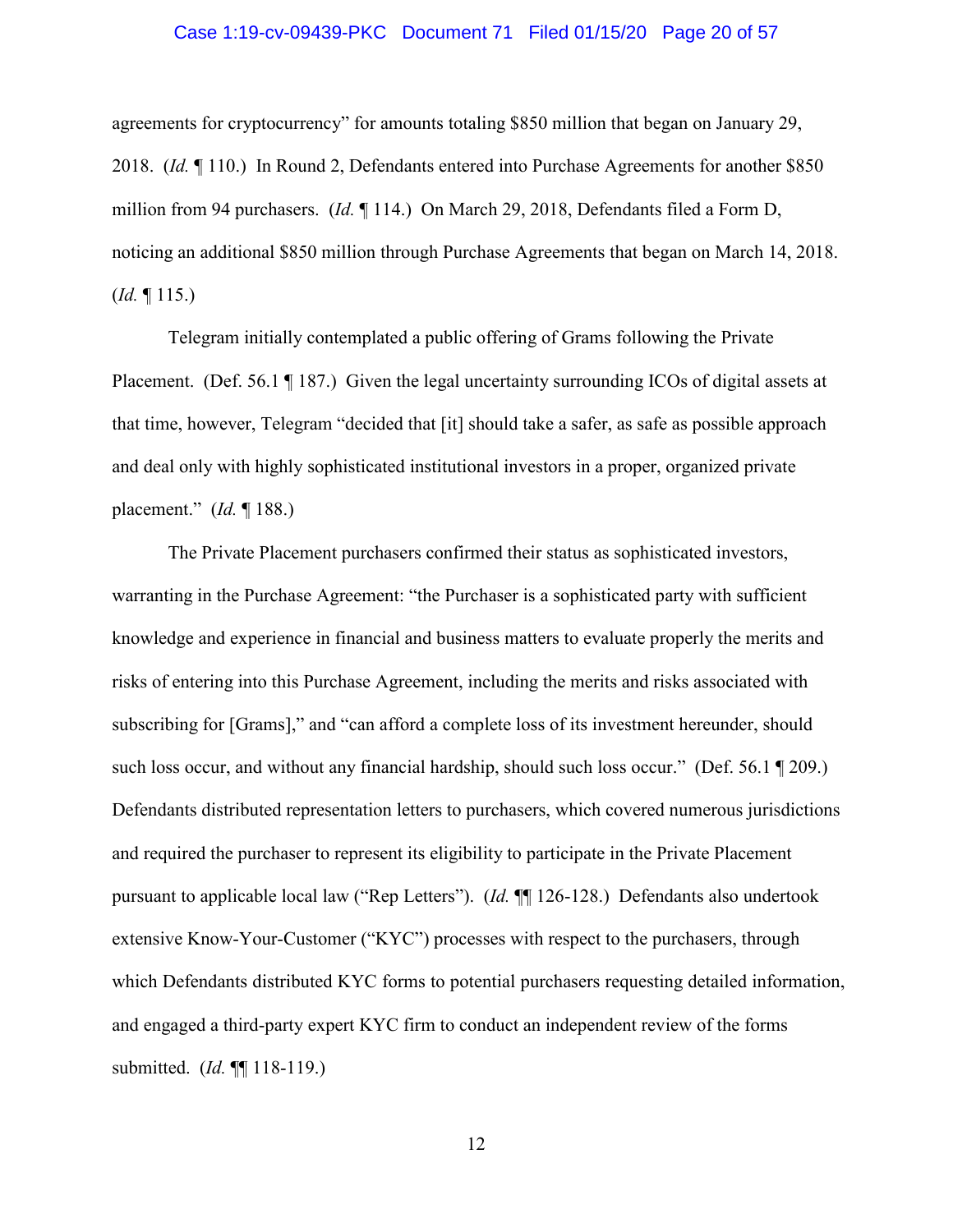agreements for cryptocurrency" for amounts totaling $850 million that began on January 29, 2018. (*Id.* ¶ 110.) In Round 2, Defendants entered into Purchase Agreements for another $850 million from 94 purchasers. (*Id.* ¶ 114.) On March 29, 2018, Defendants filed a Form D, noticing an additional $850 million through Purchase Agreements that began on March 14, 2018. (*Id.* ¶ 115.)

Telegram initially contemplated a public offering of Grams following the Private Placement. (Def. 56.1 ¶ 187.) Given the legal uncertainty surrounding ICOs of digital assets at that time, however, Telegram "decided that [it] should take a safer, as safe as possible approach and deal only with highly sophisticated institutional investors in a proper, organized private placement." (*Id.* ¶ 188.)

The Private Placement purchasers confirmed their status as sophisticated investors, warranting in the Purchase Agreement: "the Purchaser is a sophisticated party with sufficient knowledge and experience in financial and business matters to evaluate properly the merits and risks of entering into this Purchase Agreement, including the merits and risks associated with subscribing for [Grams]," and "can afford a complete loss of its investment hereunder, should such loss occur, and without any financial hardship, should such loss occur." (Def. 56.1 ¶ 209.) Defendants distributed representation letters to purchasers, which covered numerous jurisdictions and required the purchaser to represent its eligibility to participate in the Private Placement pursuant to applicable local law ("Rep Letters"). (*Id.* ¶¶ 126-128.) Defendants also undertook extensive Know-Your-Customer ("KYC") processes with respect to the purchasers, through which Defendants distributed KYC forms to potential purchasers requesting detailed information, and engaged a third-party expert KYC firm to conduct an independent review of the forms submitted. (*Id.* ¶¶ 118-119.)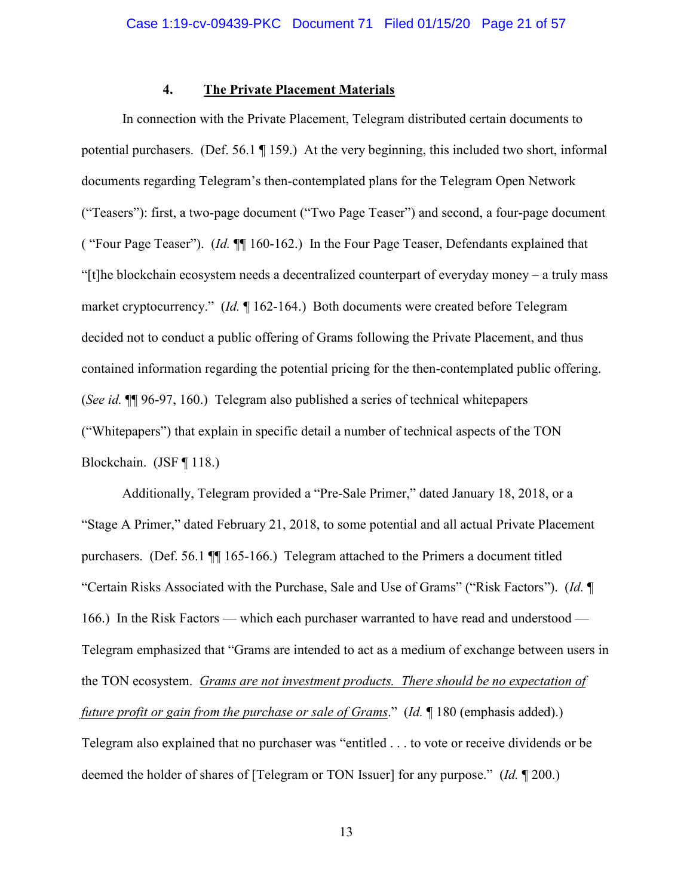#### 4. **The Private Placement Materials**

In connection with the Private Placement, Telegram distributed certain documents to potential purchasers. (Def. 56.1 ¶ 159.) At the very beginning, this included two short, informal documents regarding Telegram's then-contemplated plans for the Telegram Open Network ("Teasers"): first, a two-page document ("Two Page Teaser") and second, a four-page document ( "Four Page Teaser"). (*Id.* ¶¶ 160-162.) In the Four Page Teaser, Defendants explained that "[t]he blockchain ecosystem needs a decentralized counterpart of everyday money – a truly mass market cryptocurrency." (*Id.* ¶ 162-164.) Both documents were created before Telegram decided not to conduct a public offering of Grams following the Private Placement, and thus contained information regarding the potential pricing for the then-contemplated public offering. (*See id.* ¶¶ 96-97, 160.) Telegram also published a series of technical whitepapers ("Whitepapers") that explain in specific detail a number of technical aspects of the TON Blockchain. (JSF ¶ 118.)

Additionally, Telegram provided a "Pre-Sale Primer," dated January 18, 2018, or a "Stage A Primer," dated February 21, 2018, to some potential and all actual Private Placement purchasers. (Def. 56.1 ¶¶ 165-166.) Telegram attached to the Primers a document titled "Certain Risks Associated with the Purchase, Sale and Use of Grams" ("Risk Factors"). (*Id.* ¶ 166.) In the Risk Factors — which each purchaser warranted to have read and understood — Telegram emphasized that "Grams are intended to act as a medium of exchange between users in the TON ecosystem. <u>*Grams are not investment products. There should be no expectation of future profit or gain from the purchase or sale of Grams*</u>." (*Id.* ¶ 180 (emphasis added).) Telegram also explained that no purchaser was "entitled . . . to vote or receive dividends or be deemed the holder of shares of [Telegram or TON Issuer] for any purpose." (*Id.* ¶ 200.)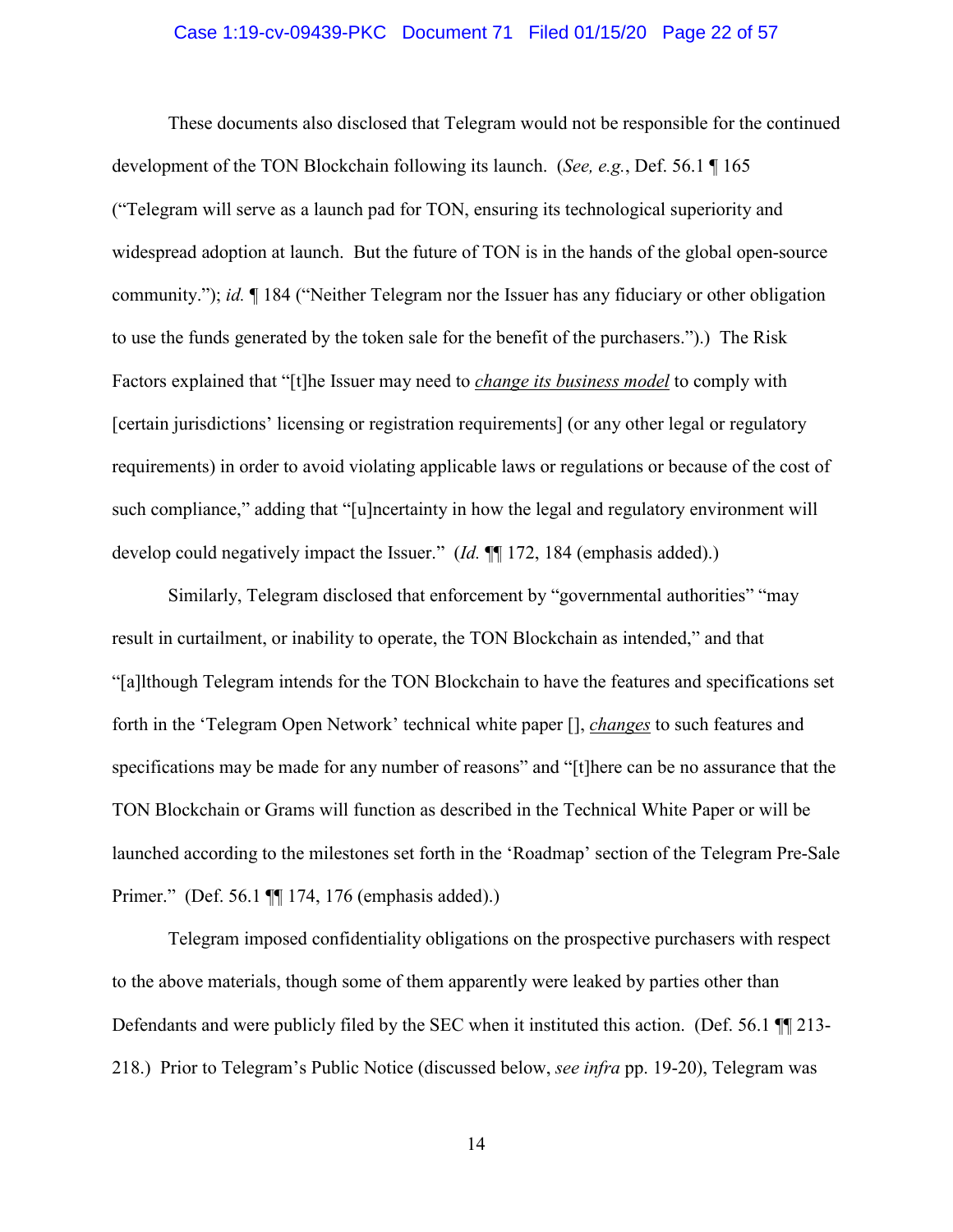These documents also disclosed that Telegram would not be responsible for the continued development of the TON Blockchain following its launch. (*See, e.g.*, Def. 56.1 ¶ 165 ("Telegram will serve as a launch pad for TON, ensuring its technological superiority and widespread adoption at launch. But the future of TON is in the hands of the global open-source community."); *id.* ¶ 184 ("Neither Telegram nor the Issuer has any fiduciary or other obligation to use the funds generated by the token sale for the benefit of the purchasers.").) The Risk Factors explained that "[t]he Issuer may need to ***change its business model*** to comply with [certain jurisdictions' licensing or registration requirements] (or any other legal or regulatory requirements) in order to avoid violating applicable laws or regulations or because of the cost of such compliance," adding that "[u]ncertainty in how the legal and regulatory environment will develop could negatively impact the Issuer." (*Id.* ¶¶ 172, 184 (emphasis added).)

Similarly, Telegram disclosed that enforcement by "governmental authorities" "may result in curtailment, or inability to operate, the TON Blockchain as intended," and that "[a]lthough Telegram intends for the TON Blockchain to have the features and specifications set forth in the 'Telegram Open Network' technical white paper [], ***changes*** to such features and specifications may be made for any number of reasons" and "[t]here can be no assurance that the TON Blockchain or Grams will function as described in the Technical White Paper or will be launched according to the milestones set forth in the 'Roadmap' section of the Telegram Pre-Sale Primer." (Def. 56.1 ¶¶ 174, 176 (emphasis added).)

Telegram imposed confidentiality obligations on the prospective purchasers with respect to the above materials, though some of them apparently were leaked by parties other than Defendants and were publicly filed by the SEC when it instituted this action. (Def. 56.1 ¶¶ 213-218.) Prior to Telegram's Public Notice (discussed below, *see infra* pp. 19-20), Telegram was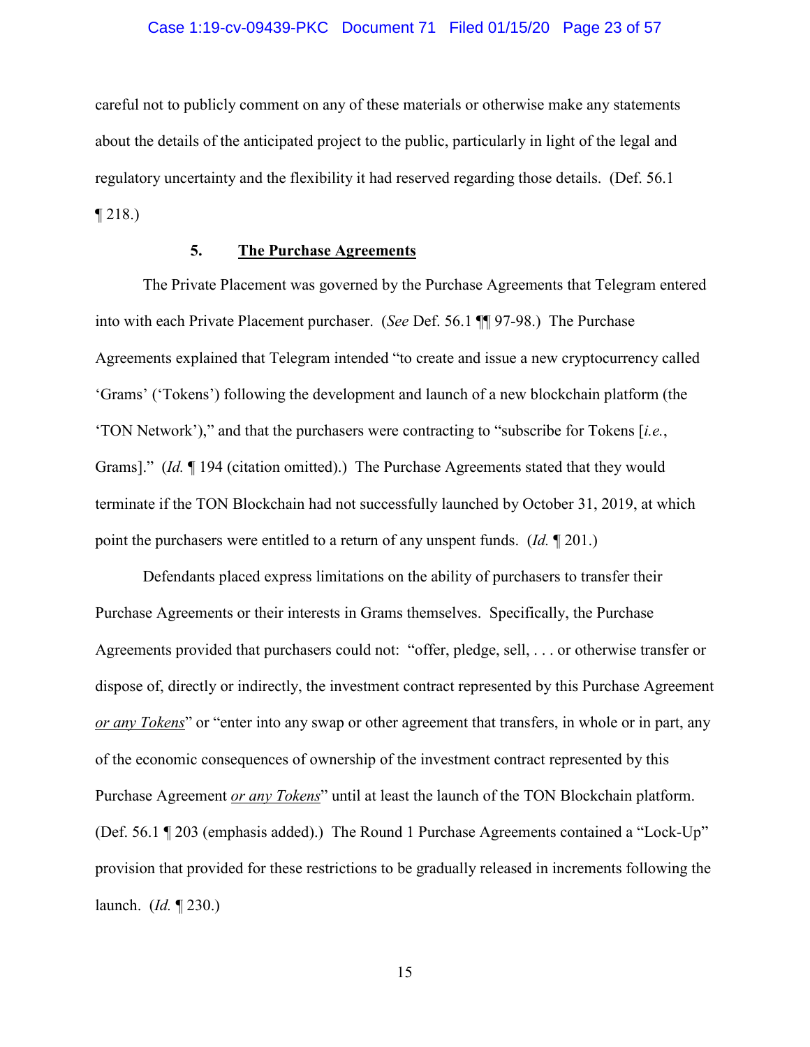careful not to publicly comment on any of these materials or otherwise make any statements about the details of the anticipated project to the public, particularly in light of the legal and regulatory uncertainty and the flexibility it had reserved regarding those details. (Def. 56.1 ¶ 218.)

### 5. **<u>The Purchase Agreements</u>**

The Private Placement was governed by the Purchase Agreements that Telegram entered into with each Private Placement purchaser. (*See* Def. 56.1 ¶¶ 97-98.) The Purchase Agreements explained that Telegram intended "to create and issue a new cryptocurrency called 'Grams' ('Tokens') following the development and launch of a new blockchain platform (the 'TON Network')," and that the purchasers were contracting to "subscribe for Tokens [*i.e.*, Grams]." (*Id.* ¶ 194 (citation omitted).) The Purchase Agreements stated that they would terminate if the TON Blockchain had not successfully launched by October 31, 2019, at which point the purchasers were entitled to a return of any unspent funds. (*Id.* ¶ 201.)

Defendants placed express limitations on the ability of purchasers to transfer their Purchase Agreements or their interests in Grams themselves. Specifically, the Purchase Agreements provided that purchasers could not: "offer, pledge, sell, . . . or otherwise transfer or dispose of, directly or indirectly, the investment contract represented by this Purchase Agreement *<u>or any Tokens</u>*" or "enter into any swap or other agreement that transfers, in whole or in part, any of the economic consequences of ownership of the investment contract represented by this Purchase Agreement *<u>or any Tokens</u>*" until at least the launch of the TON Blockchain platform. (Def. 56.1 ¶ 203 (emphasis added).) The Round 1 Purchase Agreements contained a "Lock-Up" provision that provided for these restrictions to be gradually released in increments following the launch. (*Id.* ¶ 230.)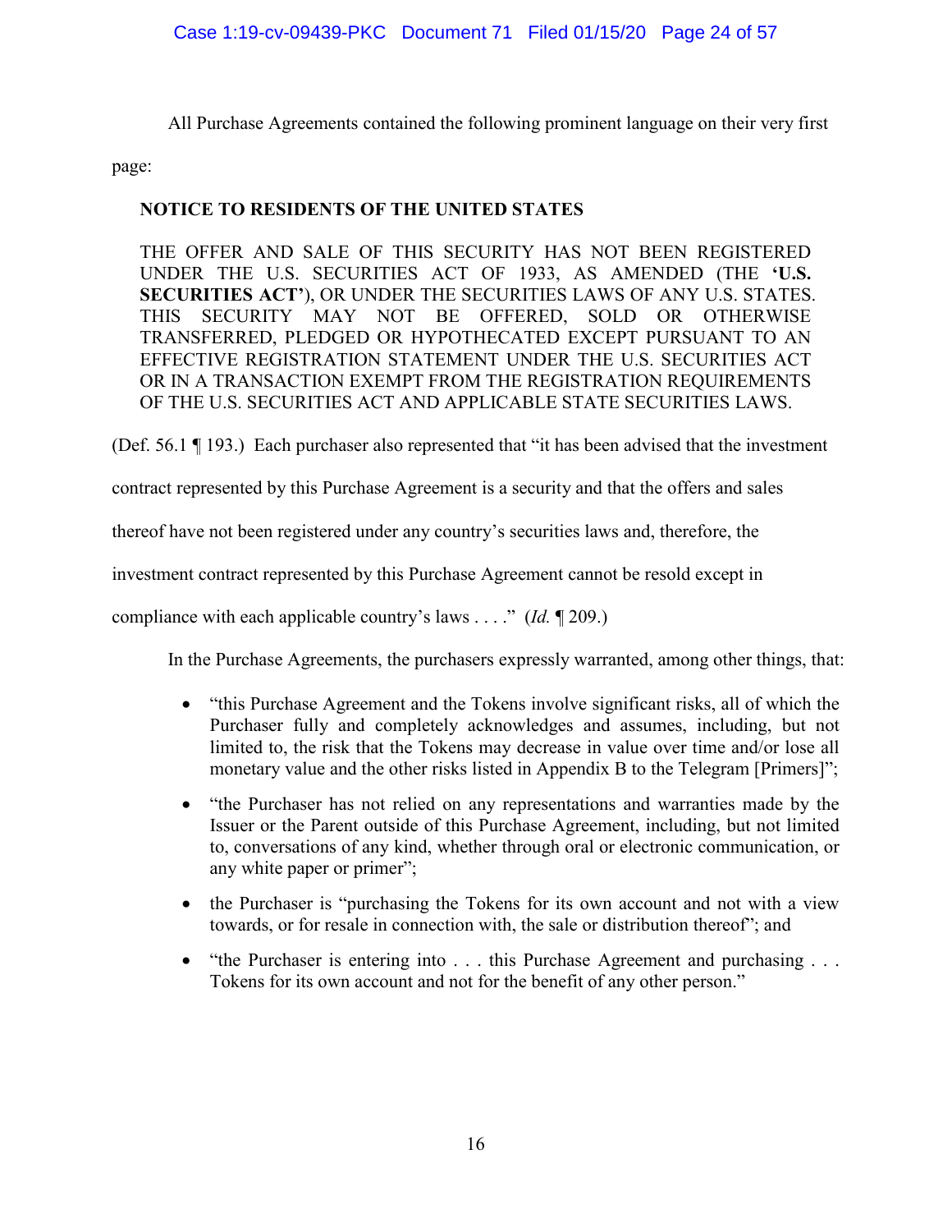All Purchase Agreements contained the following prominent language on their very first page:

> **NOTICE TO RESIDENTS OF THE UNITED STATES**
>
> THE OFFER AND SALE OF THIS SECURITY HAS NOT BEEN REGISTERED UNDER THE U.S. SECURITIES ACT OF 1933, AS AMENDED (THE **'U.S. SECURITIES ACT'**), OR UNDER THE SECURITIES LAWS OF ANY U.S. STATES. THIS SECURITY MAY NOT BE OFFERED, SOLD OR OTHERWISE TRANSFERRED, PLEDGED OR HYPOTHECATED EXCEPT PURSUANT TO AN EFFECTIVE REGISTRATION STATEMENT UNDER THE U.S. SECURITIES ACT OR IN A TRANSACTION EXEMPT FROM THE REGISTRATION REQUIREMENTS OF THE U.S. SECURITIES ACT AND APPLICABLE STATE SECURITIES LAWS.

(Def. 56.1 ¶ 193.) Each purchaser also represented that "it has been advised that the investment contract represented by this Purchase Agreement is a security and that the offers and sales thereof have not been registered under any country's securities laws and, therefore, the investment contract represented by this Purchase Agreement cannot be resold except in compliance with each applicable country's laws . . . ." (*Id.* ¶ 209.)

In the Purchase Agreements, the purchasers expressly warranted, among other things, that:

- "this Purchase Agreement and the Tokens involve significant risks, all of which the Purchaser fully and completely acknowledges and assumes, including, but not limited to, the risk that the Tokens may decrease in value over time and/or lose all monetary value and the other risks listed in Appendix B to the Telegram [Primers]";
- "the Purchaser has not relied on any representations and warranties made by the Issuer or the Parent outside of this Purchase Agreement, including, but not limited to, conversations of any kind, whether through oral or electronic communication, or any white paper or primer";
- the Purchaser is "purchasing the Tokens for its own account and not with a view towards, or for resale in connection with, the sale or distribution thereof"; and
- "the Purchaser is entering into . . . this Purchase Agreement and purchasing . . . Tokens for its own account and not for the benefit of any other person."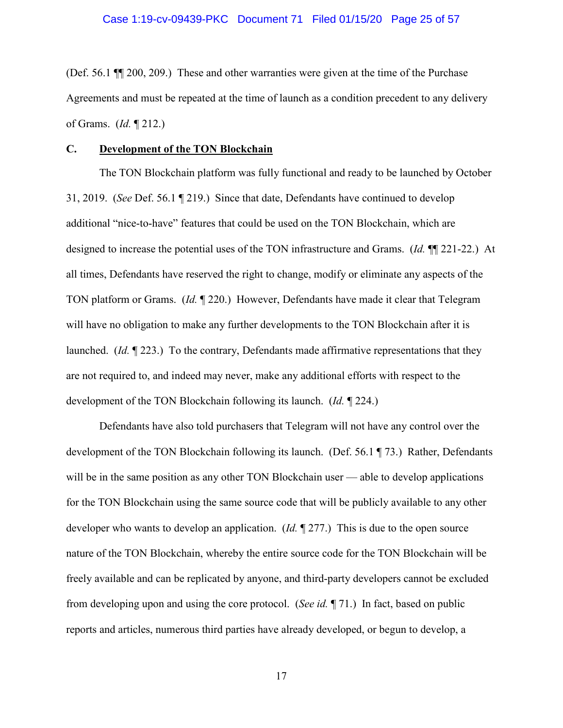(Def. 56.1 ¶¶ 200, 209.) These and other warranties were given at the time of the Purchase Agreements and must be repeated at the time of launch as a condition precedent to any delivery of Grams. (*Id.* ¶ 212.)

### C. <u>Development of the TON Blockchain</u>

The TON Blockchain platform was fully functional and ready to be launched by October 31, 2019. (*See* Def. 56.1 ¶ 219.) Since that date, Defendants have continued to develop additional "nice-to-have" features that could be used on the TON Blockchain, which are designed to increase the potential uses of the TON infrastructure and Grams. (*Id.* ¶¶ 221-22.) At all times, Defendants have reserved the right to change, modify or eliminate any aspects of the TON platform or Grams. (*Id.* ¶ 220.) However, Defendants have made it clear that Telegram will have no obligation to make any further developments to the TON Blockchain after it is launched. (*Id.* ¶ 223.) To the contrary, Defendants made affirmative representations that they are not required to, and indeed may never, make any additional efforts with respect to the development of the TON Blockchain following its launch. (*Id.* ¶ 224.)

Defendants have also told purchasers that Telegram will not have any control over the development of the TON Blockchain following its launch. (Def. 56.1 ¶ 73.) Rather, Defendants will be in the same position as any other TON Blockchain user — able to develop applications for the TON Blockchain using the same source code that will be publicly available to any other developer who wants to develop an application. (*Id.* ¶ 277.) This is due to the open source nature of the TON Blockchain, whereby the entire source code for the TON Blockchain will be freely available and can be replicated by anyone, and third-party developers cannot be excluded from developing upon and using the core protocol. (*See id.* ¶ 71.) In fact, based on public reports and articles, numerous third parties have already developed, or begun to develop, a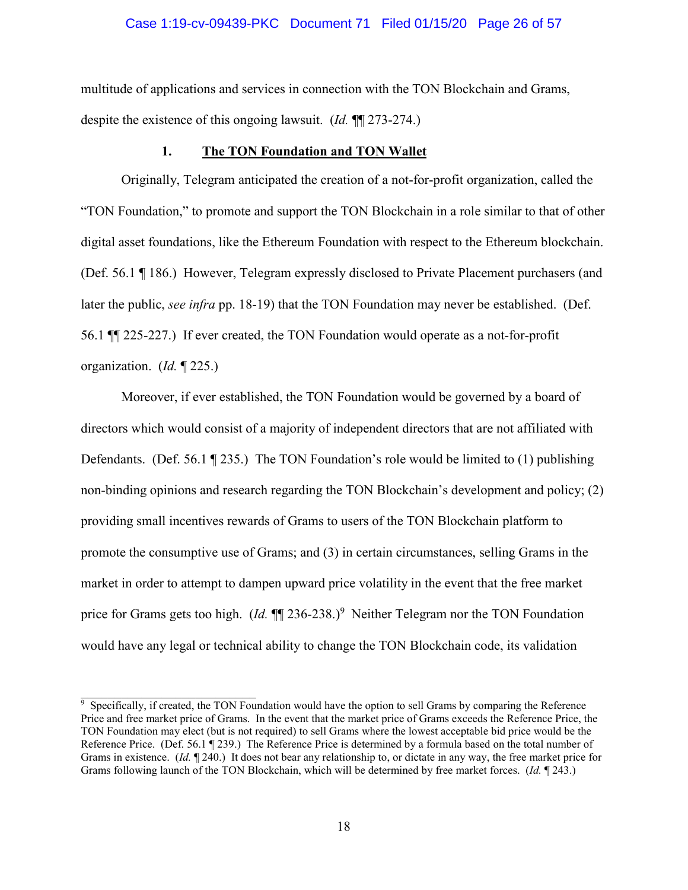multitude of applications and services in connection with the TON Blockchain and Grams, despite the existence of this ongoing lawsuit. (*Id.* ¶¶ 273-274.)

### 1. **The TON Foundation and TON Wallet**

Originally, Telegram anticipated the creation of a not-for-profit organization, called the "TON Foundation," to promote and support the TON Blockchain in a role similar to that of other digital asset foundations, like the Ethereum Foundation with respect to the Ethereum blockchain. (Def. 56.1 ¶ 186.) However, Telegram expressly disclosed to Private Placement purchasers (and later the public, *see infra* pp. 18-19) that the TON Foundation may never be established. (Def. 56.1 ¶¶ 225-227.) If ever created, the TON Foundation would operate as a not-for-profit organization. (*Id.* ¶ 225.)

Moreover, if ever established, the TON Foundation would be governed by a board of directors which would consist of a majority of independent directors that are not affiliated with Defendants. (Def. 56.1 ¶ 235.) The TON Foundation's role would be limited to (1) publishing non-binding opinions and research regarding the TON Blockchain's development and policy; (2) providing small incentives rewards of Grams to users of the TON Blockchain platform to promote the consumptive use of Grams; and (3) in certain circumstances, selling Grams in the market in order to attempt to dampen upward price volatility in the event that the free market price for Grams gets too high. (*Id.* ¶¶ 236-238.)[9] Neither Telegram nor the TON Foundation would have any legal or technical ability to change the TON Blockchain code, its validation

---

[9] Specifically, if created, the TON Foundation would have the option to sell Grams by comparing the Reference Price and free market price of Grams. In the event that the market price of Grams exceeds the Reference Price, the TON Foundation may elect (but is not required) to sell Grams where the lowest acceptable bid price would be the Reference Price. (Def. 56.1 ¶ 239.) The Reference Price is determined by a formula based on the total number of Grams in existence. (*Id.* ¶ 240.) It does not bear any relationship to, or dictate in any way, the free market price for Grams following launch of the TON Blockchain, which will be determined by free market forces. (*Id.* ¶ 243.)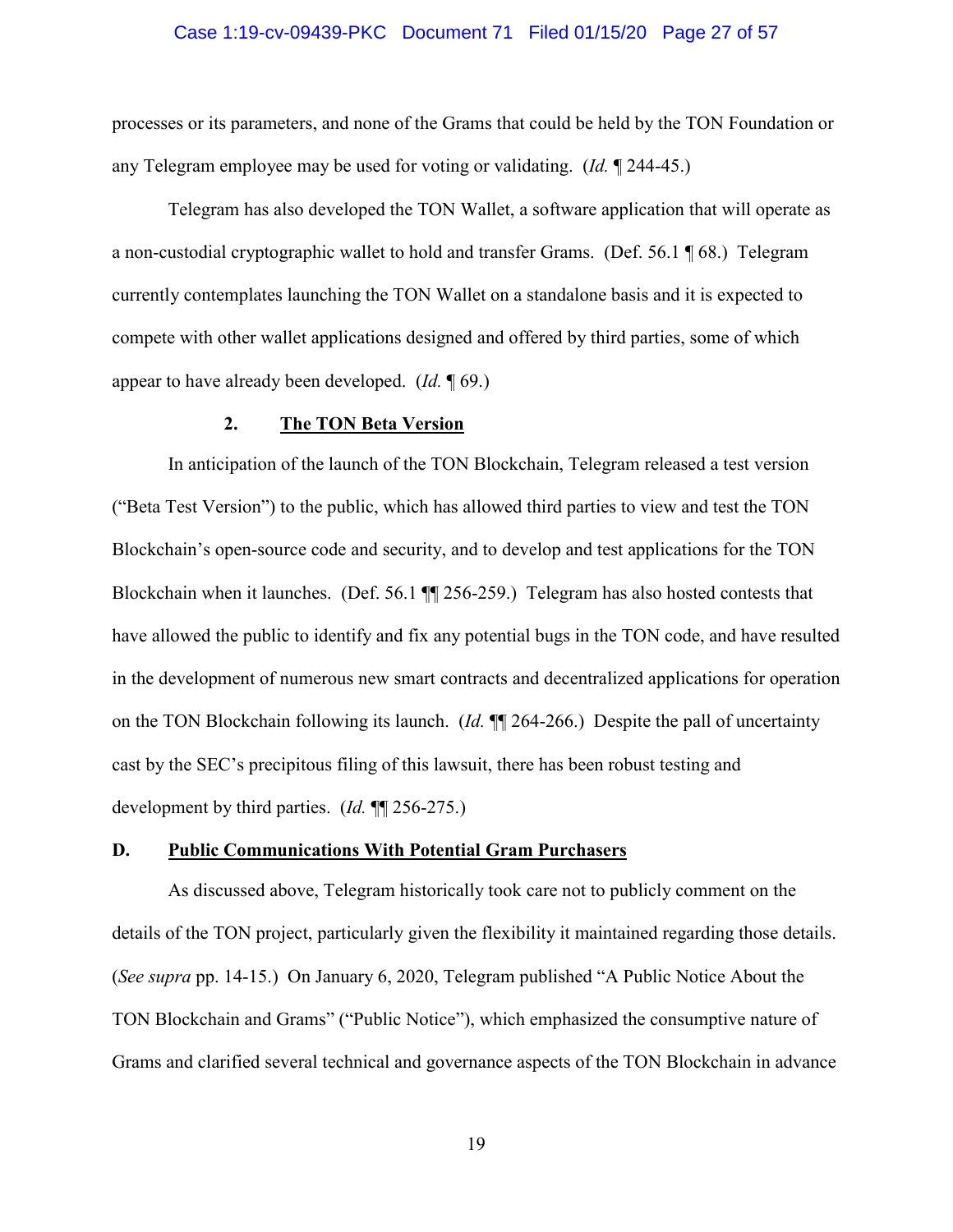processes or its parameters, and none of the Grams that could be held by the TON Foundation or any Telegram employee may be used for voting or validating. (*Id.* ¶ 244-45.)

Telegram has also developed the TON Wallet, a software application that will operate as a non-custodial cryptographic wallet to hold and transfer Grams. (Def. 56.1 ¶ 68.) Telegram currently contemplates launching the TON Wallet on a standalone basis and it is expected to compete with other wallet applications designed and offered by third parties, some of which appear to have already been developed. (*Id.* ¶ 69.)

### 2. **The TON Beta Version**

In anticipation of the launch of the TON Blockchain, Telegram released a test version ("Beta Test Version") to the public, which has allowed third parties to view and test the TON Blockchain's open-source code and security, and to develop and test applications for the TON Blockchain when it launches. (Def. 56.1 ¶¶ 256-259.) Telegram has also hosted contests that have allowed the public to identify and fix any potential bugs in the TON code, and have resulted in the development of numerous new smart contracts and decentralized applications for operation on the TON Blockchain following its launch. (*Id.* ¶¶ 264-266.) Despite the pall of uncertainty cast by the SEC's precipitous filing of this lawsuit, there has been robust testing and development by third parties. (*Id.* ¶¶ 256-275.)

## D. **Public Communications With Potential Gram Purchasers**

As discussed above, Telegram historically took care not to publicly comment on the details of the TON project, particularly given the flexibility it maintained regarding those details. (*See supra* pp. 14-15.) On January 6, 2020, Telegram published "A Public Notice About the TON Blockchain and Grams" ("Public Notice"), which emphasized the consumptive nature of Grams and clarified several technical and governance aspects of the TON Blockchain in advance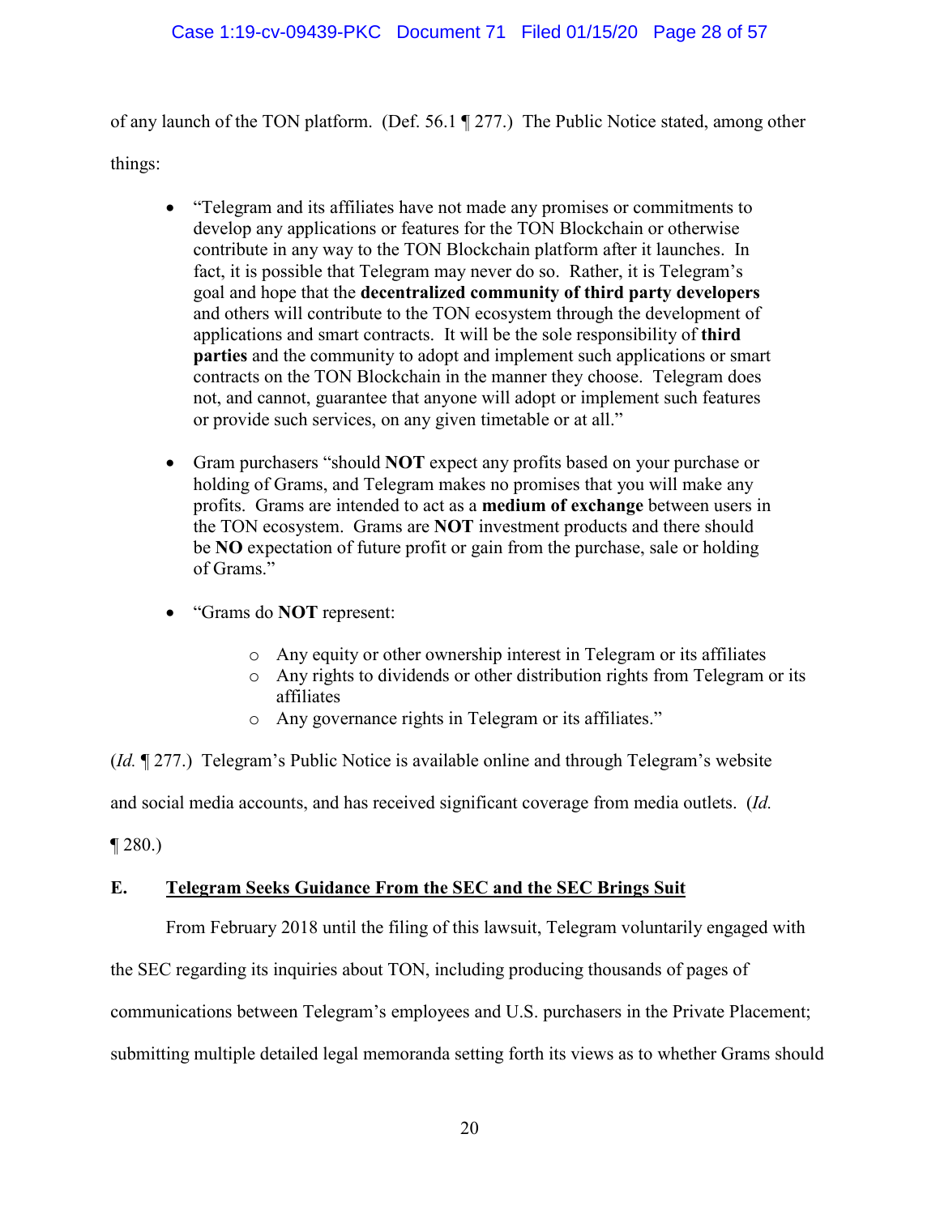of any launch of the TON platform. (Def. 56.1 ¶ 277.) The Public Notice stated, among other things:

- "Telegram and its affiliates have not made any promises or commitments to develop any applications or features for the TON Blockchain or otherwise contribute in any way to the TON Blockchain platform after it launches. In fact, it is possible that Telegram may never do so. Rather, it is Telegram's goal and hope that the **decentralized community of third party developers** and others will contribute to the TON ecosystem through the development of applications and smart contracts. It will be the sole responsibility of **third parties** and the community to adopt and implement such applications or smart contracts on the TON Blockchain in the manner they choose. Telegram does not, and cannot, guarantee that anyone will adopt or implement such features or provide such services, on any given timetable or at all."

- Gram purchasers "should **NOT** expect any profits based on your purchase or holding of Grams, and Telegram makes no promises that you will make any profits. Grams are intended to act as a **medium of exchange** between users in the TON ecosystem. Grams are **NOT** investment products and there should be **NO** expectation of future profit or gain from the purchase, sale or holding of Grams."

- "Grams do **NOT** represent:
    - Any equity or other ownership interest in Telegram or its affiliates
    - Any rights to dividends or other distribution rights from Telegram or its affiliates
    - Any governance rights in Telegram or its affiliates."

(*Id.* ¶ 277.) Telegram's Public Notice is available online and through Telegram's website and social media accounts, and has received significant coverage from media outlets. (*Id.* ¶ 280.)

## E. Telegram Seeks Guidance From the SEC and the SEC Brings Suit

From February 2018 until the filing of this lawsuit, Telegram voluntarily engaged with the SEC regarding its inquiries about TON, including producing thousands of pages of communications between Telegram's employees and U.S. purchasers in the Private Placement; submitting multiple detailed legal memoranda setting forth its views as to whether Grams should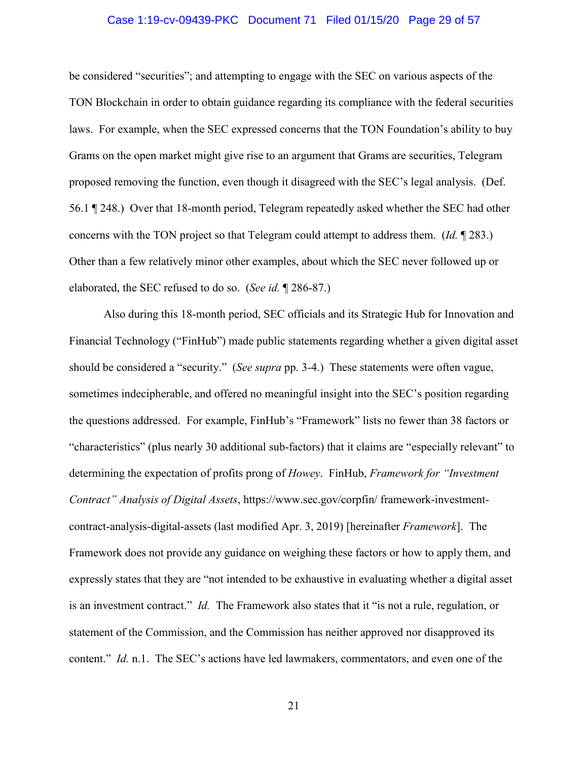be considered "securities"; and attempting to engage with the SEC on various aspects of the TON Blockchain in order to obtain guidance regarding its compliance with the federal securities laws. For example, when the SEC expressed concerns that the TON Foundation's ability to buy Grams on the open market might give rise to an argument that Grams are securities, Telegram proposed removing the function, even though it disagreed with the SEC's legal analysis. (Def. 56.1 ¶ 248.) Over that 18-month period, Telegram repeatedly asked whether the SEC had other concerns with the TON project so that Telegram could attempt to address them. (*Id.* ¶ 283.) Other than a few relatively minor other examples, about which the SEC never followed up or elaborated, the SEC refused to do so. (*See id.* ¶ 286-87.)

Also during this 18-month period, SEC officials and its Strategic Hub for Innovation and Financial Technology ("FinHub") made public statements regarding whether a given digital asset should be considered a "security." (*See supra* pp. 3-4.) These statements were often vague, sometimes indecipherable, and offered no meaningful insight into the SEC's position regarding the questions addressed. For example, FinHub's "Framework" lists no fewer than 38 factors or "characteristics" (plus nearly 30 additional sub-factors) that it claims are "especially relevant" to determining the expectation of profits prong of *Howey*. FinHub, *Framework for "Investment Contract" Analysis of Digital Assets*, https://www.sec.gov/corpfin/ framework-investment-contract-analysis-digital-assets (last modified Apr. 3, 2019) [hereinafter *Framework*]. The Framework does not provide any guidance on weighing these factors or how to apply them, and expressly states that they are "not intended to be exhaustive in evaluating whether a digital asset is an investment contract." *Id.* The Framework also states that it "is not a rule, regulation, or statement of the Commission, and the Commission has neither approved nor disapproved its content." *Id.* n.1. The SEC's actions have led lawmakers, commentators, and even one of the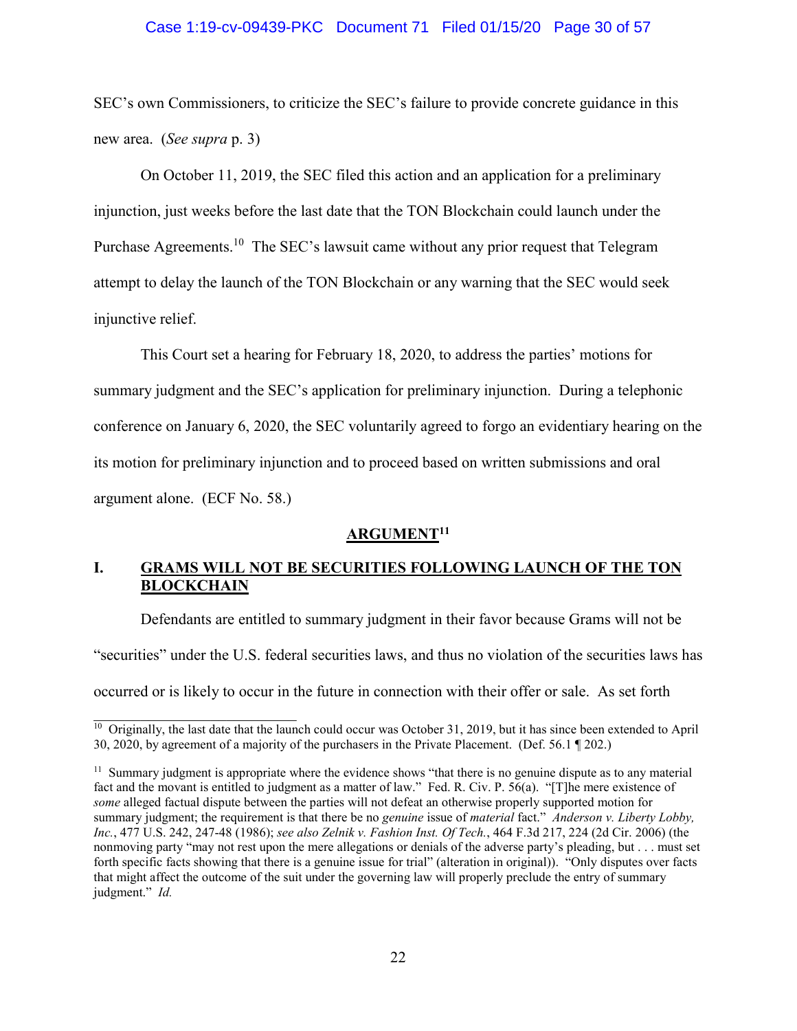SEC's own Commissioners, to criticize the SEC's failure to provide concrete guidance in this new area. (*See supra* p. 3)

On October 11, 2019, the SEC filed this action and an application for a preliminary injunction, just weeks before the last date that the TON Blockchain could launch under the Purchase Agreements.[10] The SEC's lawsuit came without any prior request that Telegram attempt to delay the launch of the TON Blockchain or any warning that the SEC would seek injunctive relief.

This Court set a hearing for February 18, 2020, to address the parties' motions for summary judgment and the SEC's application for preliminary injunction. During a telephonic conference on January 6, 2020, the SEC voluntarily agreed to forgo an evidentiary hearing on the its motion for preliminary injunction and to proceed based on written submissions and oral argument alone. (ECF No. 58.)

## **ARGUMENT**[11]

### **I. GRAMS WILL NOT BE SECURITIES FOLLOWING LAUNCH OF THE TON BLOCKCHAIN**

Defendants are entitled to summary judgment in their favor because Grams will not be "securities" under the U.S. federal securities laws, and thus no violation of the securities laws has occurred or is likely to occur in the future in connection with their offer or sale. As set forth

---

[10] Originally, the last date that the launch could occur was October 31, 2019, but it has since been extended to April 30, 2020, by agreement of a majority of the purchasers in the Private Placement. (Def. 56.1 ¶ 202.)

[11] Summary judgment is appropriate where the evidence shows "that there is no genuine dispute as to any material fact and the movant is entitled to judgment as a matter of law." Fed. R. Civ. P. 56(a). "[T]he mere existence of *some* alleged factual dispute between the parties will not defeat an otherwise properly supported motion for summary judgment; the requirement is that there be no *genuine* issue of *material* fact." *Anderson v. Liberty Lobby, Inc.*, 477 U.S. 242, 247-48 (1986); *see also Zelnik v. Fashion Inst. Of Tech.*, 464 F.3d 217, 224 (2d Cir. 2006) (the nonmoving party "may not rest upon the mere allegations or denials of the adverse party's pleading, but . . . must set forth specific facts showing that there is a genuine issue for trial" (alteration in original)). "Only disputes over facts that might affect the outcome of the suit under the governing law will properly preclude the entry of summary judgment." *Id.*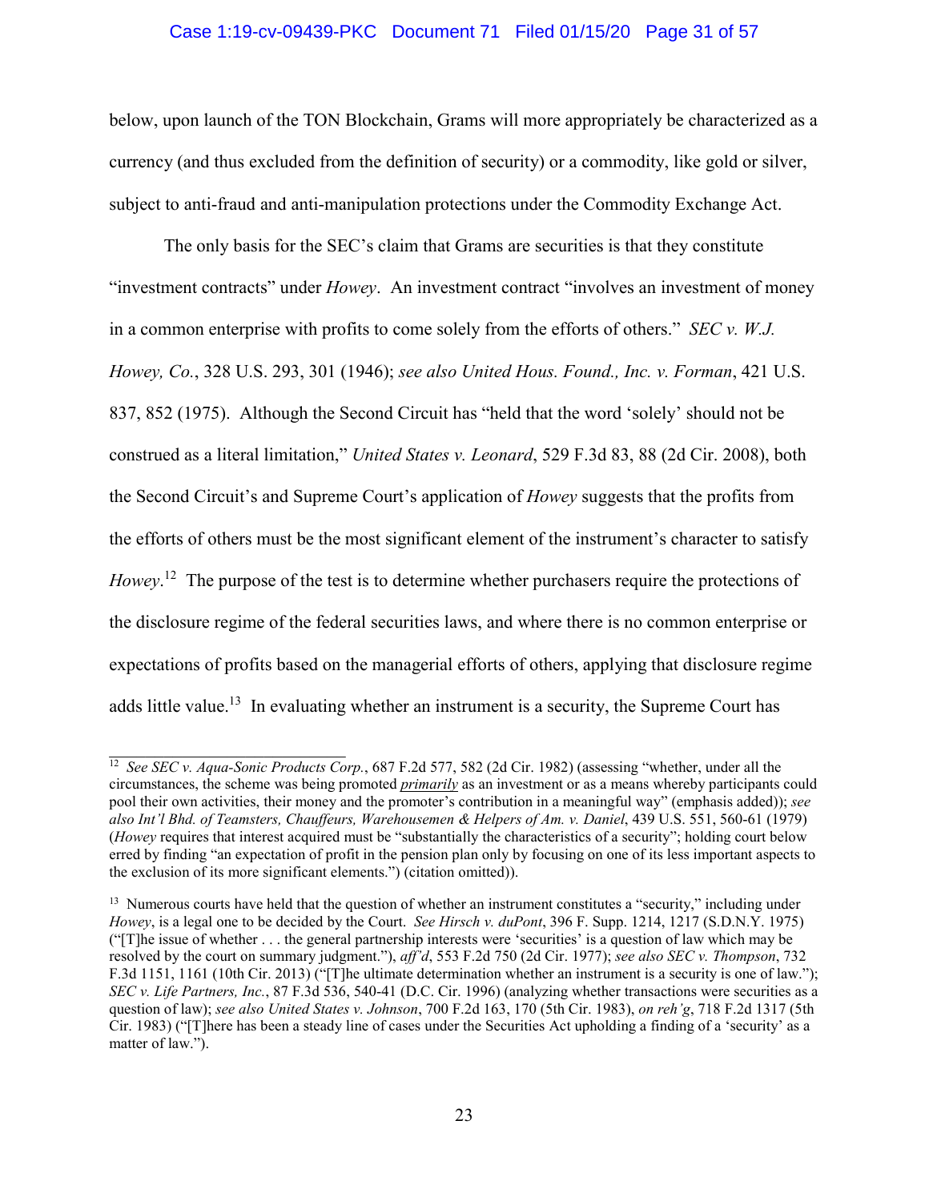below, upon launch of the TON Blockchain, Grams will more appropriately be characterized as a currency (and thus excluded from the definition of security) or a commodity, like gold or silver, subject to anti-fraud and anti-manipulation protections under the Commodity Exchange Act.

The only basis for the SEC's claim that Grams are securities is that they constitute "investment contracts" under *Howey*. An investment contract "involves an investment of money in a common enterprise with profits to come solely from the efforts of others." *SEC v. W.J. Howey, Co.*, 328 U.S. 293, 301 (1946); *see also United Hous. Found., Inc. v. Forman*, 421 U.S. 837, 852 (1975). Although the Second Circuit has "held that the word 'solely' should not be construed as a literal limitation," *United States v. Leonard*, 529 F.3d 83, 88 (2d Cir. 2008), both the Second Circuit's and Supreme Court's application of *Howey* suggests that the profits from the efforts of others must be the most significant element of the instrument's character to satisfy *Howey*.[12] The purpose of the test is to determine whether purchasers require the protections of the disclosure regime of the federal securities laws, and where there is no common enterprise or expectations of profits based on the managerial efforts of others, applying that disclosure regime adds little value.[13] In evaluating whether an instrument is a security, the Supreme Court has

---

[12] *See SEC v. Aqua-Sonic Products Corp.*, 687 F.2d 577, 582 (2d Cir. 1982) (assessing "whether, under all the circumstances, the scheme was being promoted ***primarily*** as an investment or as a means whereby participants could pool their own activities, their money and the promoter's contribution in a meaningful way" (emphasis added)); *see also Int'l Bhd. of Teamsters, Chauffeurs, Warehousemen & Helpers of Am. v. Daniel*, 439 U.S. 551, 560-61 (1979) (*Howey* requires that interest acquired must be "substantially the characteristics of a security"; holding court below erred by finding "an expectation of profit in the pension plan only by focusing on one of its less important aspects to the exclusion of its more significant elements.") (citation omitted)).

[13] Numerous courts have held that the question of whether an instrument constitutes a "security," including under *Howey*, is a legal one to be decided by the Court. *See Hirsch v. duPont*, 396 F. Supp. 1214, 1217 (S.D.N.Y. 1975) ("[T]he issue of whether . . . the general partnership interests were 'securities' is a question of law which may be resolved by the court on summary judgment."), *aff'd*, 553 F.2d 750 (2d Cir. 1977); *see also SEC v. Thompson*, 732 F.3d 1151, 1161 (10th Cir. 2013) ("[T]he ultimate determination whether an instrument is a security is one of law."); *SEC v. Life Partners, Inc.*, 87 F.3d 536, 540-41 (D.C. Cir. 1996) (analyzing whether transactions were securities as a question of law); *see also United States v. Johnson*, 700 F.2d 163, 170 (5th Cir. 1983), *on reh'g*, 718 F.2d 1317 (5th Cir. 1983) ("[T]here has been a steady line of cases under the Securities Act upholding a finding of a 'security' as a matter of law.").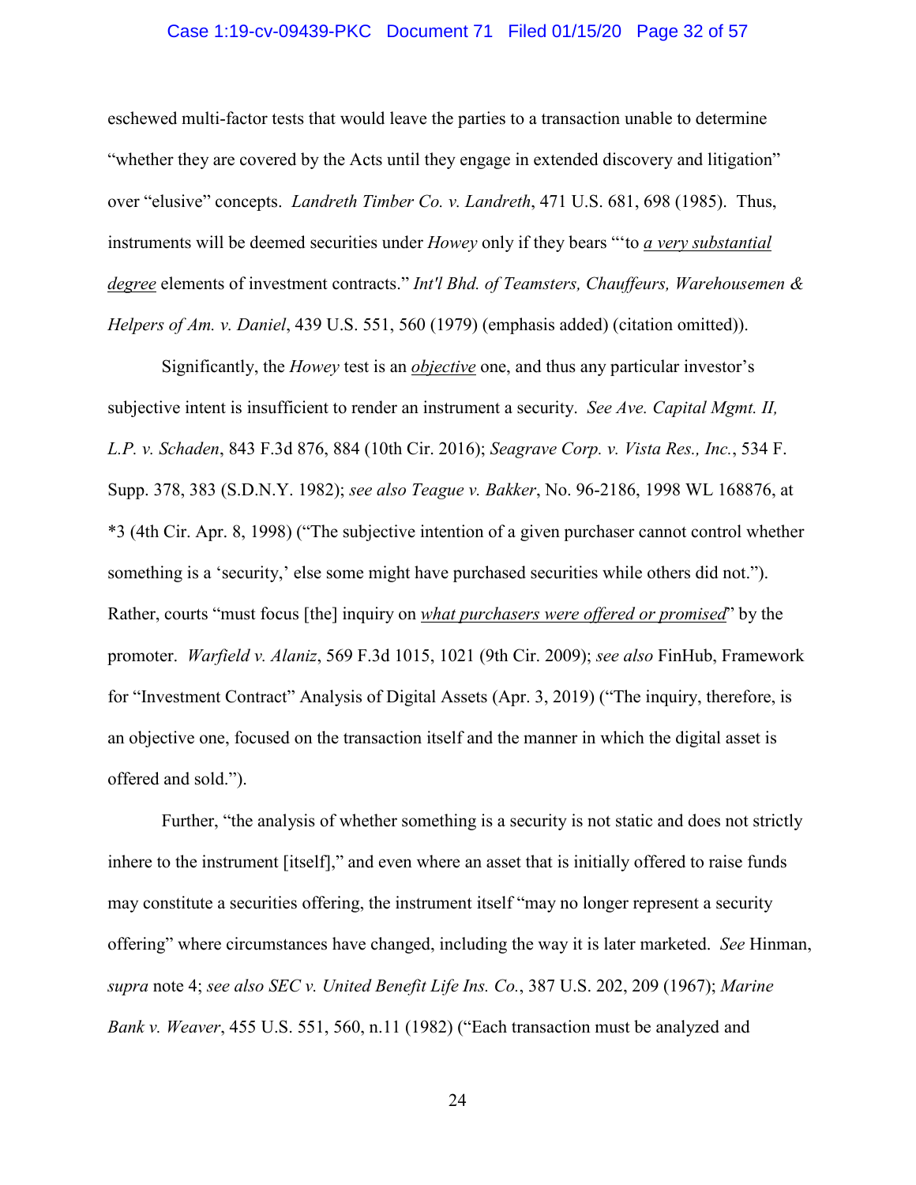eschewed multi-factor tests that would leave the parties to a transaction unable to determine "whether they are covered by the Acts until they engage in extended discovery and litigation" over "elusive" concepts. *Landreth Timber Co. v. Landreth*, 471 U.S. 681, 698 (1985). Thus, instruments will be deemed securities under *Howey* only if they bears "'to ***a very substantial degree*** elements of investment contracts." *Int'l Bhd. of Teamsters, Chauffeurs, Warehousemen & Helpers of Am. v. Daniel*, 439 U.S. 551, 560 (1979) (emphasis added) (citation omitted)).

Significantly, the *Howey* test is an ***objective*** one, and thus any particular investor's subjective intent is insufficient to render an instrument a security. *See Ave. Capital Mgmt. II, L.P. v. Schaden*, 843 F.3d 876, 884 (10th Cir. 2016); *Seagrave Corp. v. Vista Res., Inc.*, 534 F. Supp. 378, 383 (S.D.N.Y. 1982); *see also Teague v. Bakker*, No. 96-2186, 1998 WL 168876, at \*3 (4th Cir. Apr. 8, 1998) ("The subjective intention of a given purchaser cannot control whether something is a 'security,' else some might have purchased securities while others did not."). Rather, courts "must focus [the] inquiry on ***what purchasers were offered or promised***" by the promoter. *Warfield v. Alaniz*, 569 F.3d 1015, 1021 (9th Cir. 2009); *see also* FinHub, Framework for "Investment Contract" Analysis of Digital Assets (Apr. 3, 2019) ("The inquiry, therefore, is an objective one, focused on the transaction itself and the manner in which the digital asset is offered and sold.").

Further, "the analysis of whether something is a security is not static and does not strictly inhere to the instrument [itself]," and even where an asset that is initially offered to raise funds may constitute a securities offering, the instrument itself "may no longer represent a security offering" where circumstances have changed, including the way it is later marketed. *See* Hinman, *supra* note 4; *see also SEC v. United Benefit Life Ins. Co.*, 387 U.S. 202, 209 (1967); *Marine Bank v. Weaver*, 455 U.S. 551, 560, n.11 (1982) ("Each transaction must be analyzed and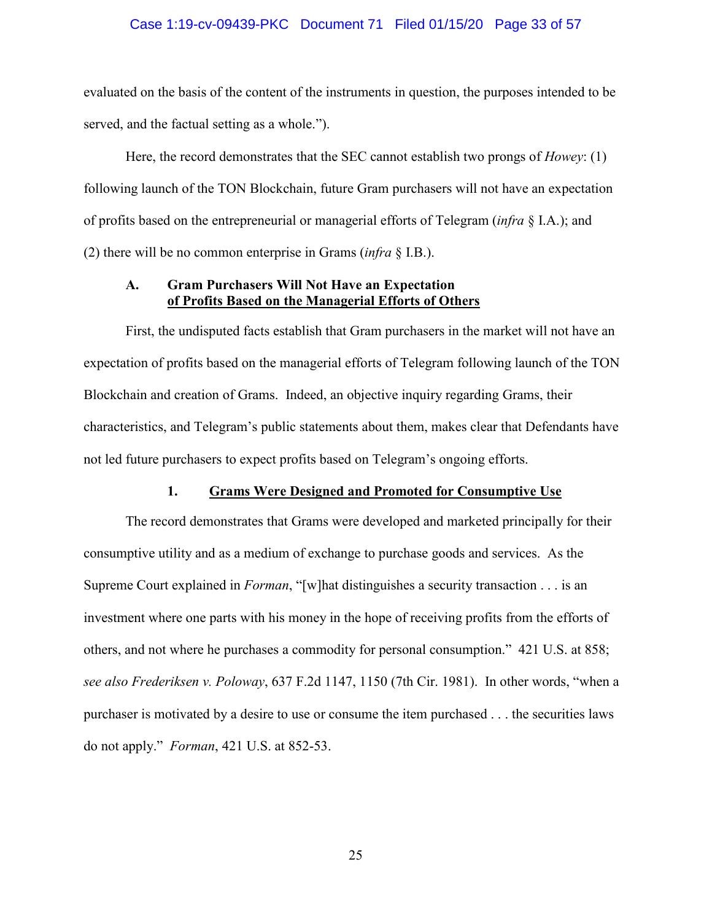evaluated on the basis of the content of the instruments in question, the purposes intended to be served, and the factual setting as a whole.").

Here, the record demonstrates that the SEC cannot establish two prongs of *Howey*: (1) following launch of the TON Blockchain, future Gram purchasers will not have an expectation of profits based on the entrepreneurial or managerial efforts of Telegram (*infra* § I.A.); and (2) there will be no common enterprise in Grams (*infra* § I.B.).

### A. Gram Purchasers Will Not Have an Expectation of Profits Based on the Managerial Efforts of Others

First, the undisputed facts establish that Gram purchasers in the market will not have an expectation of profits based on the managerial efforts of Telegram following launch of the TON Blockchain and creation of Grams. Indeed, an objective inquiry regarding Grams, their characteristics, and Telegram's public statements about them, makes clear that Defendants have not led future purchasers to expect profits based on Telegram's ongoing efforts.

#### 1. Grams Were Designed and Promoted for Consumptive Use

The record demonstrates that Grams were developed and marketed principally for their consumptive utility and as a medium of exchange to purchase goods and services. As the Supreme Court explained in *Forman*, "[w]hat distinguishes a security transaction . . . is an investment where one parts with his money in the hope of receiving profits from the efforts of others, and not where he purchases a commodity for personal consumption." 421 U.S. at 858; *see also Frederiksen v. Poloway*, 637 F.2d 1147, 1150 (7th Cir. 1981). In other words, "when a purchaser is motivated by a desire to use or consume the item purchased . . . the securities laws do not apply." *Forman*, 421 U.S. at 852-53.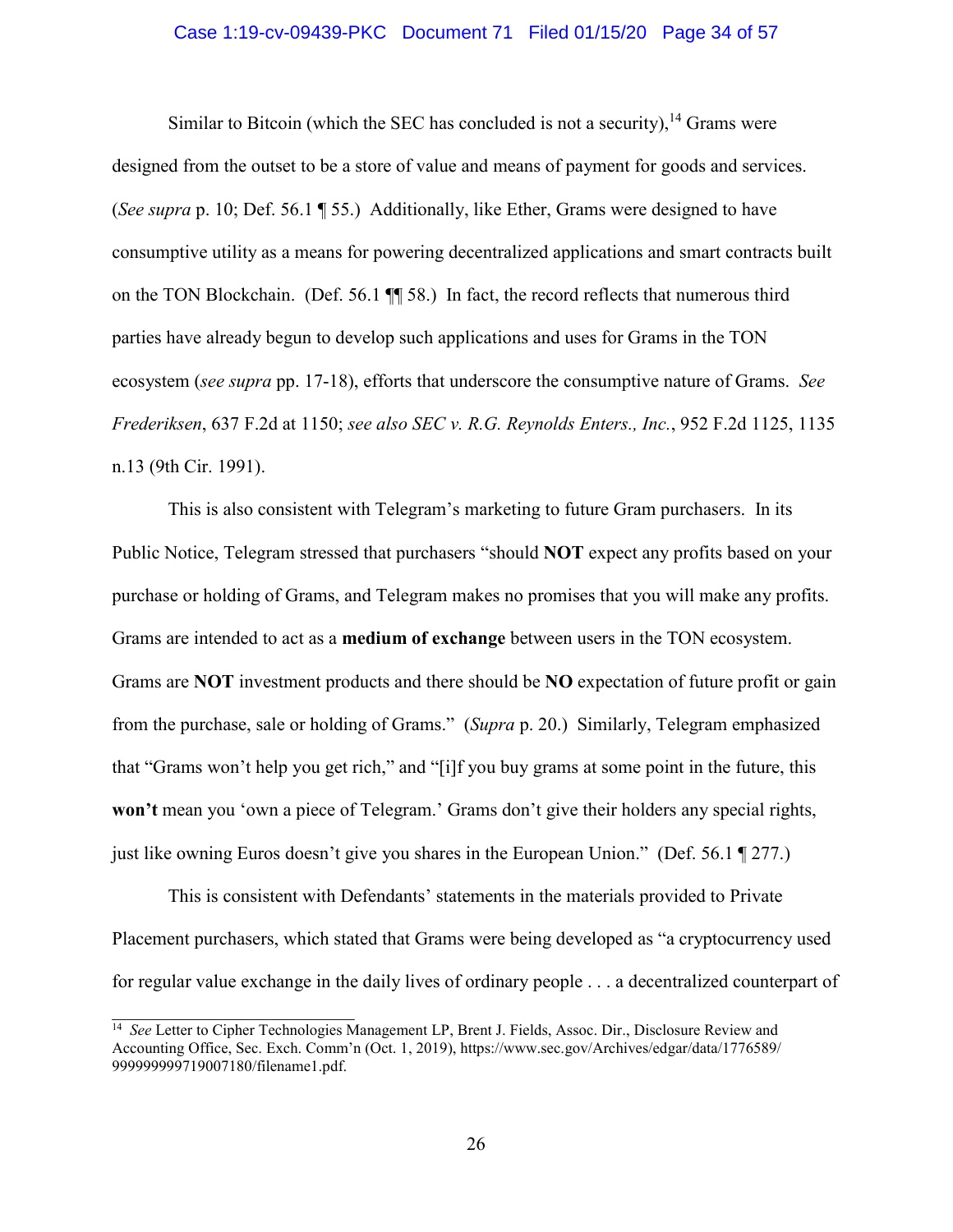Similar to Bitcoin (which the SEC has concluded is not a security),[14] Grams were designed from the outset to be a store of value and means of payment for goods and services. (*See supra* p. 10; Def. 56.1 ¶ 55.) Additionally, like Ether, Grams were designed to have consumptive utility as a means for powering decentralized applications and smart contracts built on the TON Blockchain. (Def. 56.1 ¶¶ 58.) In fact, the record reflects that numerous third parties have already begun to develop such applications and uses for Grams in the TON ecosystem (*see supra* pp. 17-18), efforts that underscore the consumptive nature of Grams. *See Frederiksen*, 637 F.2d at 1150; *see also SEC v. R.G. Reynolds Enters., Inc.*, 952 F.2d 1125, 1135 n.13 (9th Cir. 1991).

This is also consistent with Telegram's marketing to future Gram purchasers. In its Public Notice, Telegram stressed that purchasers "should **NOT** expect any profits based on your purchase or holding of Grams, and Telegram makes no promises that you will make any profits. Grams are intended to act as a **medium of exchange** between users in the TON ecosystem. Grams are **NOT** investment products and there should be **NO** expectation of future profit or gain from the purchase, sale or holding of Grams." (*Supra* p. 20.) Similarly, Telegram emphasized that "Grams won't help you get rich," and "[i]f you buy grams at some point in the future, this **won't** mean you 'own a piece of Telegram.' Grams don't give their holders any special rights, just like owning Euros doesn't give you shares in the European Union." (Def. 56.1 ¶ 277.)

This is consistent with Defendants' statements in the materials provided to Private Placement purchasers, which stated that Grams were being developed as "a cryptocurrency used for regular value exchange in the daily lives of ordinary people . . . a decentralized counterpart of

---

[14] *See* Letter to Cipher Technologies Management LP, Brent J. Fields, Assoc. Dir., Disclosure Review and Accounting Office, Sec. Exch. Comm'n (Oct. 1, 2019), https://www.sec.gov/Archives/edgar/data/1776589/999999999719007180/filename1.pdf.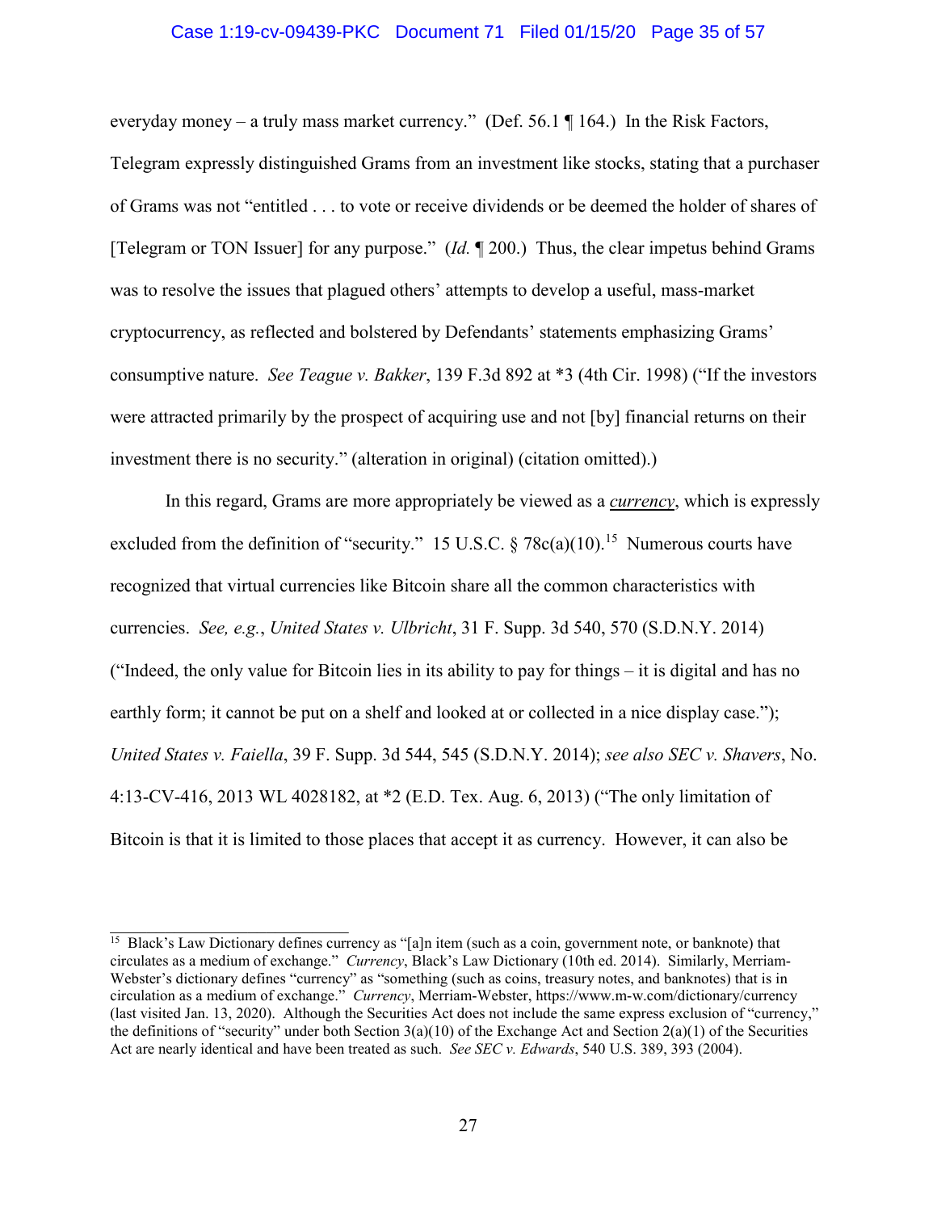everyday money – a truly mass market currency." (Def. 56.1 ¶ 164.) In the Risk Factors, Telegram expressly distinguished Grams from an investment like stocks, stating that a purchaser of Grams was not "entitled . . . to vote or receive dividends or be deemed the holder of shares of [Telegram or TON Issuer] for any purpose." (*Id.* ¶ 200.) Thus, the clear impetus behind Grams was to resolve the issues that plagued others' attempts to develop a useful, mass-market cryptocurrency, as reflected and bolstered by Defendants' statements emphasizing Grams' consumptive nature. *See Teague v. Bakker*, 139 F.3d 892 at *3 (4th Cir. 1998) ("If the investors were attracted primarily by the prospect of acquiring use and not [by] financial returns on their investment there is no security." (alteration in original) (citation omitted).)

In this regard, Grams are more appropriately be viewed as a ***currency***, which is expressly excluded from the definition of "security." 15 U.S.C. § 78c(a)(10).[15] Numerous courts have recognized that virtual currencies like Bitcoin share all the common characteristics with currencies. *See, e.g.*, *United States v. Ulbricht*, 31 F. Supp. 3d 540, 570 (S.D.N.Y. 2014) ("Indeed, the only value for Bitcoin lies in its ability to pay for things – it is digital and has no earthly form; it cannot be put on a shelf and looked at or collected in a nice display case."); *United States v. Faiella*, 39 F. Supp. 3d 544, 545 (S.D.N.Y. 2014); *see also SEC v. Shavers*, No. 4:13-CV-416, 2013 WL 4028182, at *2 (E.D. Tex. Aug. 6, 2013) ("The only limitation of Bitcoin is that it is limited to those places that accept it as currency. However, it can also be

---

[15] Black's Law Dictionary defines currency as "[a]n item (such as a coin, government note, or banknote) that circulates as a medium of exchange." *Currency*, Black's Law Dictionary (10th ed. 2014). Similarly, Merriam-Webster's dictionary defines "currency" as "something (such as coins, treasury notes, and banknotes) that is in circulation as a medium of exchange." *Currency*, Merriam-Webster, https://www.m-w.com/dictionary/currency (last visited Jan. 13, 2020). Although the Securities Act does not include the same express exclusion of "currency," the definitions of "security" under both Section 3(a)(10) of the Exchange Act and Section 2(a)(1) of the Securities Act are nearly identical and have been treated as such. *See SEC v. Edwards*, 540 U.S. 389, 393 (2004).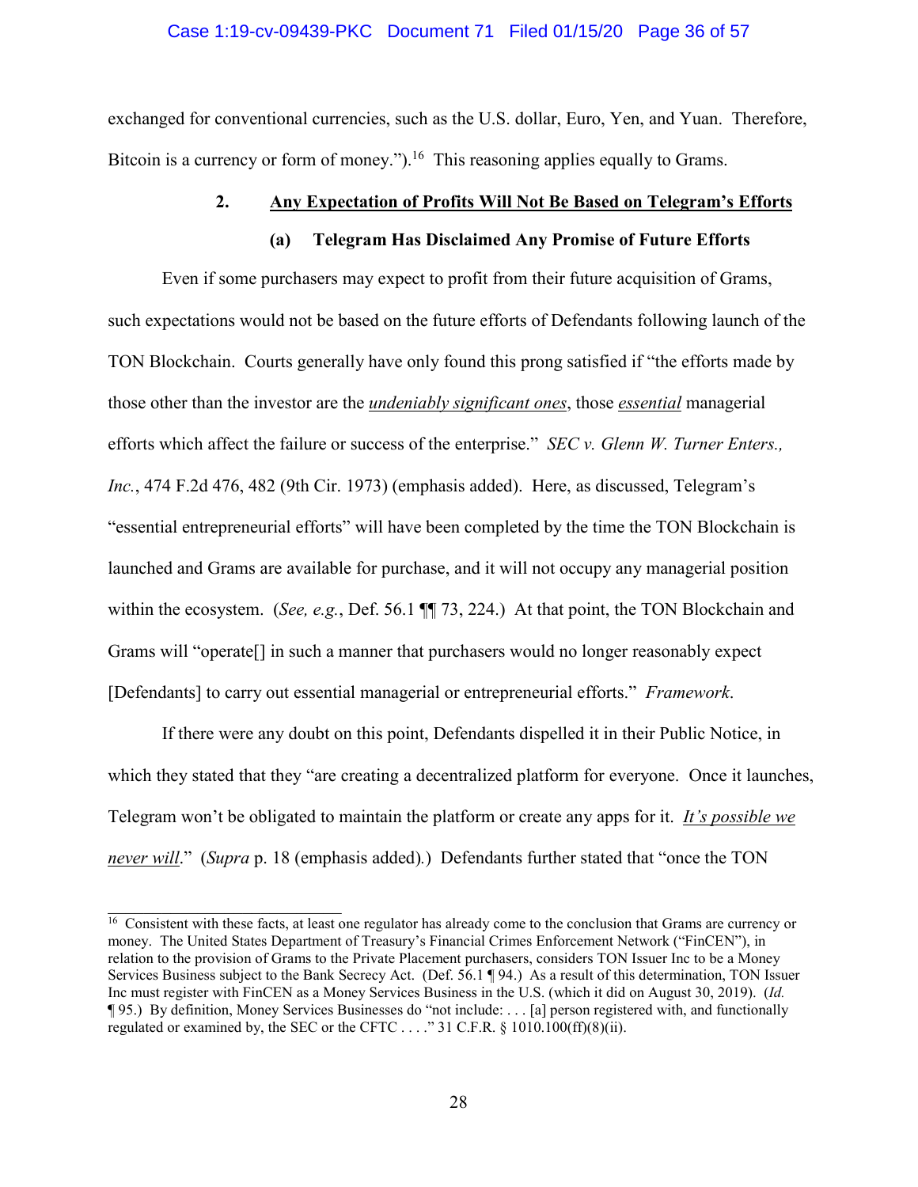exchanged for conventional currencies, such as the U.S. dollar, Euro, Yen, and Yuan. Therefore, Bitcoin is a currency or form of money.").[16] This reasoning applies equally to Grams.

### 2. Any Expectation of Profits Will Not Be Based on Telegram's Efforts

#### (a) Telegram Has Disclaimed Any Promise of Future Efforts

Even if some purchasers may expect to profit from their future acquisition of Grams, such expectations would not be based on the future efforts of Defendants following launch of the TON Blockchain. Courts generally have only found this prong satisfied if "the efforts made by those other than the investor are the ***undeniably significant ones***, those ***essential*** managerial efforts which affect the failure or success of the enterprise." *SEC v. Glenn W. Turner Enters., Inc.*, 474 F.2d 476, 482 (9th Cir. 1973) (emphasis added). Here, as discussed, Telegram's "essential entrepreneurial efforts" will have been completed by the time the TON Blockchain is launched and Grams are available for purchase, and it will not occupy any managerial position within the ecosystem. (*See, e.g.*, Def. 56.1 ¶¶ 73, 224.) At that point, the TON Blockchain and Grams will "operate[] in such a manner that purchasers would no longer reasonably expect [Defendants] to carry out essential managerial or entrepreneurial efforts." *Framework*.

If there were any doubt on this point, Defendants dispelled it in their Public Notice, in which they stated that they "are creating a decentralized platform for everyone. Once it launches, Telegram won't be obligated to maintain the platform or create any apps for it. ***It's possible we never will***." (*Supra* p. 18 (emphasis added).) Defendants further stated that "once the TON

---

[16] Consistent with these facts, at least one regulator has already come to the conclusion that Grams are currency or money. The United States Department of Treasury's Financial Crimes Enforcement Network ("FinCEN"), in relation to the provision of Grams to the Private Placement purchasers, considers TON Issuer Inc to be a Money Services Business subject to the Bank Secrecy Act. (Def. 56.1 ¶ 94.) As a result of this determination, TON Issuer Inc must register with FinCEN as a Money Services Business in the U.S. (which it did on August 30, 2019). (*Id.* ¶ 95.) By definition, Money Services Businesses do "not include: . . . [a] person registered with, and functionally regulated or examined by, the SEC or the CFTC . . . ." 31 C.F.R. § 1010.100(ff)(8)(ii).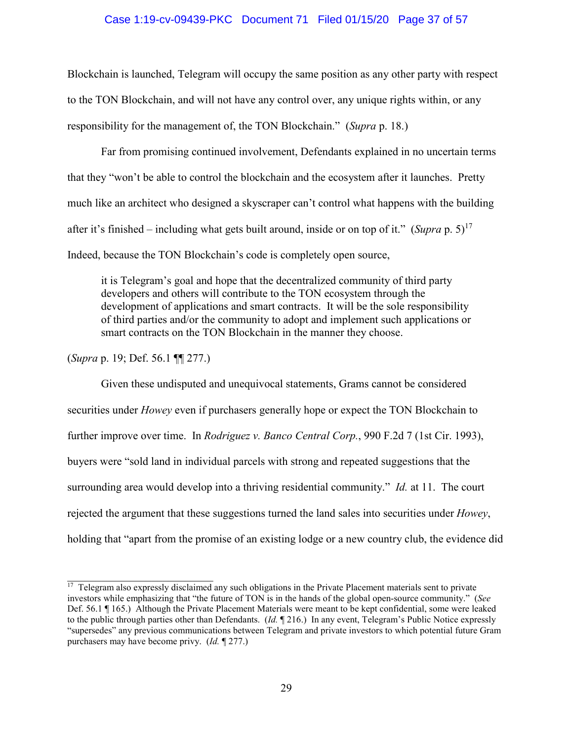Blockchain is launched, Telegram will occupy the same position as any other party with respect to the TON Blockchain, and will not have any control over, any unique rights within, or any responsibility for the management of, the TON Blockchain." (*Supra* p. 18.)

Far from promising continued involvement, Defendants explained in no uncertain terms that they "won't be able to control the blockchain and the ecosystem after it launches. Pretty much like an architect who designed a skyscraper can't control what happens with the building after it's finished – including what gets built around, inside or on top of it." (*Supra* p. 5)[17] Indeed, because the TON Blockchain's code is completely open source,

> it is Telegram's goal and hope that the decentralized community of third party developers and others will contribute to the TON ecosystem through the development of applications and smart contracts. It will be the sole responsibility of third parties and/or the community to adopt and implement such applications or smart contracts on the TON Blockchain in the manner they choose.

(*Supra* p. 19; Def. 56.1 ¶¶ 277.)

Given these undisputed and unequivocal statements, Grams cannot be considered securities under *Howey* even if purchasers generally hope or expect the TON Blockchain to further improve over time. In *Rodriguez v. Banco Central Corp.*, 990 F.2d 7 (1st Cir. 1993), buyers were "sold land in individual parcels with strong and repeated suggestions that the surrounding area would develop into a thriving residential community." *Id.* at 11. The court rejected the argument that these suggestions turned the land sales into securities under *Howey*, holding that "apart from the promise of an existing lodge or a new country club, the evidence did

---

[17] Telegram also expressly disclaimed any such obligations in the Private Placement materials sent to private investors while emphasizing that "the future of TON is in the hands of the global open-source community." (*See* Def. 56.1 ¶ 165.) Although the Private Placement Materials were meant to be kept confidential, some were leaked to the public through parties other than Defendants. (*Id.* ¶ 216.) In any event, Telegram's Public Notice expressly "supersedes" any previous communications between Telegram and private investors to which potential future Gram purchasers may have become privy. (*Id.* ¶ 277.)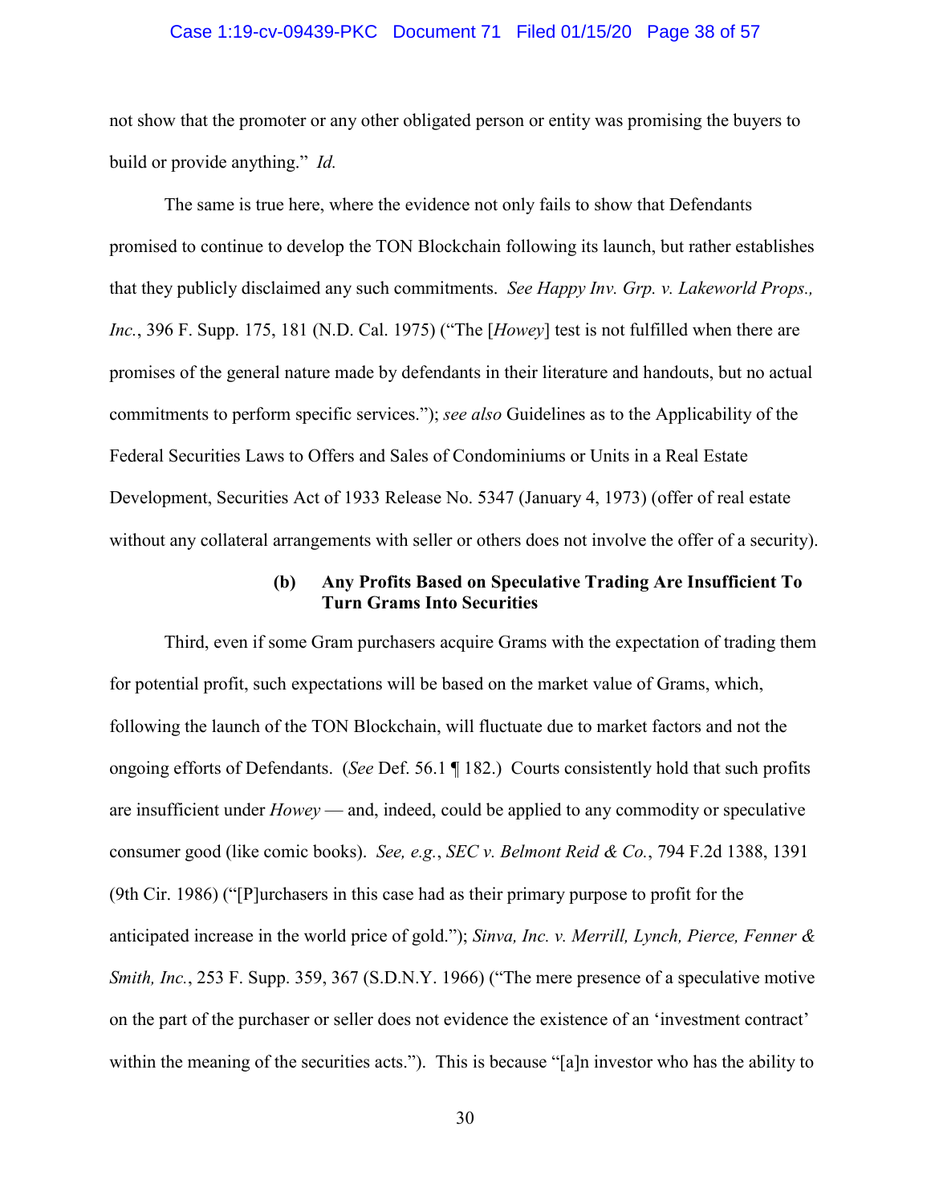not show that the promoter or any other obligated person or entity was promising the buyers to build or provide anything." *Id.*

The same is true here, where the evidence not only fails to show that Defendants promised to continue to develop the TON Blockchain following its launch, but rather establishes that they publicly disclaimed any such commitments. *See Happy Inv. Grp. v. Lakeworld Props., Inc.*, 396 F. Supp. 175, 181 (N.D. Cal. 1975) ("The [*Howey*] test is not fulfilled when there are promises of the general nature made by defendants in their literature and handouts, but no actual commitments to perform specific services."); *see also* Guidelines as to the Applicability of the Federal Securities Laws to Offers and Sales of Condominiums or Units in a Real Estate Development, Securities Act of 1933 Release No. 5347 (January 4, 1973) (offer of real estate without any collateral arrangements with seller or others does not involve the offer of a security).

#### (b) Any Profits Based on Speculative Trading Are Insufficient To Turn Grams Into Securities

Third, even if some Gram purchasers acquire Grams with the expectation of trading them for potential profit, such expectations will be based on the market value of Grams, which, following the launch of the TON Blockchain, will fluctuate due to market factors and not the ongoing efforts of Defendants. (*See* Def. 56.1 ¶ 182.) Courts consistently hold that such profits are insufficient under *Howey* — and, indeed, could be applied to any commodity or speculative consumer good (like comic books). *See, e.g.*, *SEC v. Belmont Reid & Co.*, 794 F.2d 1388, 1391 (9th Cir. 1986) ("[P]urchasers in this case had as their primary purpose to profit for the anticipated increase in the world price of gold."); *Sinva, Inc. v. Merrill, Lynch, Pierce, Fenner & Smith, Inc.*, 253 F. Supp. 359, 367 (S.D.N.Y. 1966) ("The mere presence of a speculative motive on the part of the purchaser or seller does not evidence the existence of an 'investment contract' within the meaning of the securities acts."). This is because "[a]n investor who has the ability to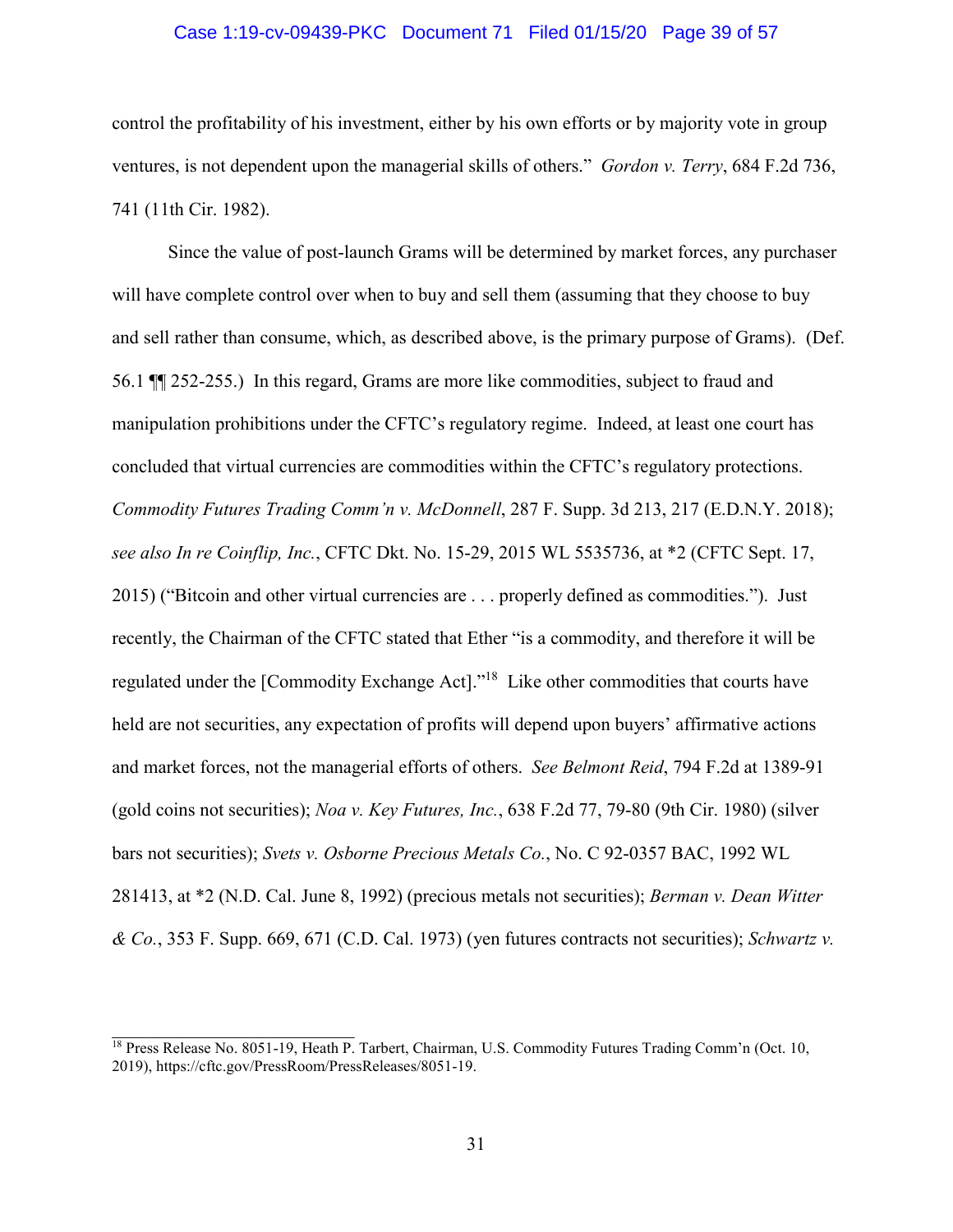control the profitability of his investment, either by his own efforts or by majority vote in group ventures, is not dependent upon the managerial skills of others." *Gordon v. Terry*, 684 F.2d 736, 741 (11th Cir. 1982).

Since the value of post-launch Grams will be determined by market forces, any purchaser will have complete control over when to buy and sell them (assuming that they choose to buy and sell rather than consume, which, as described above, is the primary purpose of Grams). (Def. 56.1 ¶¶ 252-255.) In this regard, Grams are more like commodities, subject to fraud and manipulation prohibitions under the CFTC's regulatory regime. Indeed, at least one court has concluded that virtual currencies are commodities within the CFTC's regulatory protections. *Commodity Futures Trading Comm'n v. McDonnell*, 287 F. Supp. 3d 213, 217 (E.D.N.Y. 2018); *see also In re Coinflip, Inc.*, CFTC Dkt. No. 15-29, 2015 WL 5535736, at *2 (CFTC Sept. 17, 2015) ("Bitcoin and other virtual currencies are . . . properly defined as commodities."). Just recently, the Chairman of the CFTC stated that Ether "is a commodity, and therefore it will be regulated under the [Commodity Exchange Act]."[18] Like other commodities that courts have held are not securities, any expectation of profits will depend upon buyers' affirmative actions and market forces, not the managerial efforts of others. *See Belmont Reid*, 794 F.2d at 1389-91 (gold coins not securities); *Noa v. Key Futures, Inc.*, 638 F.2d 77, 79-80 (9th Cir. 1980) (silver bars not securities); *Svets v. Osborne Precious Metals Co.*, No. C 92-0357 BAC, 1992 WL 281413, at *2 (N.D. Cal. June 8, 1992) (precious metals not securities); *Berman v. Dean Witter & Co.*, 353 F. Supp. 669, 671 (C.D. Cal. 1973) (yen futures contracts not securities); *Schwartz v.*

---

[18] Press Release No. 8051-19, Heath P. Tarbert, Chairman, U.S. Commodity Futures Trading Comm'n (Oct. 10, 2019), https://cftc.gov/PressRoom/PressReleases/8051-19.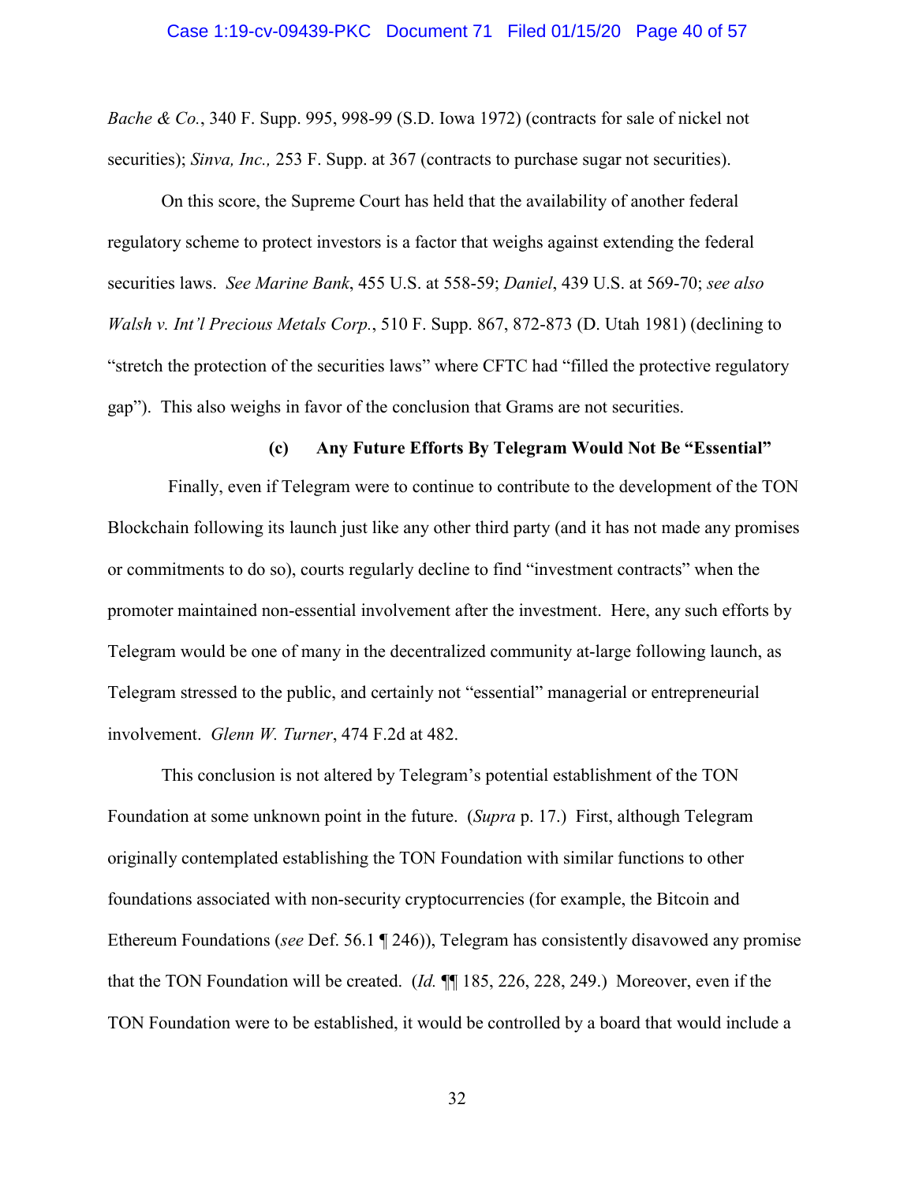*Bache & Co.*, 340 F. Supp. 995, 998-99 (S.D. Iowa 1972) (contracts for sale of nickel not securities); *Sinva, Inc.,* 253 F. Supp. at 367 (contracts to purchase sugar not securities).

On this score, the Supreme Court has held that the availability of another federal regulatory scheme to protect investors is a factor that weighs against extending the federal securities laws. *See Marine Bank*, 455 U.S. at 558-59; *Daniel*, 439 U.S. at 569-70; *see also Walsh v. Int'l Precious Metals Corp.*, 510 F. Supp. 867, 872-873 (D. Utah 1981) (declining to "stretch the protection of the securities laws" where CFTC had "filled the protective regulatory gap"). This also weighs in favor of the conclusion that Grams are not securities.

**(c) Any Future Efforts By Telegram Would Not Be "Essential"**

Finally, even if Telegram were to continue to contribute to the development of the TON Blockchain following its launch just like any other third party (and it has not made any promises or commitments to do so), courts regularly decline to find "investment contracts" when the promoter maintained non-essential involvement after the investment. Here, any such efforts by Telegram would be one of many in the decentralized community at-large following launch, as Telegram stressed to the public, and certainly not "essential" managerial or entrepreneurial involvement. *Glenn W. Turner*, 474 F.2d at 482.

This conclusion is not altered by Telegram's potential establishment of the TON Foundation at some unknown point in the future. (*Supra* p. 17.) First, although Telegram originally contemplated establishing the TON Foundation with similar functions to other foundations associated with non-security cryptocurrencies (for example, the Bitcoin and Ethereum Foundations (*see* Def. 56.1 ¶ 246)), Telegram has consistently disavowed any promise that the TON Foundation will be created. (*Id.* ¶¶ 185, 226, 228, 249.) Moreover, even if the TON Foundation were to be established, it would be controlled by a board that would include a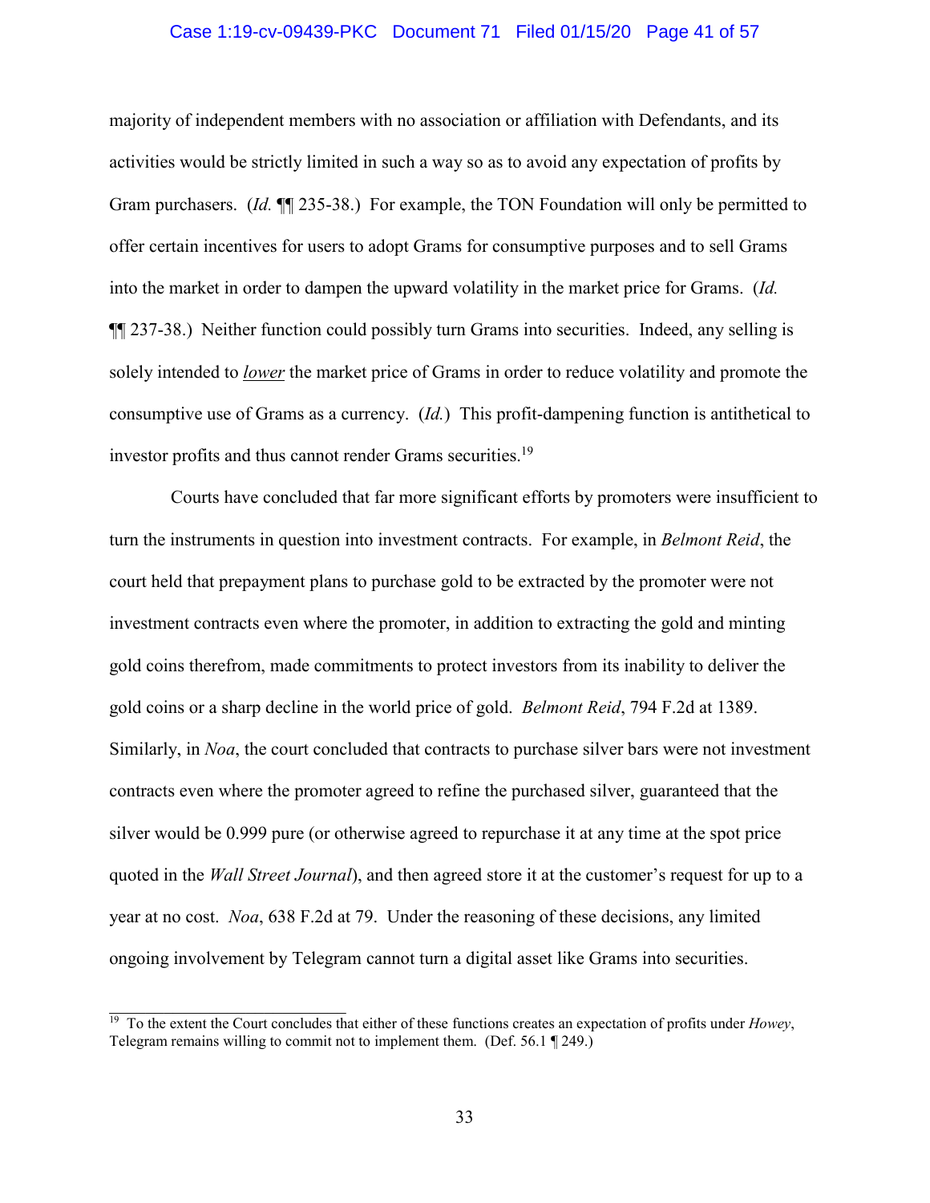majority of independent members with no association or affiliation with Defendants, and its activities would be strictly limited in such a way so as to avoid any expectation of profits by Gram purchasers. (*Id.* ¶¶ 235-38.) For example, the TON Foundation will only be permitted to offer certain incentives for users to adopt Grams for consumptive purposes and to sell Grams into the market in order to dampen the upward volatility in the market price for Grams. (*Id.* ¶¶ 237-38.) Neither function could possibly turn Grams into securities. Indeed, any selling is solely intended to ***lower*** the market price of Grams in order to reduce volatility and promote the consumptive use of Grams as a currency. (*Id.*) This profit-dampening function is antithetical to investor profits and thus cannot render Grams securities.[19]

Courts have concluded that far more significant efforts by promoters were insufficient to turn the instruments in question into investment contracts. For example, in *Belmont Reid*, the court held that prepayment plans to purchase gold to be extracted by the promoter were not investment contracts even where the promoter, in addition to extracting the gold and minting gold coins therefrom, made commitments to protect investors from its inability to deliver the gold coins or a sharp decline in the world price of gold. *Belmont Reid*, 794 F.2d at 1389. Similarly, in *Noa*, the court concluded that contracts to purchase silver bars were not investment contracts even where the promoter agreed to refine the purchased silver, guaranteed that the silver would be 0.999 pure (or otherwise agreed to repurchase it at any time at the spot price quoted in the *Wall Street Journal*), and then agreed store it at the customer's request for up to a year at no cost. *Noa*, 638 F.2d at 79. Under the reasoning of these decisions, any limited ongoing involvement by Telegram cannot turn a digital asset like Grams into securities.

---

[19] To the extent the Court concludes that either of these functions creates an expectation of profits under *Howey*, Telegram remains willing to commit not to implement them. (Def. 56.1 ¶ 249.)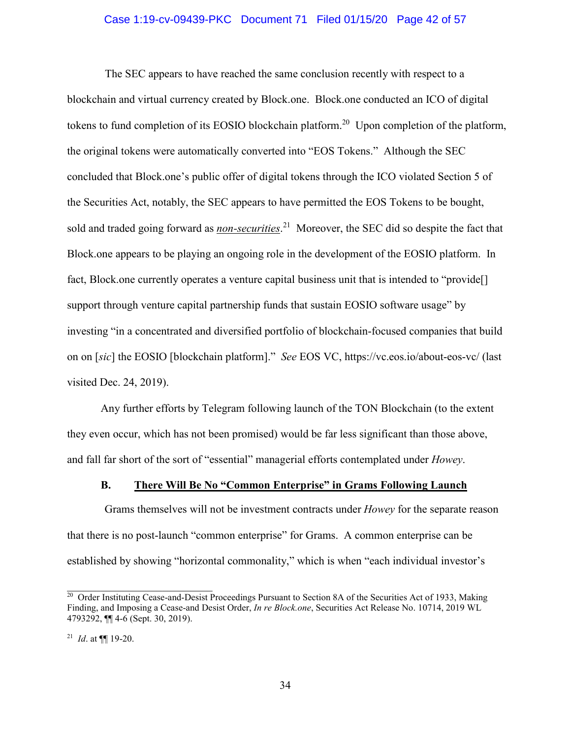The SEC appears to have reached the same conclusion recently with respect to a blockchain and virtual currency created by Block.one. Block.one conducted an ICO of digital tokens to fund completion of its EOSIO blockchain platform.[20] Upon completion of the platform, the original tokens were automatically converted into "EOS Tokens." Although the SEC concluded that Block.one's public offer of digital tokens through the ICO violated Section 5 of the Securities Act, notably, the SEC appears to have permitted the EOS Tokens to be bought, sold and traded going forward as ***non-securities***.[21] Moreover, the SEC did so despite the fact that Block.one appears to be playing an ongoing role in the development of the EOSIO platform. In fact, Block.one currently operates a venture capital business unit that is intended to "provide[] support through venture capital partnership funds that sustain EOSIO software usage" by investing "in a concentrated and diversified portfolio of blockchain-focused companies that build on on [*sic*] the EOSIO [blockchain platform]." *See* EOS VC, https://vc.eos.io/about-eos-vc/ (last visited Dec. 24, 2019).

Any further efforts by Telegram following launch of the TON Blockchain (to the extent they even occur, which has not been promised) would be far less significant than those above, and fall far short of the sort of "essential" managerial efforts contemplated under *Howey*.

### B. There Will Be No "Common Enterprise" in Grams Following Launch

Grams themselves will not be investment contracts under *Howey* for the separate reason that there is no post-launch "common enterprise" for Grams. A common enterprise can be established by showing "horizontal commonality," which is when "each individual investor's

---

[20] Order Instituting Cease-and-Desist Proceedings Pursuant to Section 8A of the Securities Act of 1933, Making Finding, and Imposing a Cease-and Desist Order, *In re Block.one*, Securities Act Release No. 10714, 2019 WL 4793292, ¶¶ 4-6 (Sept. 30, 2019).

[21] *Id*. at ¶¶ 19-20.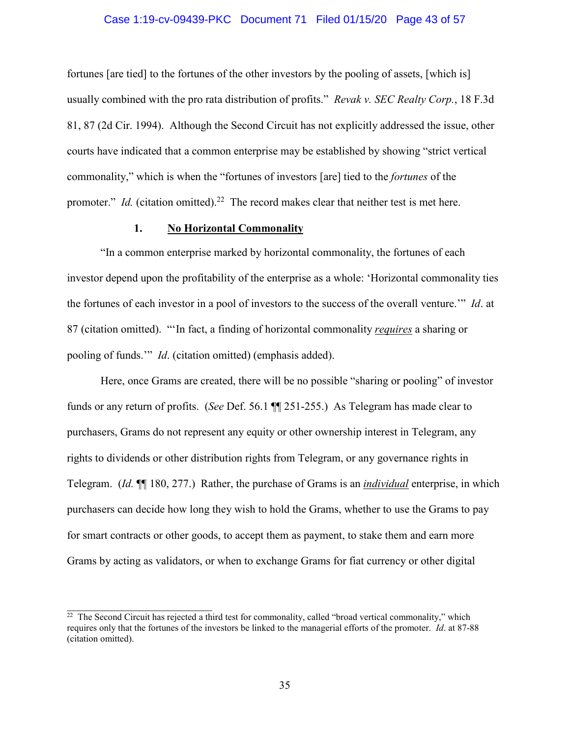fortunes [are tied] to the fortunes of the other investors by the pooling of assets, [which is] usually combined with the pro rata distribution of profits." *Revak v. SEC Realty Corp.*, 18 F.3d 81, 87 (2d Cir. 1994). Although the Second Circuit has not explicitly addressed the issue, other courts have indicated that a common enterprise may be established by showing "strict vertical commonality," which is when the "fortunes of investors [are] tied to the *fortunes* of the promoter." *Id.* (citation omitted).[22] The record makes clear that neither test is met here.

### 1. <u>No Horizontal Commonality</u>

"In a common enterprise marked by horizontal commonality, the fortunes of each investor depend upon the profitability of the enterprise as a whole: 'Horizontal commonality ties the fortunes of each investor in a pool of investors to the success of the overall venture.'" *Id*. at 87 (citation omitted). "'In fact, a finding of horizontal commonality ***requires*** a sharing or pooling of funds.'" *Id*. (citation omitted) (emphasis added).

Here, once Grams are created, there will be no possible "sharing or pooling" of investor funds or any return of profits. (*See* Def. 56.1 ¶¶ 251-255.) As Telegram has made clear to purchasers, Grams do not represent any equity or other ownership interest in Telegram, any rights to dividends or other distribution rights from Telegram, or any governance rights in Telegram. (*Id.* ¶¶ 180, 277.) Rather, the purchase of Grams is an ***individual*** enterprise, in which purchasers can decide how long they wish to hold the Grams, whether to use the Grams to pay for smart contracts or other goods, to accept them as payment, to stake them and earn more Grams by acting as validators, or when to exchange Grams for fiat currency or other digital

---

[22] The Second Circuit has rejected a third test for commonality, called "broad vertical commonality," which requires only that the fortunes of the investors be linked to the managerial efforts of the promoter. *Id*. at 87-88 (citation omitted).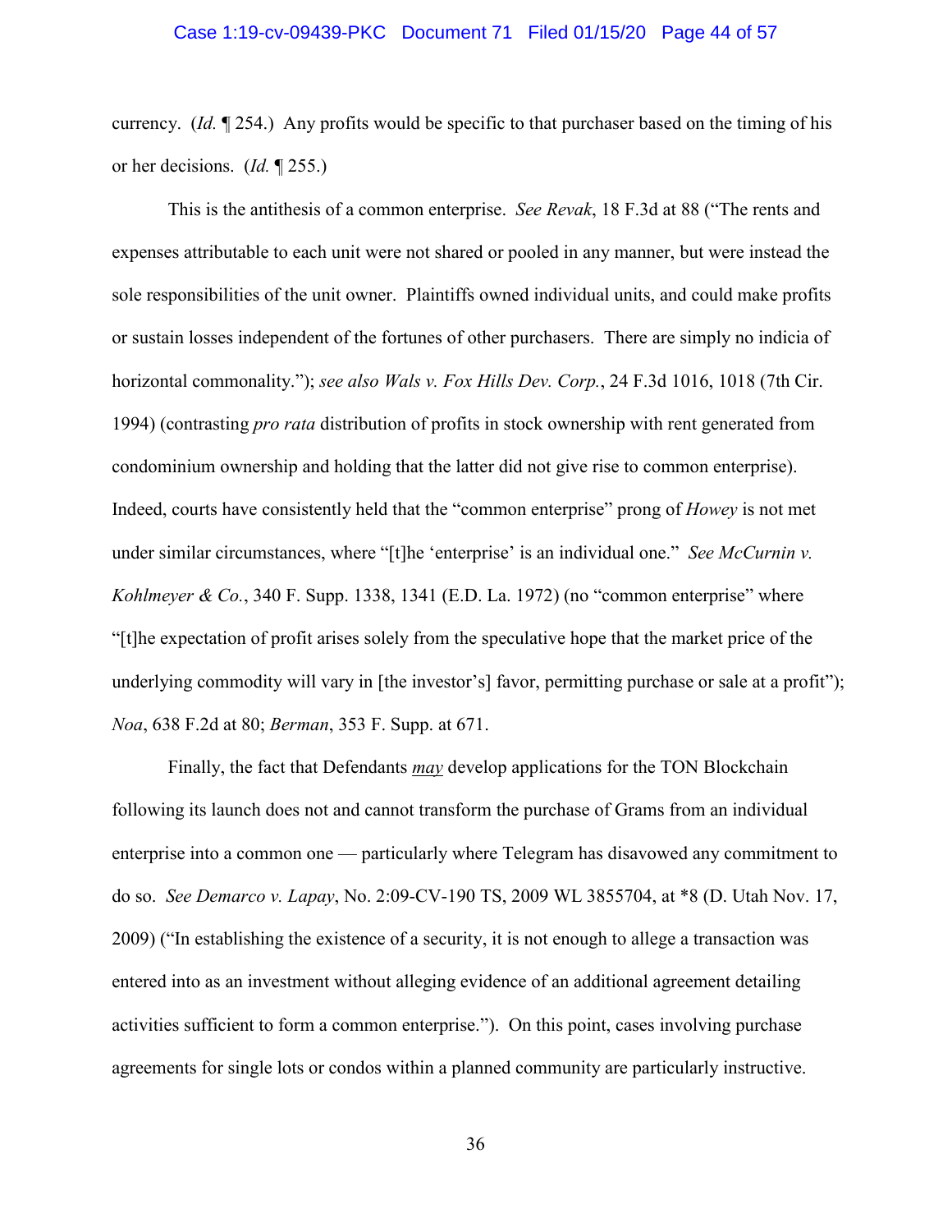currency. (*Id.* ¶ 254.) Any profits would be specific to that purchaser based on the timing of his or her decisions. (*Id.* ¶ 255.)

This is the antithesis of a common enterprise. *See Revak*, 18 F.3d at 88 ("The rents and expenses attributable to each unit were not shared or pooled in any manner, but were instead the sole responsibilities of the unit owner. Plaintiffs owned individual units, and could make profits or sustain losses independent of the fortunes of other purchasers. There are simply no indicia of horizontal commonality."); *see also Wals v. Fox Hills Dev. Corp.*, 24 F.3d 1016, 1018 (7th Cir. 1994) (contrasting *pro rata* distribution of profits in stock ownership with rent generated from condominium ownership and holding that the latter did not give rise to common enterprise). Indeed, courts have consistently held that the "common enterprise" prong of *Howey* is not met under similar circumstances, where "[t]he 'enterprise' is an individual one." *See McCurnin v. Kohlmeyer & Co.*, 340 F. Supp. 1338, 1341 (E.D. La. 1972) (no "common enterprise" where "[t]he expectation of profit arises solely from the speculative hope that the market price of the underlying commodity will vary in [the investor's] favor, permitting purchase or sale at a profit"); *Noa*, 638 F.2d at 80; *Berman*, 353 F. Supp. at 671.

Finally, the fact that Defendants ***may*** develop applications for the TON Blockchain following its launch does not and cannot transform the purchase of Grams from an individual enterprise into a common one — particularly where Telegram has disavowed any commitment to do so. *See Demarco v. Lapay*, No. 2:09-CV-190 TS, 2009 WL 3855704, at *8 (D. Utah Nov. 17, 2009) ("In establishing the existence of a security, it is not enough to allege a transaction was entered into as an investment without alleging evidence of an additional agreement detailing activities sufficient to form a common enterprise."). On this point, cases involving purchase agreements for single lots or condos within a planned community are particularly instructive.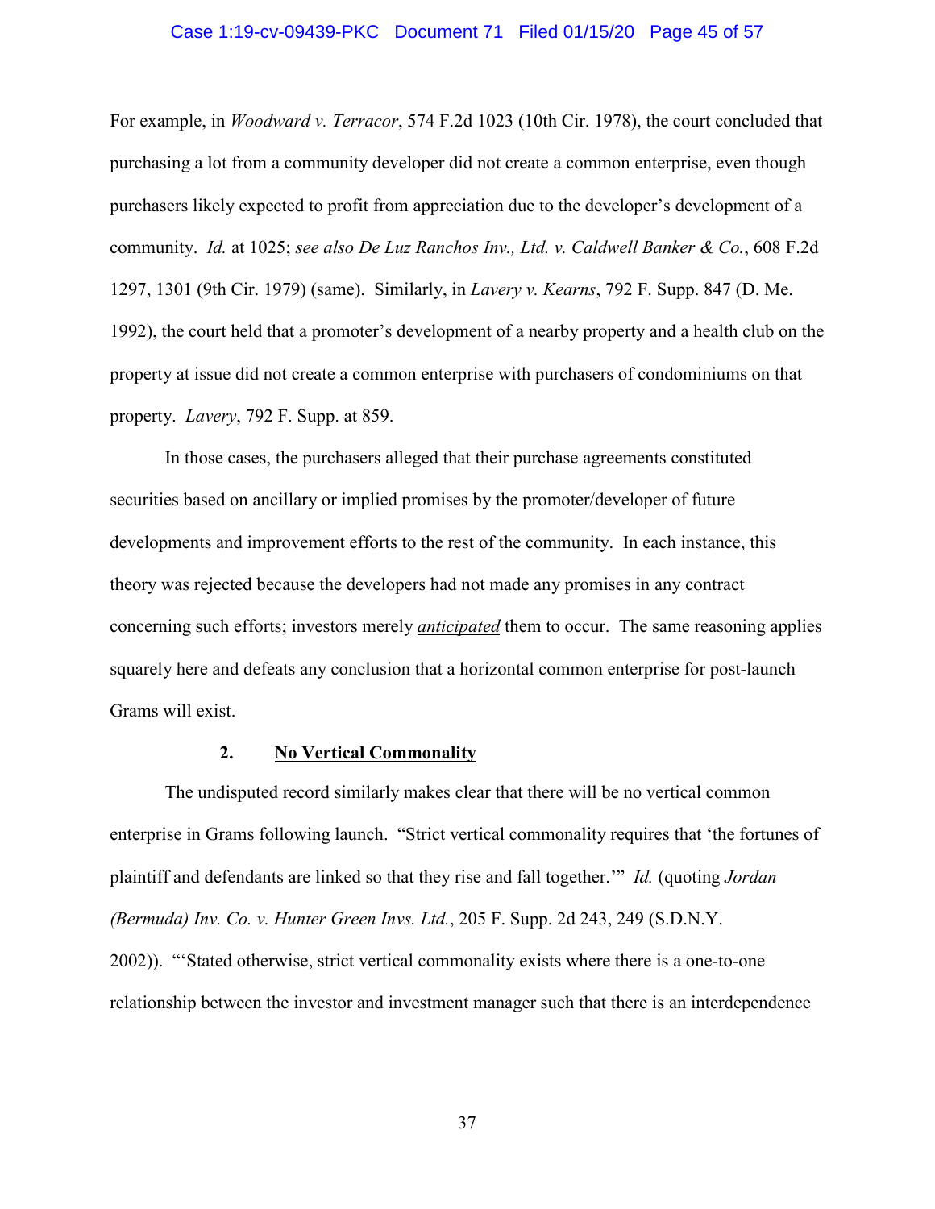For example, in *Woodward v. Terracor*, 574 F.2d 1023 (10th Cir. 1978), the court concluded that purchasing a lot from a community developer did not create a common enterprise, even though purchasers likely expected to profit from appreciation due to the developer's development of a community. *Id.* at 1025; *see also De Luz Ranchos Inv., Ltd. v. Caldwell Banker & Co.*, 608 F.2d 1297, 1301 (9th Cir. 1979) (same). Similarly, in *Lavery v. Kearns*, 792 F. Supp. 847 (D. Me. 1992), the court held that a promoter's development of a nearby property and a health club on the property at issue did not create a common enterprise with purchasers of condominiums on that property. *Lavery*, 792 F. Supp. at 859.

In those cases, the purchasers alleged that their purchase agreements constituted securities based on ancillary or implied promises by the promoter/developer of future developments and improvement efforts to the rest of the community. In each instance, this theory was rejected because the developers had not made any promises in any contract concerning such efforts; investors merely ***anticipated*** them to occur. The same reasoning applies squarely here and defeats any conclusion that a horizontal common enterprise for post-launch Grams will exist.

### 2. No Vertical Commonality

The undisputed record similarly makes clear that there will be no vertical common enterprise in Grams following launch. "Strict vertical commonality requires that 'the fortunes of plaintiff and defendants are linked so that they rise and fall together.'" *Id.* (quoting *Jordan (Bermuda) Inv. Co. v. Hunter Green Invs. Ltd.*, 205 F. Supp. 2d 243, 249 (S.D.N.Y. 2002)). "'Stated otherwise, strict vertical commonality exists where there is a one-to-one relationship between the investor and investment manager such that there is an interdependence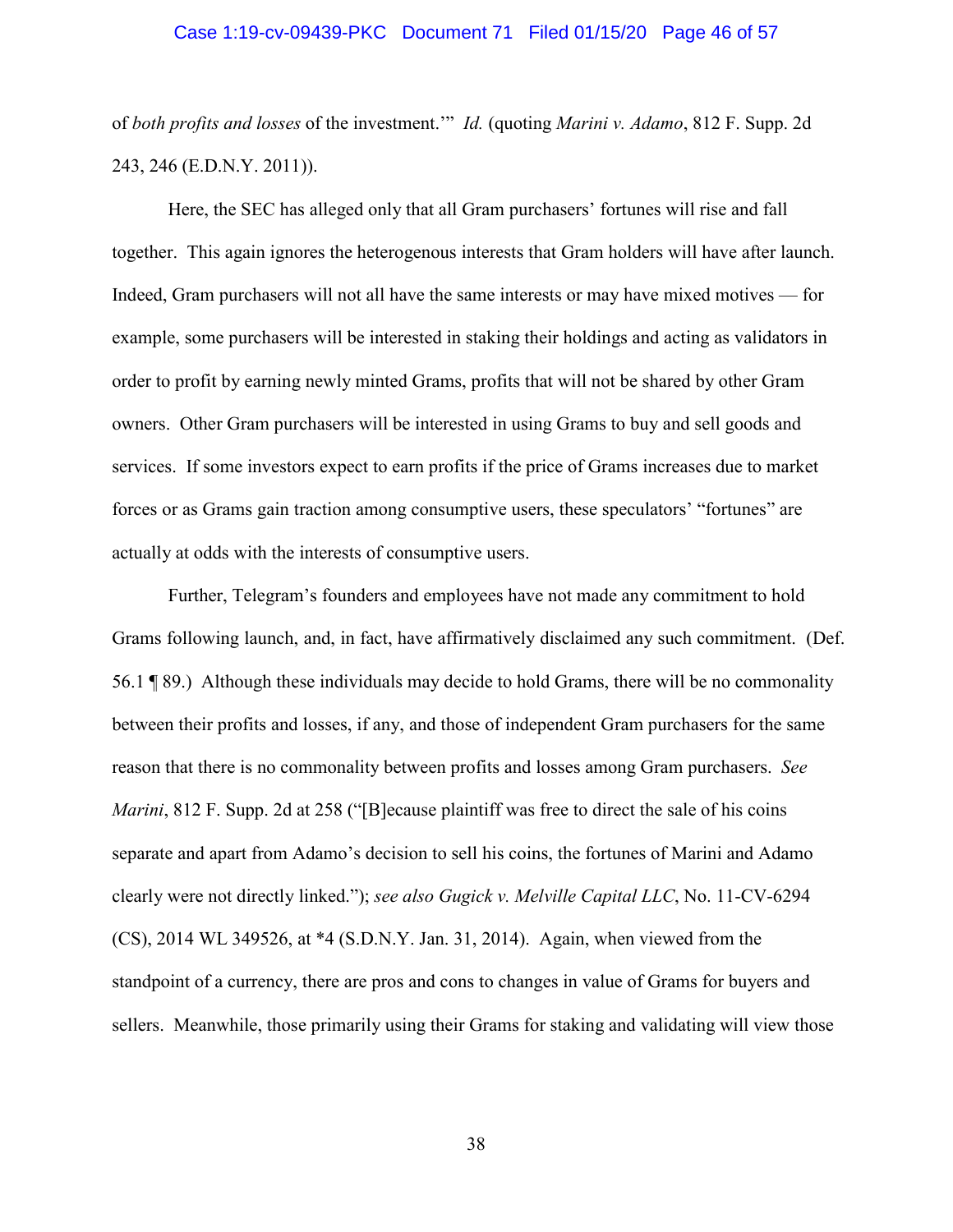of *both profits and losses* of the investment.'" *Id.* (quoting *Marini v. Adamo*, 812 F. Supp. 2d 243, 246 (E.D.N.Y. 2011)).

Here, the SEC has alleged only that all Gram purchasers' fortunes will rise and fall together. This again ignores the heterogenous interests that Gram holders will have after launch. Indeed, Gram purchasers will not all have the same interests or may have mixed motives — for example, some purchasers will be interested in staking their holdings and acting as validators in order to profit by earning newly minted Grams, profits that will not be shared by other Gram owners. Other Gram purchasers will be interested in using Grams to buy and sell goods and services. If some investors expect to earn profits if the price of Grams increases due to market forces or as Grams gain traction among consumptive users, these speculators' "fortunes" are actually at odds with the interests of consumptive users.

Further, Telegram's founders and employees have not made any commitment to hold Grams following launch, and, in fact, have affirmatively disclaimed any such commitment. (Def. 56.1 ¶ 89.) Although these individuals may decide to hold Grams, there will be no commonality between their profits and losses, if any, and those of independent Gram purchasers for the same reason that there is no commonality between profits and losses among Gram purchasers. *See Marini*, 812 F. Supp. 2d at 258 ("[B]ecause plaintiff was free to direct the sale of his coins separate and apart from Adamo's decision to sell his coins, the fortunes of Marini and Adamo clearly were not directly linked."); *see also Gugick v. Melville Capital LLC*, No. 11-CV-6294 (CS), 2014 WL 349526, at *4 (S.D.N.Y. Jan. 31, 2014). Again, when viewed from the standpoint of a currency, there are pros and cons to changes in value of Grams for buyers and sellers. Meanwhile, those primarily using their Grams for staking and validating will view those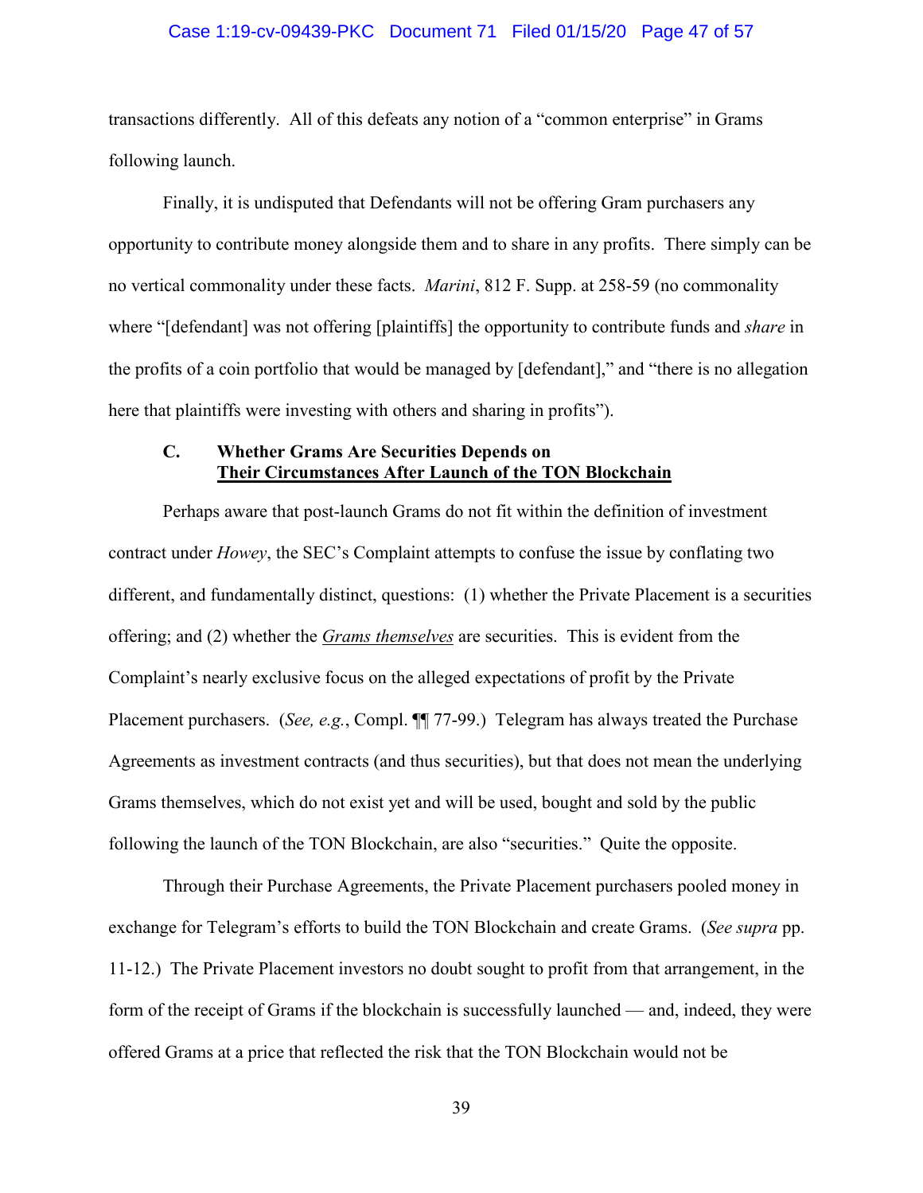transactions differently. All of this defeats any notion of a "common enterprise" in Grams following launch.

Finally, it is undisputed that Defendants will not be offering Gram purchasers any opportunity to contribute money alongside them and to share in any profits. There simply can be no vertical commonality under these facts. *Marini*, 812 F. Supp. at 258-59 (no commonality where "[defendant] was not offering [plaintiffs] the opportunity to contribute funds and *share* in the profits of a coin portfolio that would be managed by [defendant]," and "there is no allegation here that plaintiffs were investing with others and sharing in profits").

### C. Whether Grams Are Securities Depends on <u>Their Circumstances After Launch of the TON Blockchain</u>

Perhaps aware that post-launch Grams do not fit within the definition of investment contract under *Howey*, the SEC's Complaint attempts to confuse the issue by conflating two different, and fundamentally distinct, questions: (1) whether the Private Placement is a securities offering; and (2) whether the <u>*Grams themselves*</u> are securities. This is evident from the Complaint's nearly exclusive focus on the alleged expectations of profit by the Private Placement purchasers. (*See, e.g.*, Compl. ¶¶ 77-99.) Telegram has always treated the Purchase Agreements as investment contracts (and thus securities), but that does not mean the underlying Grams themselves, which do not exist yet and will be used, bought and sold by the public following the launch of the TON Blockchain, are also "securities." Quite the opposite.

Through their Purchase Agreements, the Private Placement purchasers pooled money in exchange for Telegram's efforts to build the TON Blockchain and create Grams. (*See supra* pp. 11-12.) The Private Placement investors no doubt sought to profit from that arrangement, in the form of the receipt of Grams if the blockchain is successfully launched — and, indeed, they were offered Grams at a price that reflected the risk that the TON Blockchain would not be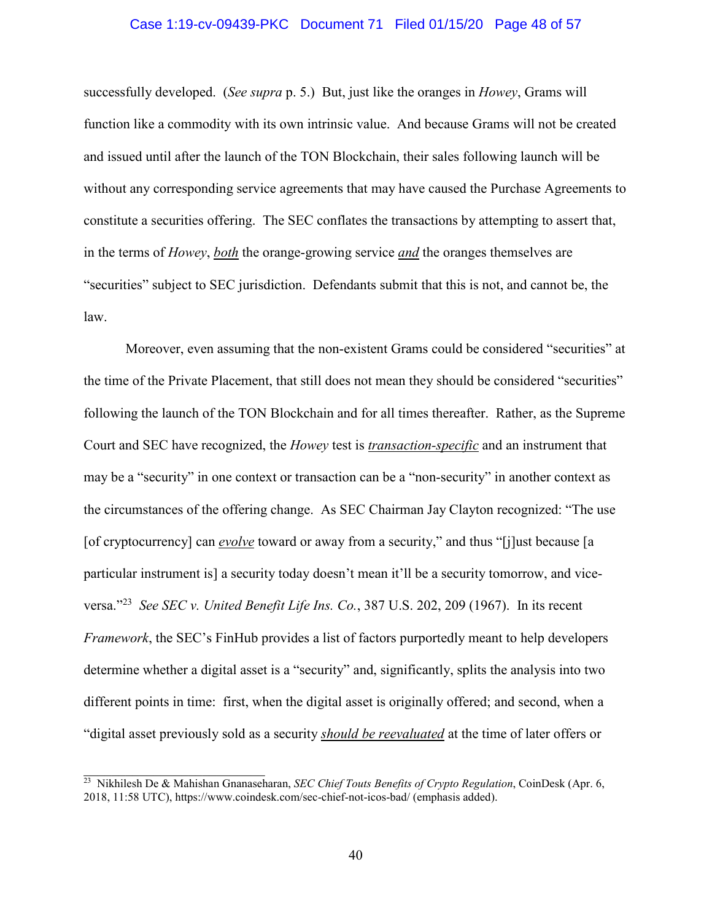successfully developed. (*See supra* p. 5.) But, just like the oranges in *Howey*, Grams will function like a commodity with its own intrinsic value. And because Grams will not be created and issued until after the launch of the TON Blockchain, their sales following launch will be without any corresponding service agreements that may have caused the Purchase Agreements to constitute a securities offering. The SEC conflates the transactions by attempting to assert that, in the terms of *Howey*, ***both*** the orange-growing service ***and*** the oranges themselves are "securities" subject to SEC jurisdiction. Defendants submit that this is not, and cannot be, the law.

Moreover, even assuming that the non-existent Grams could be considered "securities" at the time of the Private Placement, that still does not mean they should be considered "securities" following the launch of the TON Blockchain and for all times thereafter. Rather, as the Supreme Court and SEC have recognized, the *Howey* test is ***transaction-specific*** and an instrument that may be a "security" in one context or transaction can be a "non-security" in another context as the circumstances of the offering change. As SEC Chairman Jay Clayton recognized: "The use [of cryptocurrency] can ***evolve*** toward or away from a security," and thus "[j]ust because [a particular instrument is] a security today doesn't mean it'll be a security tomorrow, and vice-versa."[23] *See SEC v. United Benefit Life Ins. Co.*, 387 U.S. 202, 209 (1967). In its recent *Framework*, the SEC's FinHub provides a list of factors purportedly meant to help developers determine whether a digital asset is a "security" and, significantly, splits the analysis into two different points in time: first, when the digital asset is originally offered; and second, when a "digital asset previously sold as a security ***should be reevaluated*** at the time of later offers or

---

[23] Nikhilesh De & Mahishan Gnanaseharan, *SEC Chief Touts Benefits of Crypto Regulation*, CoinDesk (Apr. 6, 2018, 11:58 UTC), https://www.coindesk.com/sec-chief-not-icos-bad/ (emphasis added).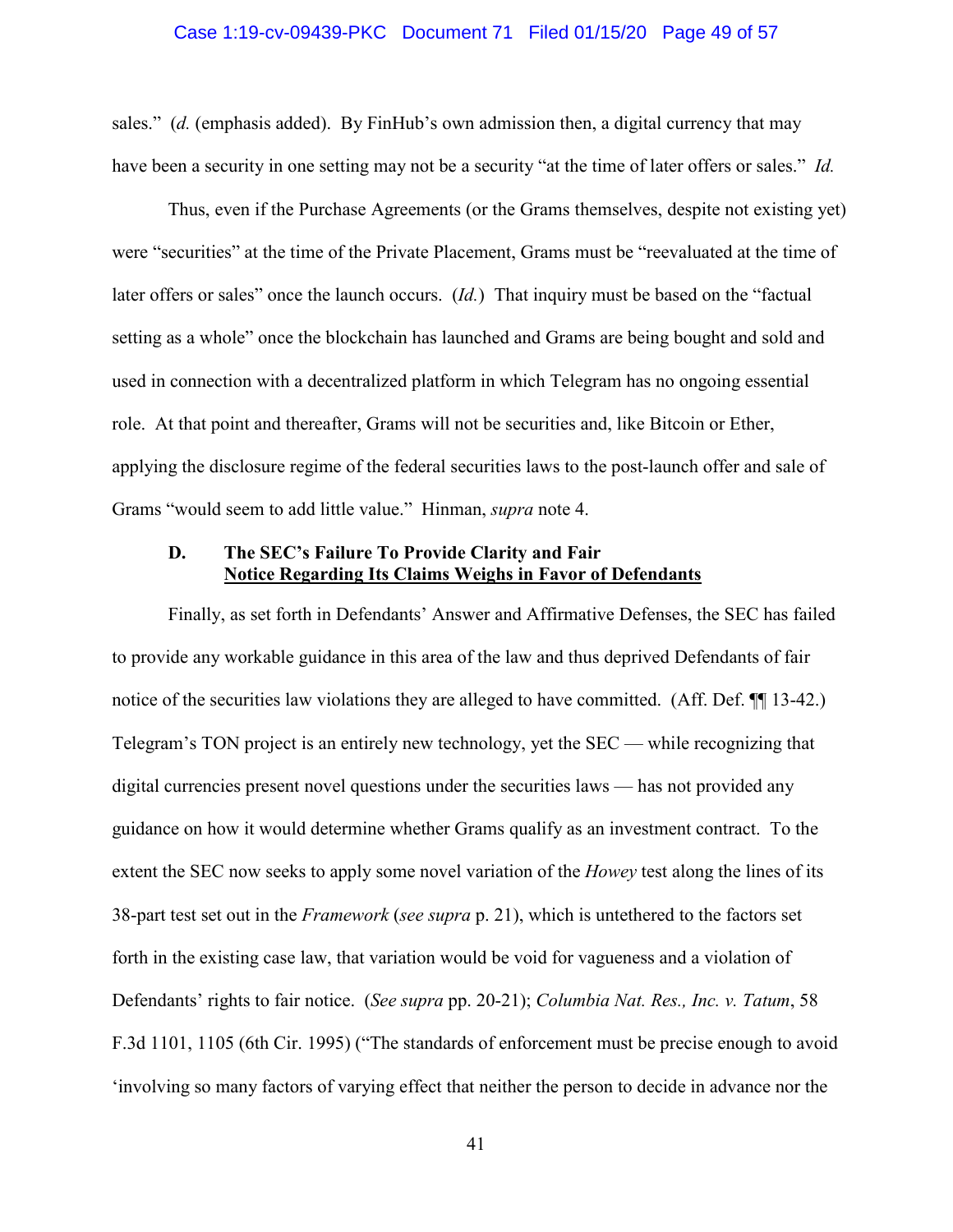sales." (*d.* (emphasis added). By FinHub's own admission then, a digital currency that may have been a security in one setting may not be a security "at the time of later offers or sales." *Id.*

Thus, even if the Purchase Agreements (or the Grams themselves, despite not existing yet) were "securities" at the time of the Private Placement, Grams must be "reevaluated at the time of later offers or sales" once the launch occurs. (*Id.*) That inquiry must be based on the "factual setting as a whole" once the blockchain has launched and Grams are being bought and sold and used in connection with a decentralized platform in which Telegram has no ongoing essential role. At that point and thereafter, Grams will not be securities and, like Bitcoin or Ether, applying the disclosure regime of the federal securities laws to the post-launch offer and sale of Grams "would seem to add little value." Hinman, *supra* note 4.

### D. The SEC's Failure To Provide Clarity and Fair Notice Regarding Its Claims Weighs in Favor of Defendants

Finally, as set forth in Defendants' Answer and Affirmative Defenses, the SEC has failed to provide any workable guidance in this area of the law and thus deprived Defendants of fair notice of the securities law violations they are alleged to have committed. (Aff. Def. ¶¶ 13-42.) Telegram's TON project is an entirely new technology, yet the SEC — while recognizing that digital currencies present novel questions under the securities laws — has not provided any guidance on how it would determine whether Grams qualify as an investment contract. To the extent the SEC now seeks to apply some novel variation of the *Howey* test along the lines of its 38-part test set out in the *Framework* (*see supra* p. 21), which is untethered to the factors set forth in the existing case law, that variation would be void for vagueness and a violation of Defendants' rights to fair notice. (*See supra* pp. 20-21); *Columbia Nat. Res., Inc. v. Tatum*, 58 F.3d 1101, 1105 (6th Cir. 1995) ("The standards of enforcement must be precise enough to avoid 'involving so many factors of varying effect that neither the person to decide in advance nor the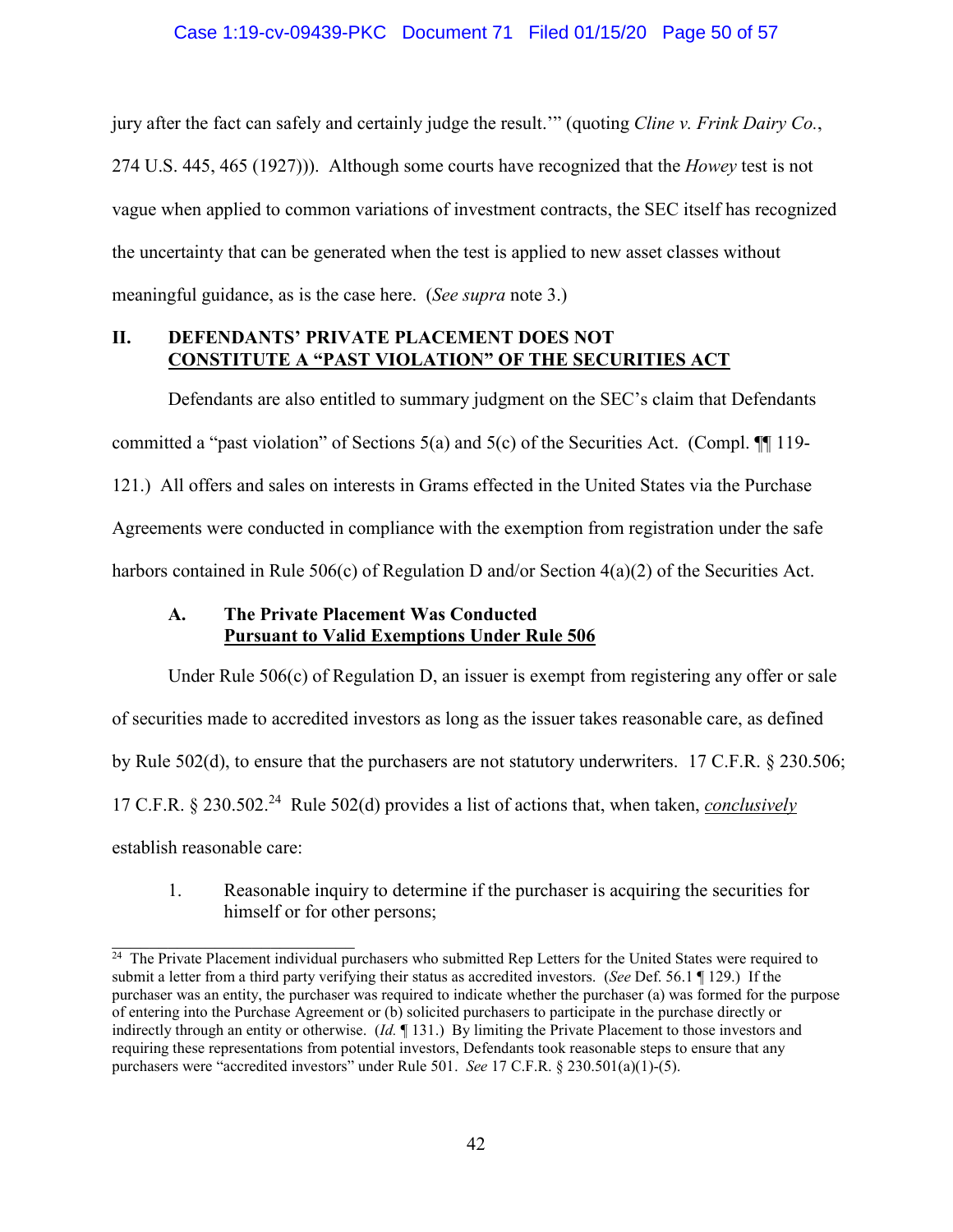jury after the fact can safely and certainly judge the result.'" (quoting *Cline v. Frink Dairy Co.*, 274 U.S. 445, 465 (1927))). Although some courts have recognized that the *Howey* test is not vague when applied to common variations of investment contracts, the SEC itself has recognized the uncertainty that can be generated when the test is applied to new asset classes without meaningful guidance, as is the case here. (*See supra* note 3.)

## II. DEFENDANTS' PRIVATE PLACEMENT DOES NOT CONSTITUTE A "PAST VIOLATION" OF THE SECURITIES ACT

Defendants are also entitled to summary judgment on the SEC's claim that Defendants committed a "past violation" of Sections 5(a) and 5(c) of the Securities Act. (Compl. ¶¶ 119-121.) All offers and sales on interests in Grams effected in the United States via the Purchase Agreements were conducted in compliance with the exemption from registration under the safe harbors contained in Rule 506(c) of Regulation D and/or Section 4(a)(2) of the Securities Act.

### A. The Private Placement Was Conducted Pursuant to Valid Exemptions Under Rule 506

Under Rule 506(c) of Regulation D, an issuer is exempt from registering any offer or sale of securities made to accredited investors as long as the issuer takes reasonable care, as defined by Rule 502(d), to ensure that the purchasers are not statutory underwriters. 17 C.F.R. § 230.506; 17 C.F.R. § 230.502.[24] Rule 502(d) provides a list of actions that, when taken, ***conclusively*** establish reasonable care:

1. Reasonable inquiry to determine if the purchaser is acquiring the securities for himself or for other persons;

---

[24] The Private Placement individual purchasers who submitted Rep Letters for the United States were required to submit a letter from a third party verifying their status as accredited investors. (*See* Def. 56.1 ¶ 129.) If the purchaser was an entity, the purchaser was required to indicate whether the purchaser (a) was formed for the purpose of entering into the Purchase Agreement or (b) solicited purchasers to participate in the purchase directly or indirectly through an entity or otherwise. (*Id.* ¶ 131.) By limiting the Private Placement to those investors and requiring these representations from potential investors, Defendants took reasonable steps to ensure that any purchasers were "accredited investors" under Rule 501. *See* 17 C.F.R. § 230.501(a)(1)-(5).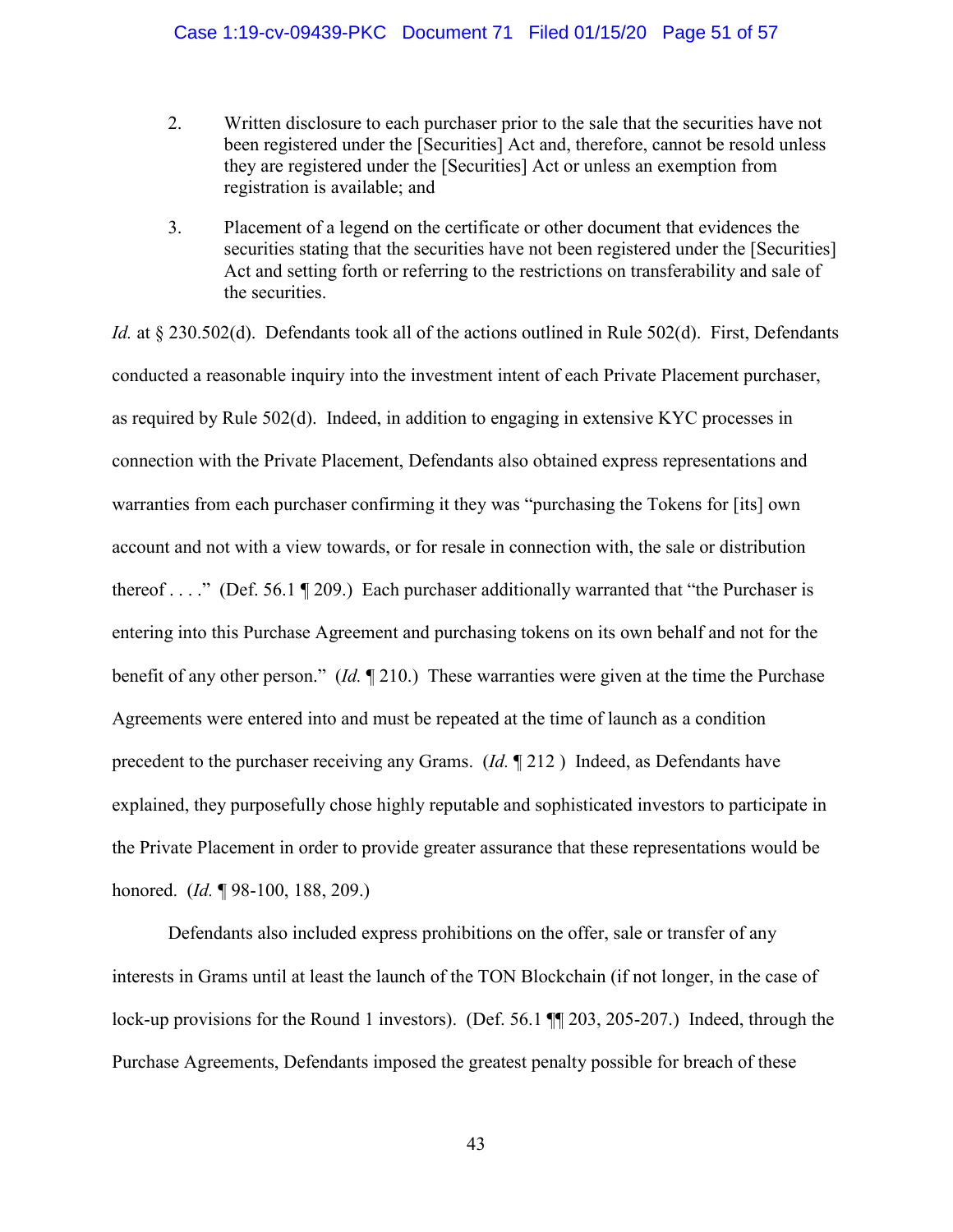2. Written disclosure to each purchaser prior to the sale that the securities have not been registered under the [Securities] Act and, therefore, cannot be resold unless they are registered under the [Securities] Act or unless an exemption from registration is available; and

3. Placement of a legend on the certificate or other document that evidences the securities stating that the securities have not been registered under the [Securities] Act and setting forth or referring to the restrictions on transferability and sale of the securities.

*Id.* at § 230.502(d). Defendants took all of the actions outlined in Rule 502(d). First, Defendants conducted a reasonable inquiry into the investment intent of each Private Placement purchaser, as required by Rule 502(d). Indeed, in addition to engaging in extensive KYC processes in connection with the Private Placement, Defendants also obtained express representations and warranties from each purchaser confirming it they was "purchasing the Tokens for [its] own account and not with a view towards, or for resale in connection with, the sale or distribution thereof . . . ." (Def. 56.1 ¶ 209.) Each purchaser additionally warranted that "the Purchaser is entering into this Purchase Agreement and purchasing tokens on its own behalf and not for the benefit of any other person." (*Id.* ¶ 210.) These warranties were given at the time the Purchase Agreements were entered into and must be repeated at the time of launch as a condition precedent to the purchaser receiving any Grams. (*Id.* ¶ 212 ) Indeed, as Defendants have explained, they purposefully chose highly reputable and sophisticated investors to participate in the Private Placement in order to provide greater assurance that these representations would be honored. (*Id.* ¶ 98-100, 188, 209.)

Defendants also included express prohibitions on the offer, sale or transfer of any interests in Grams until at least the launch of the TON Blockchain (if not longer, in the case of lock-up provisions for the Round 1 investors). (Def. 56.1 ¶¶ 203, 205-207.) Indeed, through the Purchase Agreements, Defendants imposed the greatest penalty possible for breach of these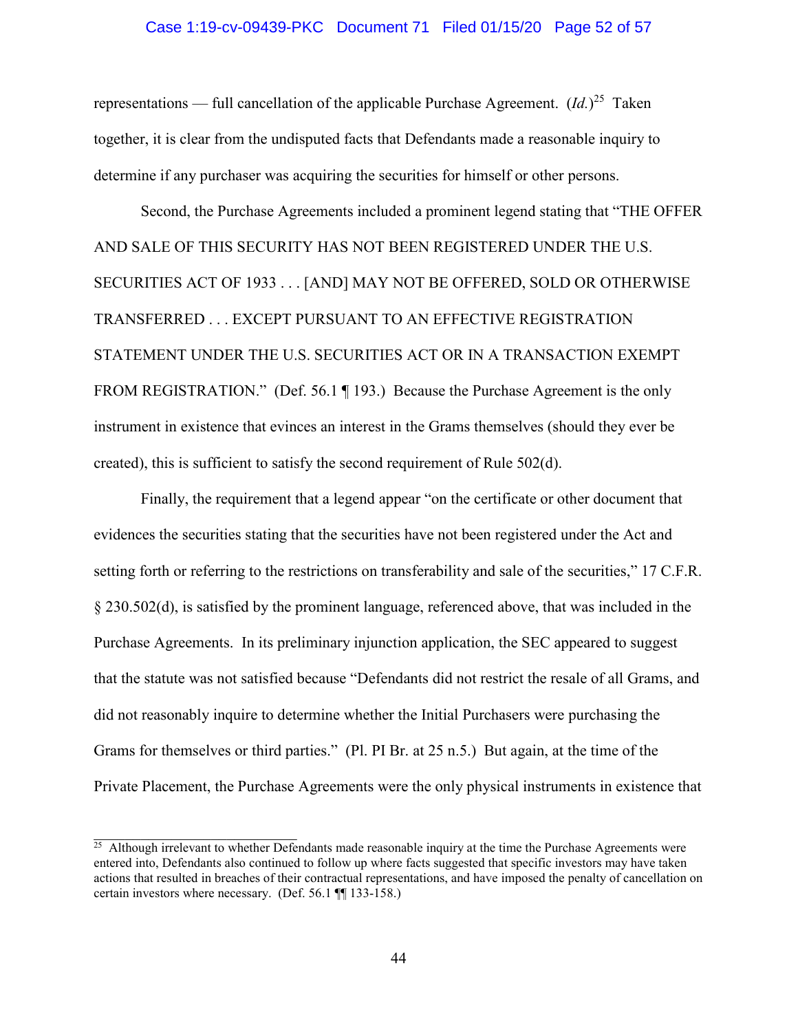representations — full cancellation of the applicable Purchase Agreement. (*Id.*)[25] Taken together, it is clear from the undisputed facts that Defendants made a reasonable inquiry to determine if any purchaser was acquiring the securities for himself or other persons.

Second, the Purchase Agreements included a prominent legend stating that "THE OFFER AND SALE OF THIS SECURITY HAS NOT BEEN REGISTERED UNDER THE U.S. SECURITIES ACT OF 1933 . . . [AND] MAY NOT BE OFFERED, SOLD OR OTHERWISE TRANSFERRED . . . EXCEPT PURSUANT TO AN EFFECTIVE REGISTRATION STATEMENT UNDER THE U.S. SECURITIES ACT OR IN A TRANSACTION EXEMPT FROM REGISTRATION." (Def. 56.1 ¶ 193.) Because the Purchase Agreement is the only instrument in existence that evinces an interest in the Grams themselves (should they ever be created), this is sufficient to satisfy the second requirement of Rule 502(d).

Finally, the requirement that a legend appear "on the certificate or other document that evidences the securities stating that the securities have not been registered under the Act and setting forth or referring to the restrictions on transferability and sale of the securities," 17 C.F.R. § 230.502(d), is satisfied by the prominent language, referenced above, that was included in the Purchase Agreements. In its preliminary injunction application, the SEC appeared to suggest that the statute was not satisfied because "Defendants did not restrict the resale of all Grams, and did not reasonably inquire to determine whether the Initial Purchasers were purchasing the Grams for themselves or third parties." (Pl. PI Br. at 25 n.5.) But again, at the time of the Private Placement, the Purchase Agreements were the only physical instruments in existence that

---

[25] Although irrelevant to whether Defendants made reasonable inquiry at the time the Purchase Agreements were entered into, Defendants also continued to follow up where facts suggested that specific investors may have taken actions that resulted in breaches of their contractual representations, and have imposed the penalty of cancellation on certain investors where necessary. (Def. 56.1 ¶¶ 133-158.)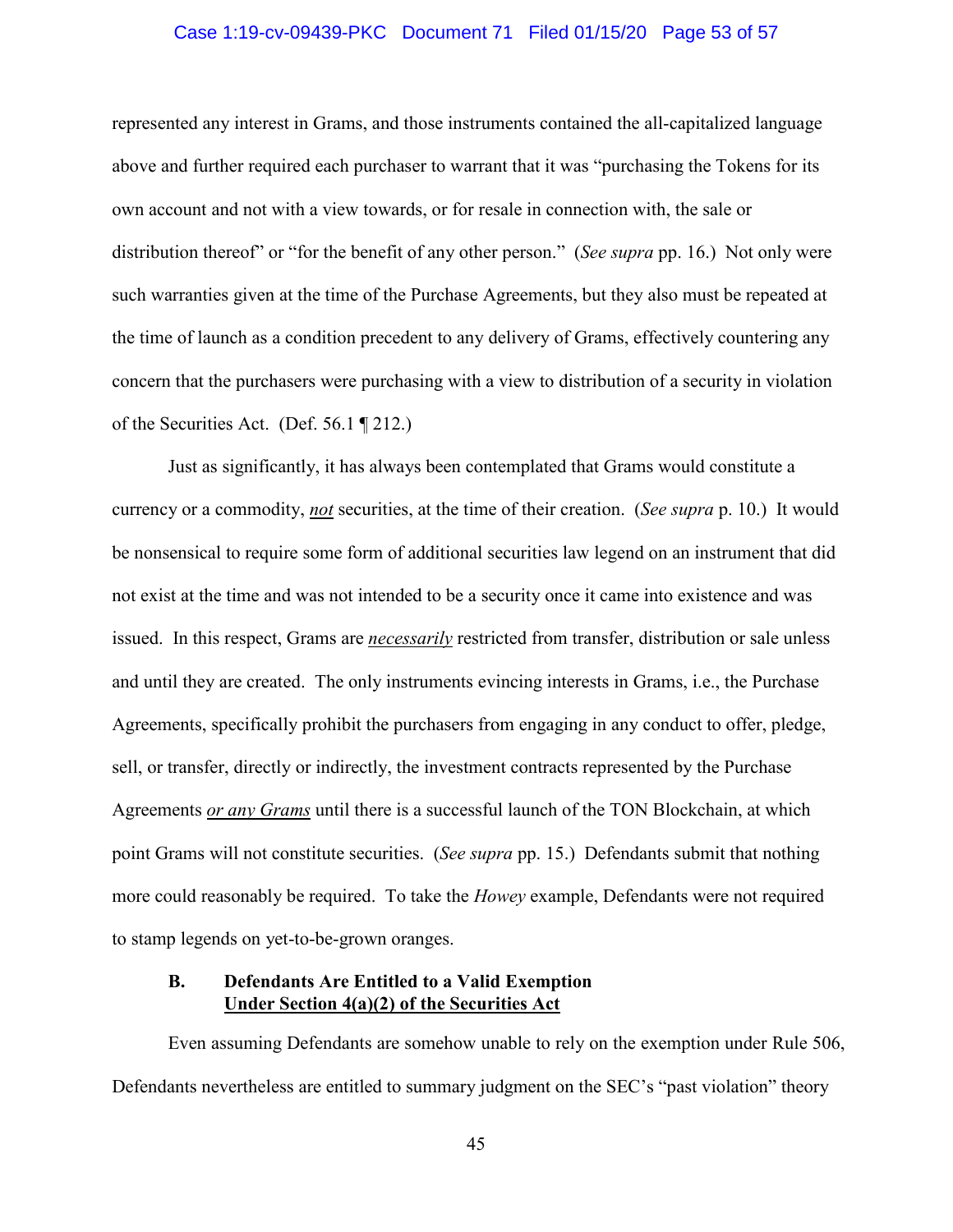represented any interest in Grams, and those instruments contained the all-capitalized language above and further required each purchaser to warrant that it was "purchasing the Tokens for its own account and not with a view towards, or for resale in connection with, the sale or distribution thereof" or "for the benefit of any other person." (*See supra* pp. 16.) Not only were such warranties given at the time of the Purchase Agreements, but they also must be repeated at the time of launch as a condition precedent to any delivery of Grams, effectively countering any concern that the purchasers were purchasing with a view to distribution of a security in violation of the Securities Act. (Def. 56.1 ¶ 212.)

Just as significantly, it has always been contemplated that Grams would constitute a currency or a commodity, ***not*** securities, at the time of their creation. (*See supra* p. 10.) It would be nonsensical to require some form of additional securities law legend on an instrument that did not exist at the time and was not intended to be a security once it came into existence and was issued. In this respect, Grams are ***necessarily*** restricted from transfer, distribution or sale unless and until they are created. The only instruments evincing interests in Grams, i.e., the Purchase Agreements, specifically prohibit the purchasers from engaging in any conduct to offer, pledge, sell, or transfer, directly or indirectly, the investment contracts represented by the Purchase Agreements ***or any Grams*** until there is a successful launch of the TON Blockchain, at which point Grams will not constitute securities. (*See supra* pp. 15.) Defendants submit that nothing more could reasonably be required. To take the *Howey* example, Defendants were not required to stamp legends on yet-to-be-grown oranges.

### B. Defendants Are Entitled to a Valid Exemption Under Section 4(a)(2) of the Securities Act

Even assuming Defendants are somehow unable to rely on the exemption under Rule 506, Defendants nevertheless are entitled to summary judgment on the SEC's "past violation" theory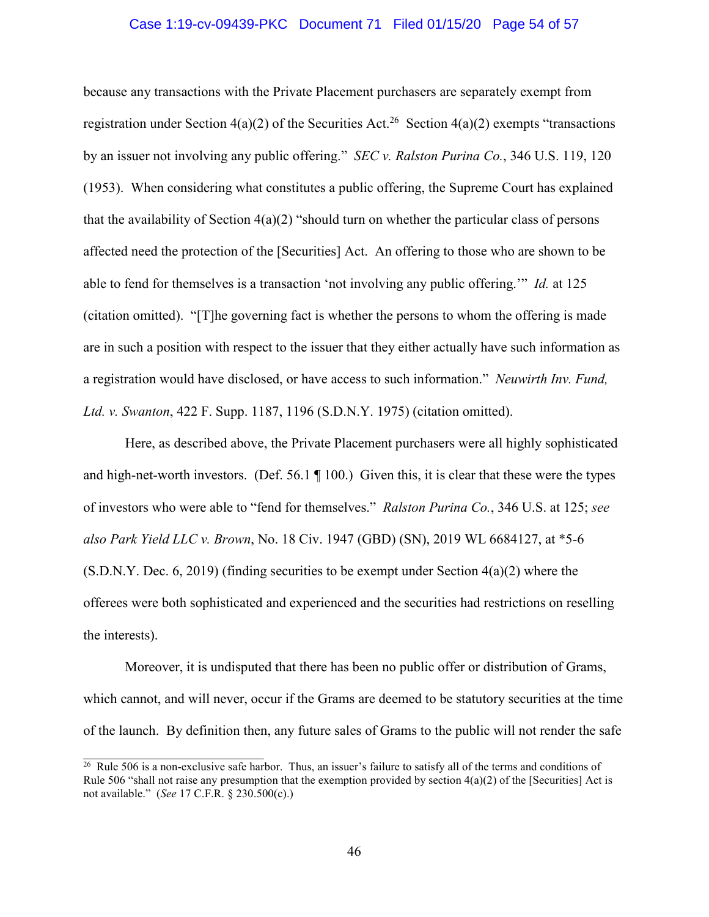because any transactions with the Private Placement purchasers are separately exempt from registration under Section 4(a)(2) of the Securities Act.[26] Section 4(a)(2) exempts "transactions by an issuer not involving any public offering." *SEC v. Ralston Purina Co.*, 346 U.S. 119, 120 (1953). When considering what constitutes a public offering, the Supreme Court has explained that the availability of Section 4(a)(2) "should turn on whether the particular class of persons affected need the protection of the [Securities] Act. An offering to those who are shown to be able to fend for themselves is a transaction 'not involving any public offering.'" *Id.* at 125 (citation omitted). "[T]he governing fact is whether the persons to whom the offering is made are in such a position with respect to the issuer that they either actually have such information as a registration would have disclosed, or have access to such information." *Neuwirth Inv. Fund, Ltd. v. Swanton*, 422 F. Supp. 1187, 1196 (S.D.N.Y. 1975) (citation omitted).

Here, as described above, the Private Placement purchasers were all highly sophisticated and high-net-worth investors. (Def. 56.1 ¶ 100.) Given this, it is clear that these were the types of investors who were able to "fend for themselves." *Ralston Purina Co.*, 346 U.S. at 125; *see also Park Yield LLC v. Brown*, No. 18 Civ. 1947 (GBD) (SN), 2019 WL 6684127, at *5-6 (S.D.N.Y. Dec. 6, 2019) (finding securities to be exempt under Section 4(a)(2) where the offerees were both sophisticated and experienced and the securities had restrictions on reselling the interests).

Moreover, it is undisputed that there has been no public offer or distribution of Grams, which cannot, and will never, occur if the Grams are deemed to be statutory securities at the time of the launch. By definition then, any future sales of Grams to the public will not render the safe

---

[26] Rule 506 is a non-exclusive safe harbor. Thus, an issuer's failure to satisfy all of the terms and conditions of Rule 506 "shall not raise any presumption that the exemption provided by section 4(a)(2) of the [Securities] Act is not available." (*See* 17 C.F.R. § 230.500(c).)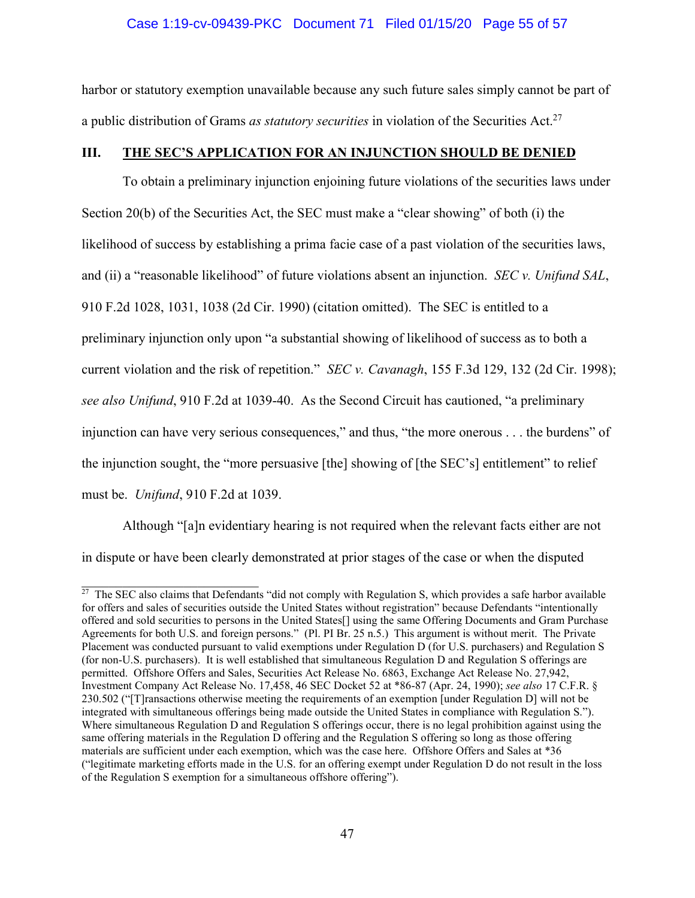harbor or statutory exemption unavailable because any such future sales simply cannot be part of a public distribution of Grams *as statutory securities* in violation of the Securities Act.[27]

## III. THE SEC'S APPLICATION FOR AN INJUNCTION SHOULD BE DENIED

To obtain a preliminary injunction enjoining future violations of the securities laws under Section 20(b) of the Securities Act, the SEC must make a "clear showing" of both (i) the likelihood of success by establishing a prima facie case of a past violation of the securities laws, and (ii) a "reasonable likelihood" of future violations absent an injunction. *SEC v. Unifund SAL*, 910 F.2d 1028, 1031, 1038 (2d Cir. 1990) (citation omitted). The SEC is entitled to a preliminary injunction only upon "a substantial showing of likelihood of success as to both a current violation and the risk of repetition." *SEC v. Cavanagh*, 155 F.3d 129, 132 (2d Cir. 1998); *see also Unifund*, 910 F.2d at 1039-40. As the Second Circuit has cautioned, "a preliminary injunction can have very serious consequences," and thus, "the more onerous . . . the burdens" of the injunction sought, the "more persuasive [the] showing of [the SEC's] entitlement" to relief must be. *Unifund*, 910 F.2d at 1039.

Although "[a]n evidentiary hearing is not required when the relevant facts either are not in dispute or have been clearly demonstrated at prior stages of the case or when the disputed

---

[27] The SEC also claims that Defendants "did not comply with Regulation S, which provides a safe harbor available for offers and sales of securities outside the United States without registration" because Defendants "intentionally offered and sold securities to persons in the United States[] using the same Offering Documents and Gram Purchase Agreements for both U.S. and foreign persons." (Pl. PI Br. 25 n.5.) This argument is without merit. The Private Placement was conducted pursuant to valid exemptions under Regulation D (for U.S. purchasers) and Regulation S (for non-U.S. purchasers). It is well established that simultaneous Regulation D and Regulation S offerings are permitted. Offshore Offers and Sales, Securities Act Release No. 6863, Exchange Act Release No. 27,942, Investment Company Act Release No. 17,458, 46 SEC Docket 52 at *86-87 (Apr. 24, 1990); *see also* 17 C.F.R. § 230.502 ("[T]ransactions otherwise meeting the requirements of an exemption [under Regulation D] will not be integrated with simultaneous offerings being made outside the United States in compliance with Regulation S."). Where simultaneous Regulation D and Regulation S offerings occur, there is no legal prohibition against using the same offering materials in the Regulation D offering and the Regulation S offering so long as those offering materials are sufficient under each exemption, which was the case here. Offshore Offers and Sales at *36 ("legitimate marketing efforts made in the U.S. for an offering exempt under Regulation D do not result in the loss of the Regulation S exemption for a simultaneous offshore offering").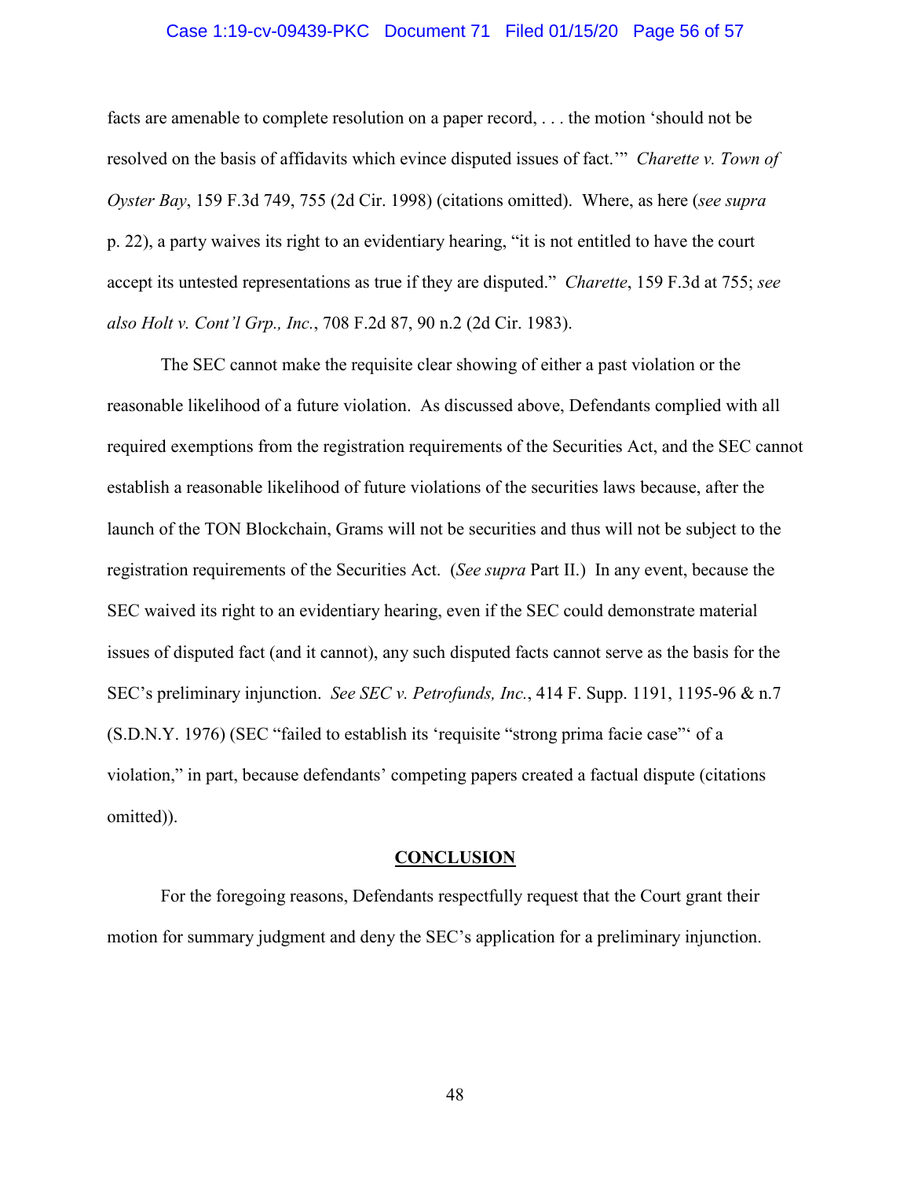facts are amenable to complete resolution on a paper record, . . . the motion 'should not be resolved on the basis of affidavits which evince disputed issues of fact.'" *Charette v. Town of Oyster Bay*, 159 F.3d 749, 755 (2d Cir. 1998) (citations omitted). Where, as here (*see supra* p. 22), a party waives its right to an evidentiary hearing, "it is not entitled to have the court accept its untested representations as true if they are disputed." *Charette*, 159 F.3d at 755; *see also Holt v. Cont'l Grp., Inc.*, 708 F.2d 87, 90 n.2 (2d Cir. 1983).

The SEC cannot make the requisite clear showing of either a past violation or the reasonable likelihood of a future violation. As discussed above, Defendants complied with all required exemptions from the registration requirements of the Securities Act, and the SEC cannot establish a reasonable likelihood of future violations of the securities laws because, after the launch of the TON Blockchain, Grams will not be securities and thus will not be subject to the registration requirements of the Securities Act. (*See supra* Part II.) In any event, because the SEC waived its right to an evidentiary hearing, even if the SEC could demonstrate material issues of disputed fact (and it cannot), any such disputed facts cannot serve as the basis for the SEC's preliminary injunction. *See SEC v. Petrofunds, Inc.*, 414 F. Supp. 1191, 1195-96 & n.7 (S.D.N.Y. 1976) (SEC "failed to establish its 'requisite "strong prima facie case"' of a violation," in part, because defendants' competing papers created a factual dispute (citations omitted)).

## CONCLUSION

For the foregoing reasons, Defendants respectfully request that the Court grant their motion for summary judgment and deny the SEC's application for a preliminary injunction.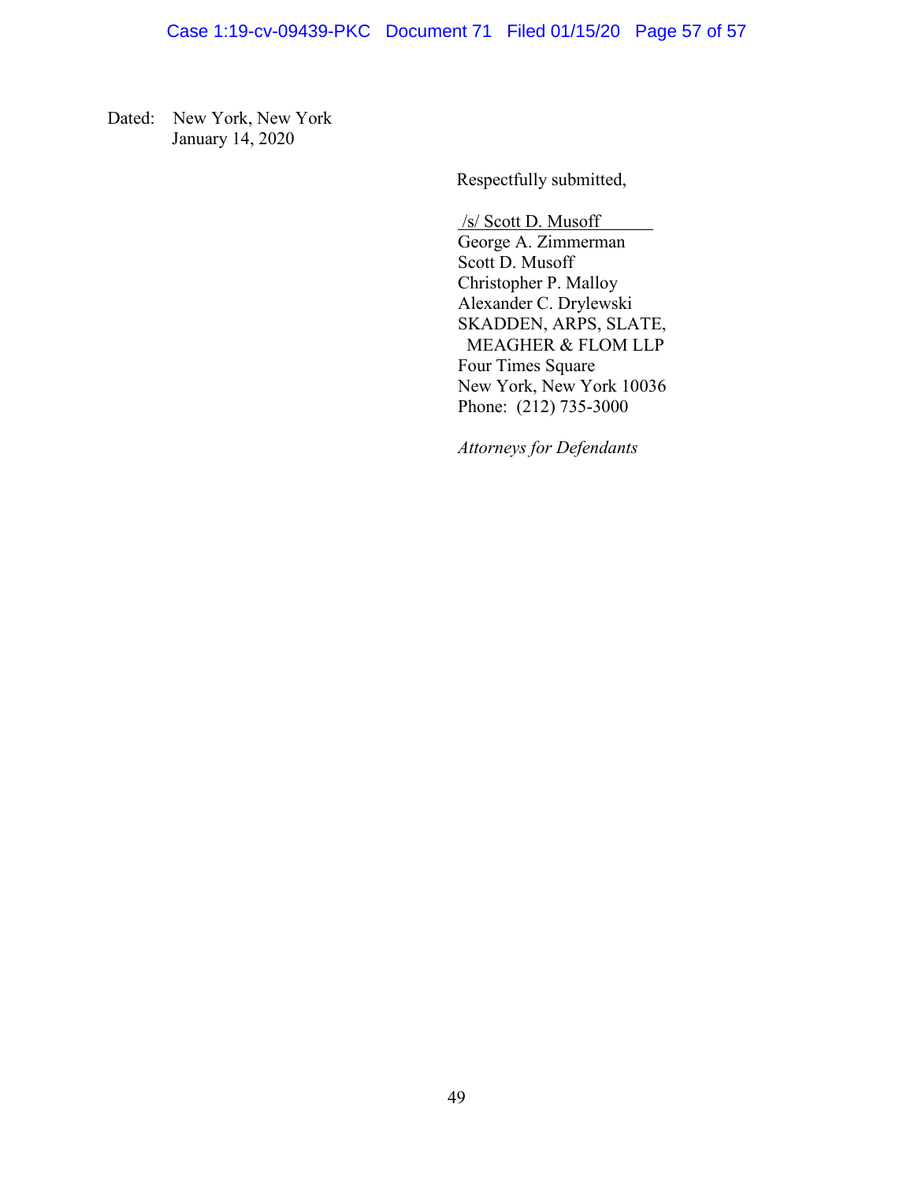Dated: New York, New York
January 14, 2020

Respectfully submitted,

/s/ Scott D. Musoff
George A. Zimmerman
Scott D. Musoff
Christopher P. Malloy
Alexander C. Drylewski
SKADDEN, ARPS, SLATE, MEAGHER & FLOM LLP
Four Times Square
New York, New York 10036
Phone: (212) 735-3000

*Attorneys for Defendants*